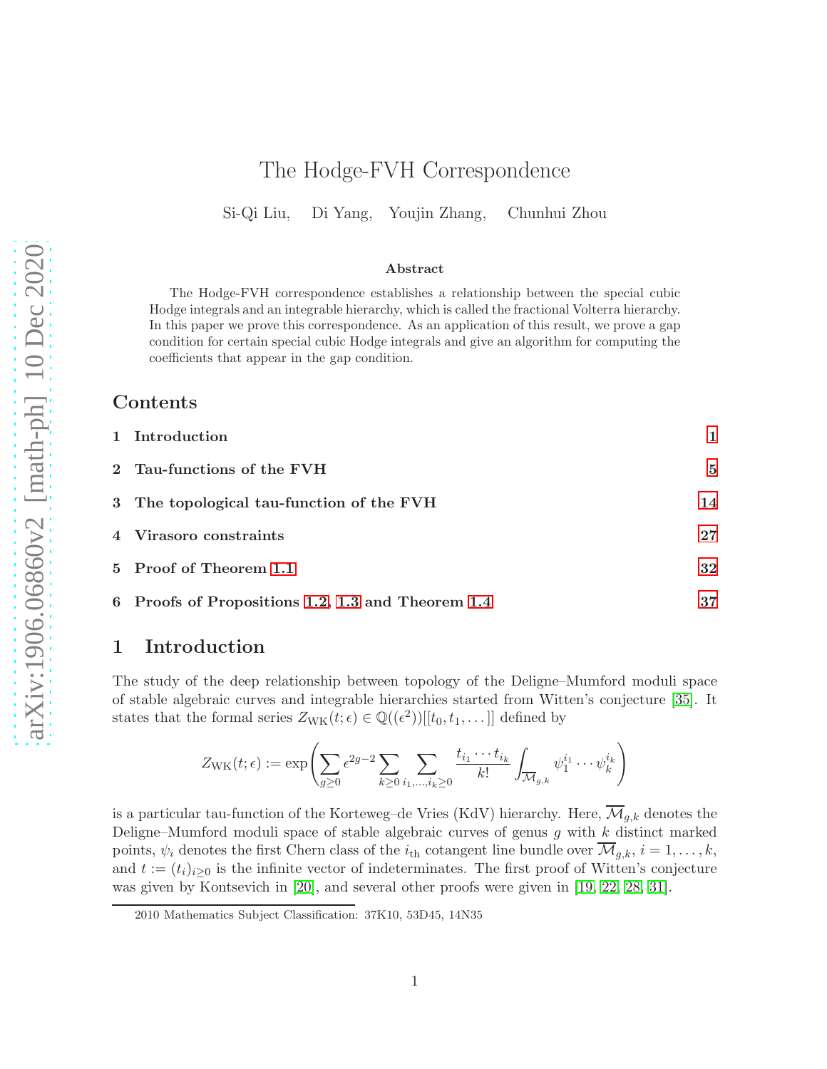# The Hodge-FVH Correspondence

Si-Qi Liu, Di Yang, Youjin Zhang, Chunhui Zhou

**Abstract**

The Hodge-FVH correspondence establishes a relationship between the special cubic Hodge integrals and an integrable hierarchy, which is called the fractional Volterra hierarchy. In this paper we prove this correspondence. As an application of this result, we prove a gap condition for certain special cubic Hodge integrals and give an algorithm for computing the coefficients that appear in the gap condition.

## Contents

1 Introduction 1

2 Tau-functions of the FVH 5

3 The topological tau-function of the FVH 14

4 Virasoro constraints 27

5 Proof of Theorem 1.1 32

6 Proofs of Propositions 1.2, 1.3 and Theorem 1.4 37

## 1 Introduction

The study of the deep relationship between topology of the Deligne–Mumford moduli space of stable algebraic curves and integrable hierarchies started from Witten's conjecture [35]. It states that the formal series $Z_{\mathrm{WK}}(t;\epsilon) \in \mathbb{Q}((\epsilon^2))[[t_0, t_1, \dots]]$ defined by

$$Z_{\mathrm{WK}}(t;\epsilon) := \exp\left(\sum_{g\geq 0} \epsilon^{2g-2} \sum_{k\geq 0} \sum_{i_1,\dots,i_k\geq 0} \frac{t_{i_1}\cdots t_{i_k}}{k!} \int_{\overline{\mathcal{M}}_{g,k}} \psi_1^{i_1}\cdots\psi_k^{i_k}\right)$$

is a particular tau-function of the Korteweg–de Vries (KdV) hierarchy. Here, $\overline{\mathcal{M}}_{g,k}$ denotes the Deligne–Mumford moduli space of stable algebraic curves of genus $g$ with $k$ distinct marked points, $\psi_i$ denotes the first Chern class of the $i_{\mathrm{th}}$ cotangent line bundle over $\overline{\mathcal{M}}_{g,k}$, $i = 1, \dots, k$, and $t := (t_i)_{i\geq 0}$ is the infinite vector of indeterminates. The first proof of Witten's conjecture was given by Kontsevich in [20], and several other proofs were given in [19, 22, 28, 31].

2010 Mathematics Subject Classification: 37K10, 53D45, 14N35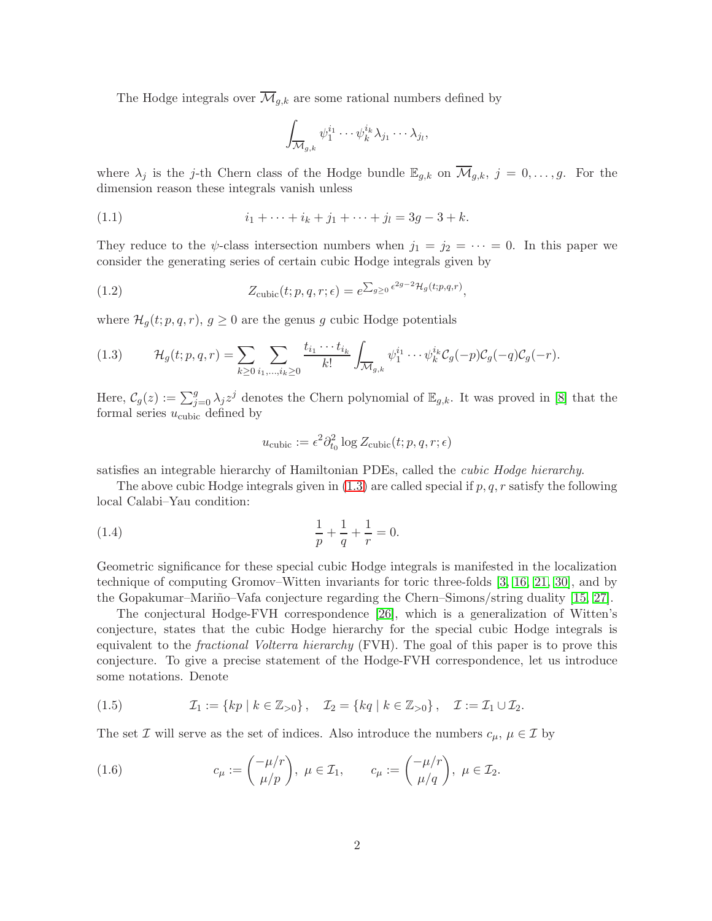The Hodge integrals over $\overline{\mathcal{M}}_{g,k}$ are some rational numbers defined by

$$\int_{\overline{\mathcal{M}}_{g,k}} \psi_1^{i_1} \cdots \psi_k^{i_k} \lambda_{j_1} \cdots \lambda_{j_l},$$

where $\lambda_j$ is the $j$-th Chern class of the Hodge bundle $\mathbb{E}_{g,k}$ on $\overline{\mathcal{M}}_{g,k}$, $j = 0, \ldots, g$. For the dimension reason these integrals vanish unless

$$i_1 + \cdots + i_k + j_1 + \cdots + j_l = 3g - 3 + k. \tag{1.1}$$

They reduce to the $\psi$-class intersection numbers when $j_1 = j_2 = \cdots = 0$. In this paper we consider the generating series of certain cubic Hodge integrals given by

$$Z_{\text{cubic}}(t; p, q, r; \epsilon) = e^{\sum_{g \geq 0} \epsilon^{2g-2} \mathcal{H}_g(t; p, q, r)}, \tag{1.2}$$

where $\mathcal{H}_g(t; p, q, r)$, $g \geq 0$ are the genus $g$ cubic Hodge potentials

$$\mathcal{H}_g(t; p, q, r) = \sum_{k \geq 0} \sum_{i_1, \ldots, i_k \geq 0} \frac{t_{i_1} \cdots t_{i_k}}{k!} \int_{\overline{\mathcal{M}}_{g,k}} \psi_1^{i_1} \cdots \psi_k^{i_k} \mathcal{C}_g(-p) \mathcal{C}_g(-q) \mathcal{C}_g(-r). \tag{1.3}$$

Here, $\mathcal{C}_g(z) := \sum_{j=0}^{g} \lambda_j z^j$ denotes the Chern polynomial of $\mathbb{E}_{g,k}$. It was proved in [8] that the formal series $u_{\text{cubic}}$ defined by

$$u_{\text{cubic}} := \epsilon^2 \partial_{t_0}^2 \log Z_{\text{cubic}}(t; p, q, r; \epsilon)$$

satisfies an integrable hierarchy of Hamiltonian PDEs, called the *cubic Hodge hierarchy*.

The above cubic Hodge integrals given in (1.3) are called special if $p, q, r$ satisfy the following local Calabi–Yau condition:

$$\frac{1}{p} + \frac{1}{q} + \frac{1}{r} = 0. \tag{1.4}$$

Geometric significance for these special cubic Hodge integrals is manifested in the localization technique of computing Gromov–Witten invariants for toric three-folds [3, 16, 21, 30], and by the Gopakumar–Mariño–Vafa conjecture regarding the Chern–Simons/string duality [15, 27].

The conjectural Hodge-FVH correspondence [26], which is a generalization of Witten's conjecture, states that the cubic Hodge hierarchy for the special cubic Hodge integrals is equivalent to the *fractional Volterra hierarchy* (FVH). The goal of this paper is to prove this conjecture. To give a precise statement of the Hodge-FVH correspondence, let us introduce some notations. Denote

$$\mathcal{I}_1 := \{kp \mid k \in \mathbb{Z}_{>0}\}, \quad \mathcal{I}_2 = \{kq \mid k \in \mathbb{Z}_{>0}\}, \quad \mathcal{I} := \mathcal{I}_1 \cup \mathcal{I}_2. \tag{1.5}$$

The set $\mathcal{I}$ will serve as the set of indices. Also introduce the numbers $c_\mu$, $\mu \in \mathcal{I}$ by

$$c_\mu := \binom{-\mu/r}{\mu/p}, \ \mu \in \mathcal{I}_1, \qquad c_\mu := \binom{-\mu/r}{\mu/q}, \ \mu \in \mathcal{I}_2. \tag{1.6}$$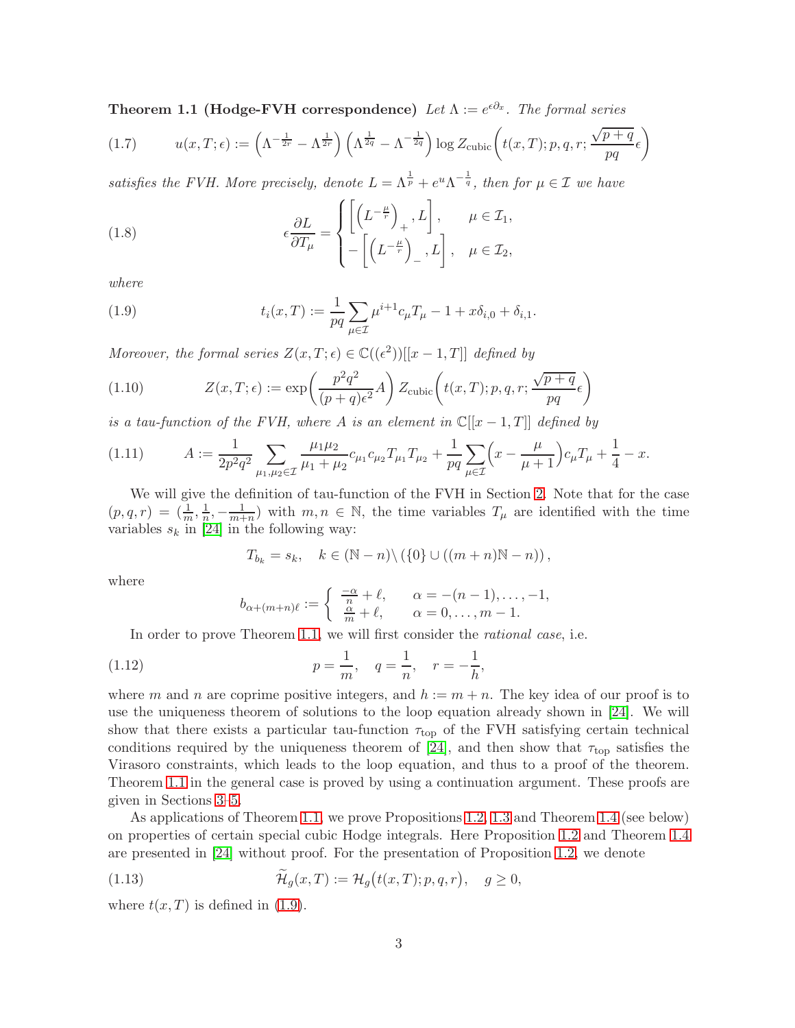**Theorem 1.1 (Hodge-FVH correspondence)** *Let $\Lambda := e^{\epsilon\partial_x}$. The formal series*

$$u(x,T;\epsilon) := \left(\Lambda^{-\frac{1}{2r}} - \Lambda^{\frac{1}{2r}}\right)\left(\Lambda^{\frac{1}{2q}} - \Lambda^{-\frac{1}{2q}}\right)\log Z_{\rm cubic}\left(t(x,T);p,q,r;\frac{\sqrt{p+q}}{pq}\epsilon\right) \tag{1.7}$$

*satisfies the FVH. More precisely, denote $L = \Lambda^{\frac{1}{p}} + e^u\Lambda^{-\frac{1}{q}}$, then for $\mu \in \mathcal{I}$ we have*

$$\epsilon\frac{\partial L}{\partial T_\mu} = \begin{cases} \left[\left(L^{-\frac{\mu}{r}}\right)_+, L\right], & \mu \in \mathcal{I}_1, \\ -\left[\left(L^{-\frac{\mu}{r}}\right)_-, L\right], & \mu \in \mathcal{I}_2, \end{cases} \tag{1.8}$$

*where*

$$t_i(x,T) := \frac{1}{pq}\sum_{\mu\in\mathcal{I}}\mu^{i+1}c_\mu T_\mu - 1 + x\delta_{i,0} + \delta_{i,1}. \tag{1.9}$$

*Moreover, the formal series $Z(x,T;\epsilon) \in \mathbb{C}((\epsilon^2))[[x-1,T]]$ defined by*

$$Z(x,T;\epsilon) := \exp\left(\frac{p^2q^2}{(p+q)\epsilon^2}A\right) Z_{\rm cubic}\left(t(x,T);p,q,r;\frac{\sqrt{p+q}}{pq}\epsilon\right) \tag{1.10}$$

*is a tau-function of the FVH, where $A$ is an element in $\mathbb{C}[[x-1,T]]$ defined by*

$$A := \frac{1}{2p^2q^2}\sum_{\mu_1,\mu_2\in\mathcal{I}}\frac{\mu_1\mu_2}{\mu_1+\mu_2}c_{\mu_1}c_{\mu_2}T_{\mu_1}T_{\mu_2} + \frac{1}{pq}\sum_{\mu\in\mathcal{I}}\left(x - \frac{\mu}{\mu+1}\right)c_\mu T_\mu + \frac{1}{4} - x. \tag{1.11}$$

We will give the definition of tau-function of the FVH in Section 2. Note that for the case $(p,q,r) = (\frac{1}{m}, \frac{1}{n}, -\frac{1}{m+n})$ with $m,n \in \mathbb{N}$, the time variables $T_\mu$ are identified with the time variables $s_k$ in [24] in the following way:

$$T_{b_k} = s_k, \quad k \in (\mathbb{N}-n)\setminus\left(\{0\}\cup((m+n)\mathbb{N}-n)\right),$$

where

$$b_{\alpha+(m+n)\ell} := \begin{cases} \frac{-\alpha}{n} + \ell, & \alpha = -(n-1),\dots,-1, \\ \frac{\alpha}{m} + \ell, & \alpha = 0,\dots,m-1. \end{cases}$$

In order to prove Theorem 1.1, we will first consider the *rational case*, i.e.

$$p = \frac{1}{m}, \quad q = \frac{1}{n}, \quad r = -\frac{1}{h}, \tag{1.12}$$

where $m$ and $n$ are coprime positive integers, and $h := m+n$. The key idea of our proof is to use the uniqueness theorem of solutions to the loop equation already shown in [24]. We will show that there exists a particular tau-function $\tau_{\rm top}$ of the FVH satisfying certain technical conditions required by the uniqueness theorem of [24], and then show that $\tau_{\rm top}$ satisfies the Virasoro constraints, which leads to the loop equation, and thus to a proof of the theorem. Theorem 1.1 in the general case is proved by using a continuation argument. These proofs are given in Sections 3–5.

As applications of Theorem 1.1, we prove Propositions 1.2, 1.3 and Theorem 1.4 (see below) on properties of certain special cubic Hodge integrals. Here Proposition 1.2 and Theorem 1.4 are presented in [24] without proof. For the presentation of Proposition 1.2, we denote

$$\widetilde{\mathcal{H}}_g(x,T) := \mathcal{H}_g\big(t(x,T);p,q,r\big), \quad g \geq 0, \tag{1.13}$$

where $t(x,T)$ is defined in (1.9).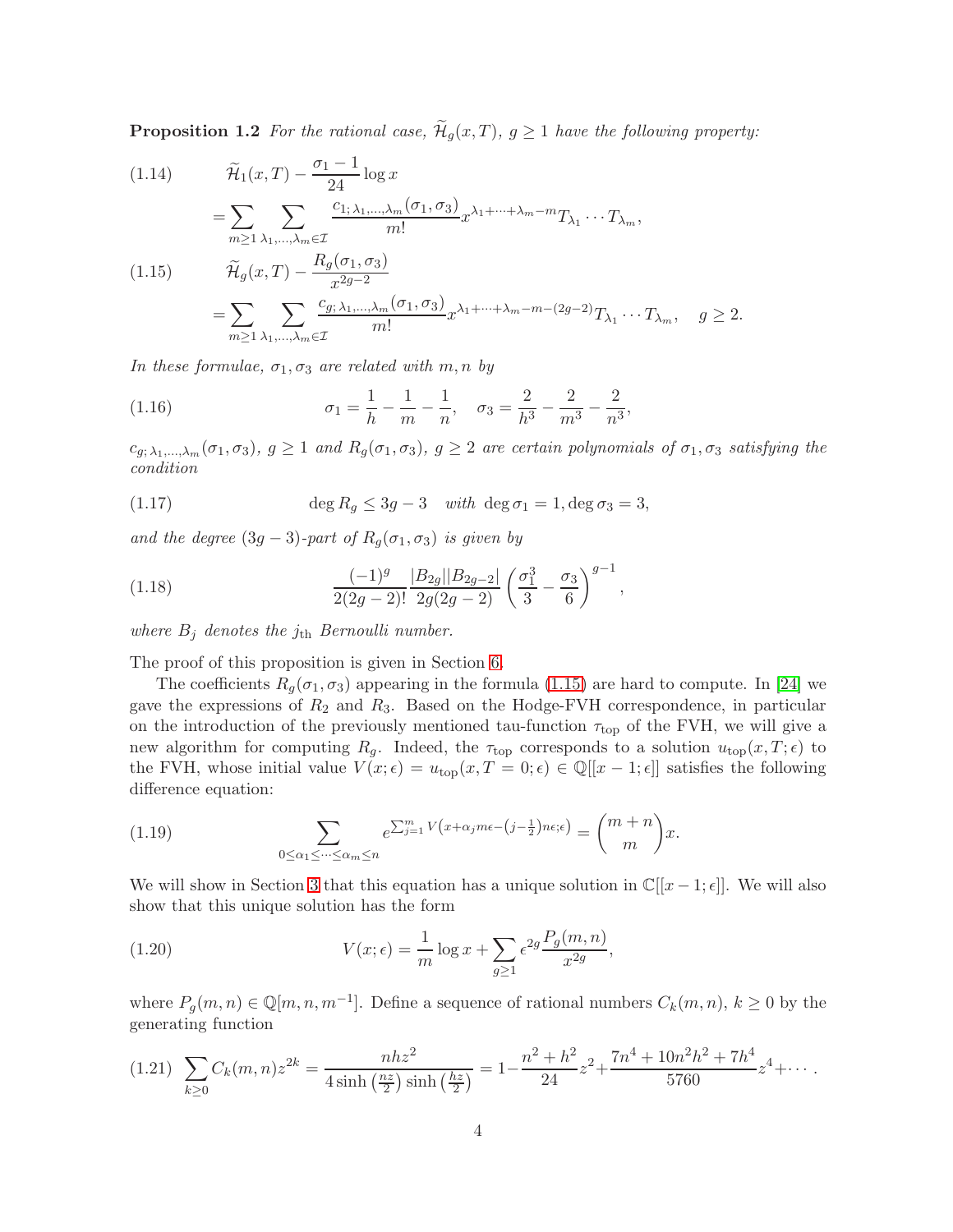**Proposition 1.2** *For the rational case, $\widetilde{\mathcal{H}}_g(x,T)$, $g\geq 1$ have the following property:*

$$\widetilde{\mathcal{H}}_1(x,T) - \frac{\sigma_1 - 1}{24}\log x = \sum_{m\geq 1}\sum_{\lambda_1,\dots,\lambda_m\in\mathcal{I}} \frac{c_{1;\lambda_1,\dots,\lambda_m}(\sigma_1,\sigma_3)}{m!} x^{\lambda_1+\cdots+\lambda_m - m} T_{\lambda_1}\cdots T_{\lambda_m}, \tag{1.14}$$

$$\widetilde{\mathcal{H}}_g(x,T) - \frac{R_g(\sigma_1,\sigma_3)}{x^{2g-2}} = \sum_{m\geq 1}\sum_{\lambda_1,\dots,\lambda_m\in\mathcal{I}} \frac{c_{g;\lambda_1,\dots,\lambda_m}(\sigma_1,\sigma_3)}{m!} x^{\lambda_1+\cdots+\lambda_m - m-(2g-2)} T_{\lambda_1}\cdots T_{\lambda_m}, \quad g\geq 2. \tag{1.15}$$

*In these formulae, $\sigma_1,\sigma_3$ are related with $m,n$ by*

$$\sigma_1 = \frac{1}{h} - \frac{1}{m} - \frac{1}{n}, \quad \sigma_3 = \frac{2}{h^3} - \frac{2}{m^3} - \frac{2}{n^3}, \tag{1.16}$$

*$c_{g;\lambda_1,\dots,\lambda_m}(\sigma_1,\sigma_3)$, $g\geq 1$ and $R_g(\sigma_1,\sigma_3)$, $g\geq 2$ are certain polynomials of $\sigma_1,\sigma_3$ satisfying the condition*

$$\deg R_g \leq 3g-3 \quad \text{with } \deg\sigma_1 = 1, \deg\sigma_3 = 3, \tag{1.17}$$

*and the degree $(3g-3)$-part of $R_g(\sigma_1,\sigma_3)$ is given by*

$$\frac{(-1)^g}{2(2g-2)!}\frac{|B_{2g}||B_{2g-2}|}{2g(2g-2)}\left(\frac{\sigma_1^3}{3} - \frac{\sigma_3}{6}\right)^{g-1}, \tag{1.18}$$

*where $B_j$ denotes the $j_{\text{th}}$ Bernoulli number.*

The proof of this proposition is given in Section 6.

The coefficients $R_g(\sigma_1,\sigma_3)$ appearing in the formula (1.15) are hard to compute. In [24] we gave the expressions of $R_2$ and $R_3$. Based on the Hodge-FVH correspondence, in particular on the introduction of the previously mentioned tau-function $\tau_{\text{top}}$ of the FVH, we will give a new algorithm for computing $R_g$. Indeed, the $\tau_{\text{top}}$ corresponds to a solution $u_{\text{top}}(x,T;\epsilon)$ to the FVH, whose initial value $V(x;\epsilon) = u_{\text{top}}(x,T=0;\epsilon)\in\mathbb{Q}[[x-1;\epsilon]]$ satisfies the following difference equation:

$$\sum_{0\leq\alpha_1\leq\cdots\leq\alpha_m\leq n} e^{\sum_{j=1}^m V\left(x+\alpha_j m\epsilon - \left(j-\frac{1}{2}\right)n\epsilon;\epsilon\right)} = \binom{m+n}{m} x. \tag{1.19}$$

We will show in Section 3 that this equation has a unique solution in $\mathbb{C}[[x-1;\epsilon]]$. We will also show that this unique solution has the form

$$V(x;\epsilon) = \frac{1}{m}\log x + \sum_{g\geq 1}\epsilon^{2g}\frac{P_g(m,n)}{x^{2g}}, \tag{1.20}$$

where $P_g(m,n)\in\mathbb{Q}[m,n,m^{-1}]$. Define a sequence of rational numbers $C_k(m,n)$, $k\geq 0$ by the generating function

$$\sum_{k\geq 0} C_k(m,n) z^{2k} = \frac{nhz^2}{4\sinh\left(\frac{nz}{2}\right)\sinh\left(\frac{hz}{2}\right)} = 1 - \frac{n^2+h^2}{24}z^2 + \frac{7n^4+10n^2h^2+7h^4}{5760}z^4 + \cdots. \tag{1.21}$$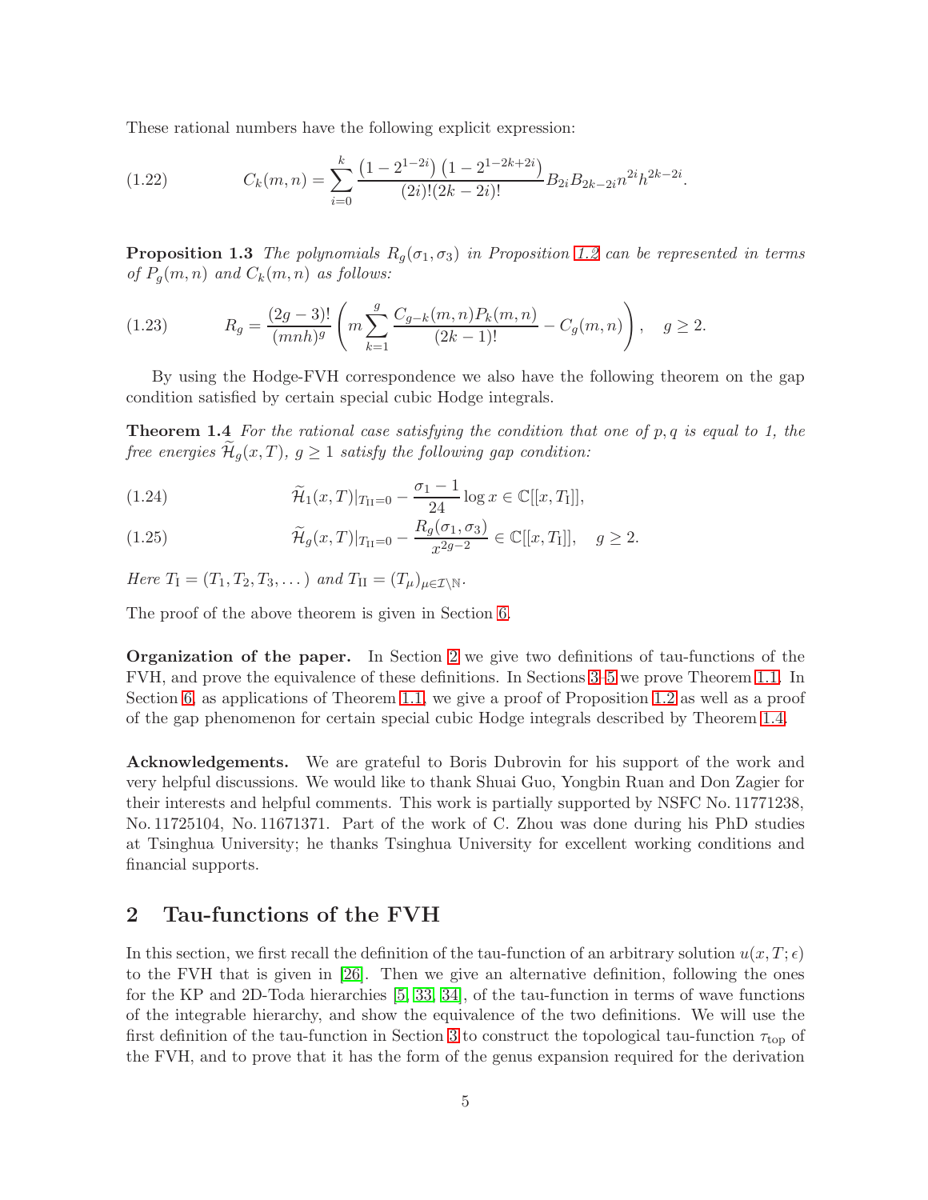These rational numbers have the following explicit expression:

$$C_k(m,n) = \sum_{i=0}^{k} \frac{\left(1-2^{1-2i}\right)\left(1-2^{1-2k+2i}\right)}{(2i)!(2k-2i)!} B_{2i} B_{2k-2i} n^{2i} h^{2k-2i}. \tag{1.22}$$

**Proposition 1.3** *The polynomials $R_g(\sigma_1,\sigma_3)$ in Proposition 1.2 can be represented in terms of $P_g(m,n)$ and $C_k(m,n)$ as follows:*

$$R_g = \frac{(2g-3)!}{(mnh)^g}\left(m\sum_{k=1}^{g}\frac{C_{g-k}(m,n)P_k(m,n)}{(2k-1)!} - C_g(m,n)\right), \quad g\ge 2. \tag{1.23}$$

By using the Hodge-FVH correspondence we also have the following theorem on the gap condition satisfied by certain special cubic Hodge integrals.

**Theorem 1.4** *For the rational case satisfying the condition that one of $p,q$ is equal to 1, the free energies $\widetilde{\mathcal{H}}_g(x,T)$, $g\ge 1$ satisfy the following gap condition:*

$$\widetilde{\mathcal{H}}_1(x,T)|_{T_{\rm II}=0} - \frac{\sigma_1-1}{24}\log x \in \mathbb{C}[[x,T_{\rm I}]], \tag{1.24}$$

$$\widetilde{\mathcal{H}}_g(x,T)|_{T_{\rm II}=0} - \frac{R_g(\sigma_1,\sigma_3)}{x^{2g-2}} \in \mathbb{C}[[x,T_{\rm I}]], \quad g\ge 2. \tag{1.25}$$

*Here $T_{\rm I} = (T_1,T_2,T_3,\dots)$ and $T_{\rm II} = (T_\mu)_{\mu\in\mathcal{I}\setminus\mathbb{N}}$.*

The proof of the above theorem is given in Section 6.

**Organization of the paper.** In Section 2 we give two definitions of tau-functions of the FVH, and prove the equivalence of these definitions. In Sections 3–5 we prove Theorem 1.1. In Section 6, as applications of Theorem 1.1, we give a proof of Proposition 1.2 as well as a proof of the gap phenomenon for certain special cubic Hodge integrals described by Theorem 1.4.

**Acknowledgements.** We are grateful to Boris Dubrovin for his support of the work and very helpful discussions. We would like to thank Shuai Guo, Yongbin Ruan and Don Zagier for their interests and helpful comments. This work is partially supported by NSFC No. 11771238, No. 11725104, No. 11671371. Part of the work of C. Zhou was done during his PhD studies at Tsinghua University; he thanks Tsinghua University for excellent working conditions and financial supports.

## 2 Tau-functions of the FVH

In this section, we first recall the definition of the tau-function of an arbitrary solution $u(x,T;\epsilon)$ to the FVH that is given in [26]. Then we give an alternative definition, following the ones for the KP and 2D-Toda hierarchies [5, 33, 34], of the tau-function in terms of wave functions of the integrable hierarchy, and show the equivalence of the two definitions. We will use the first definition of the tau-function in Section 3 to construct the topological tau-function $\tau_{\rm top}$ of the FVH, and to prove that it has the form of the genus expansion required for the derivation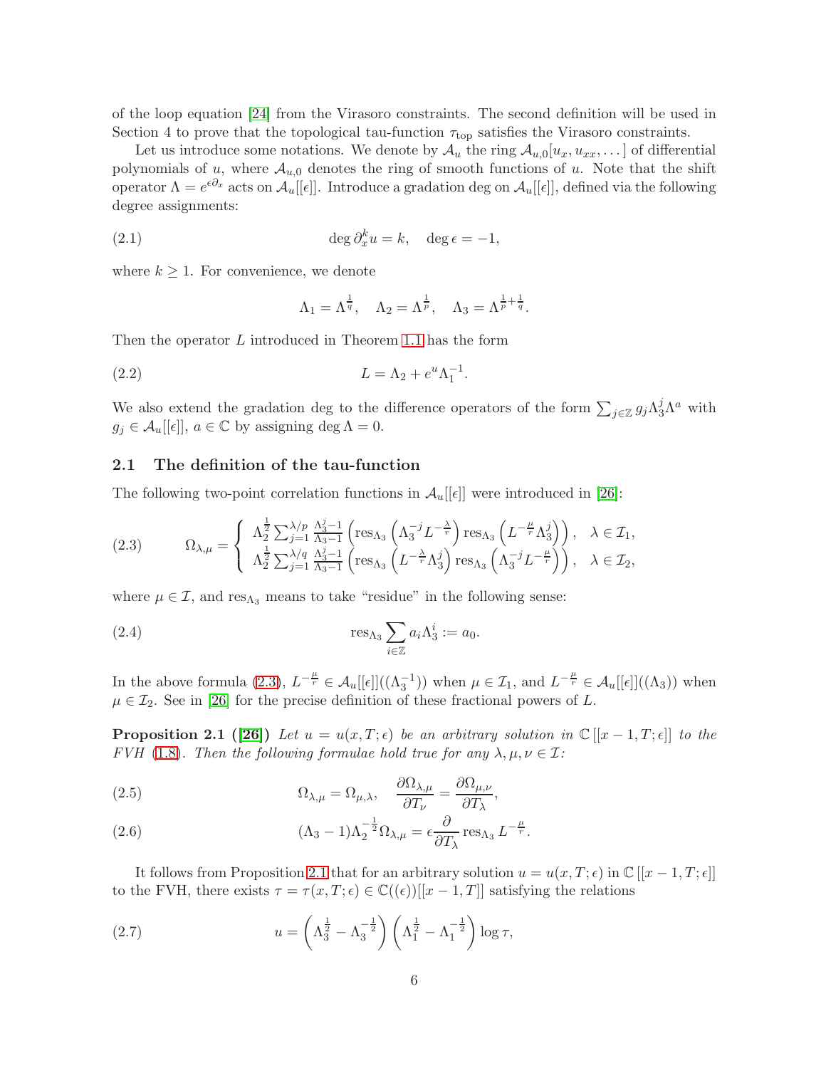of the loop equation [24] from the Virasoro constraints. The second definition will be used in Section 4 to prove that the topological tau-function $\tau_{\rm top}$ satisfies the Virasoro constraints.

Let us introduce some notations. We denote by $\mathcal{A}_u$ the ring $\mathcal{A}_{u,0}[u_x, u_{xx}, \dots]$ of differential polynomials of $u$, where $\mathcal{A}_{u,0}$ denotes the ring of smooth functions of $u$. Note that the shift operator $\Lambda = e^{\epsilon \partial_x}$ acts on $\mathcal{A}_u[[\epsilon]]$. Introduce a gradation deg on $\mathcal{A}_u[[\epsilon]]$, defined via the following degree assignments:

$$
\deg \partial_x^k u = k, \quad \deg \epsilon = -1, \tag{2.1}
$$

where $k \geq 1$. For convenience, we denote

$$
\Lambda_1 = \Lambda^{\frac{1}{q}}, \quad \Lambda_2 = \Lambda^{\frac{1}{p}}, \quad \Lambda_3 = \Lambda^{\frac{1}{p}+\frac{1}{q}}.
$$

Then the operator $L$ introduced in Theorem 1.1 has the form

$$
L = \Lambda_2 + e^u \Lambda_1^{-1}. \tag{2.2}
$$

We also extend the gradation deg to the difference operators of the form $\sum_{j\in\mathbb{Z}} g_j \Lambda_3^j \Lambda^a$ with $g_j \in \mathcal{A}_u[[\epsilon]]$, $a \in \mathbb{C}$ by assigning $\deg \Lambda = 0$.

### 2.1 The definition of the tau-function

The following two-point correlation functions in $\mathcal{A}_u[[\epsilon]]$ were introduced in [26]:

$$
\Omega_{\lambda,\mu} = \begin{cases} \Lambda_2^{\frac{1}{2}} \sum_{j=1}^{\lambda/p} \frac{\Lambda_3^j - 1}{\Lambda_3 - 1} \left( \operatorname{res}_{\Lambda_3} \left( \Lambda_3^{-j} L^{-\frac{\lambda}{r}} \right) \operatorname{res}_{\Lambda_3} \left( L^{-\frac{\mu}{r}} \Lambda_3^j \right) \right), & \lambda \in \mathcal{I}_1, \\ \Lambda_2^{\frac{1}{2}} \sum_{j=1}^{\lambda/q} \frac{\Lambda_3^j - 1}{\Lambda_3 - 1} \left( \operatorname{res}_{\Lambda_3} \left( L^{-\frac{\lambda}{r}} \Lambda_3^j \right) \operatorname{res}_{\Lambda_3} \left( \Lambda_3^{-j} L^{-\frac{\mu}{r}} \right) \right), & \lambda \in \mathcal{I}_2, \end{cases} \tag{2.3}
$$

where $\mu \in \mathcal{I}$, and $\operatorname{res}_{\Lambda_3}$ means to take "residue" in the following sense:

$$
\operatorname{res}_{\Lambda_3} \sum_{i\in\mathbb{Z}} a_i \Lambda_3^i := a_0. \tag{2.4}
$$

In the above formula (2.3), $L^{-\frac{\mu}{r}} \in \mathcal{A}_u[[\epsilon]]((\Lambda_3^{-1}))$ when $\mu \in \mathcal{I}_1$, and $L^{-\frac{\mu}{r}} \in \mathcal{A}_u[[\epsilon]]((\Lambda_3))$ when $\mu \in \mathcal{I}_2$. See in [26] for the precise definition of these fractional powers of $L$.

**Proposition 2.1 ([26])** *Let $u = u(x, T; \epsilon)$ be an arbitrary solution in $\mathbb{C}[[x-1, T; \epsilon]]$ to the FVH (1.8). Then the following formulae hold true for any $\lambda, \mu, \nu \in \mathcal{I}$:*

$$
\Omega_{\lambda,\mu} = \Omega_{\mu,\lambda}, \quad \frac{\partial \Omega_{\lambda,\mu}}{\partial T_\nu} = \frac{\partial \Omega_{\mu,\nu}}{\partial T_\lambda}, \tag{2.5}
$$

$$
(\Lambda_3 - 1)\Lambda_2^{-\frac{1}{2}} \Omega_{\lambda,\mu} = \epsilon \frac{\partial}{\partial T_\lambda} \operatorname{res}_{\Lambda_3} L^{-\frac{\mu}{r}}. \tag{2.6}
$$

It follows from Proposition 2.1 that for an arbitrary solution $u = u(x, T; \epsilon)$ in $\mathbb{C}[[x-1, T; \epsilon]]$ to the FVH, there exists $\tau = \tau(x, T; \epsilon) \in \mathbb{C}((\epsilon))[[x-1, T]]$ satisfying the relations

$$
u = \left( \Lambda_3^{\frac{1}{2}} - \Lambda_3^{-\frac{1}{2}} \right) \left( \Lambda_1^{\frac{1}{2}} - \Lambda_1^{-\frac{1}{2}} \right) \log \tau, \tag{2.7}
$$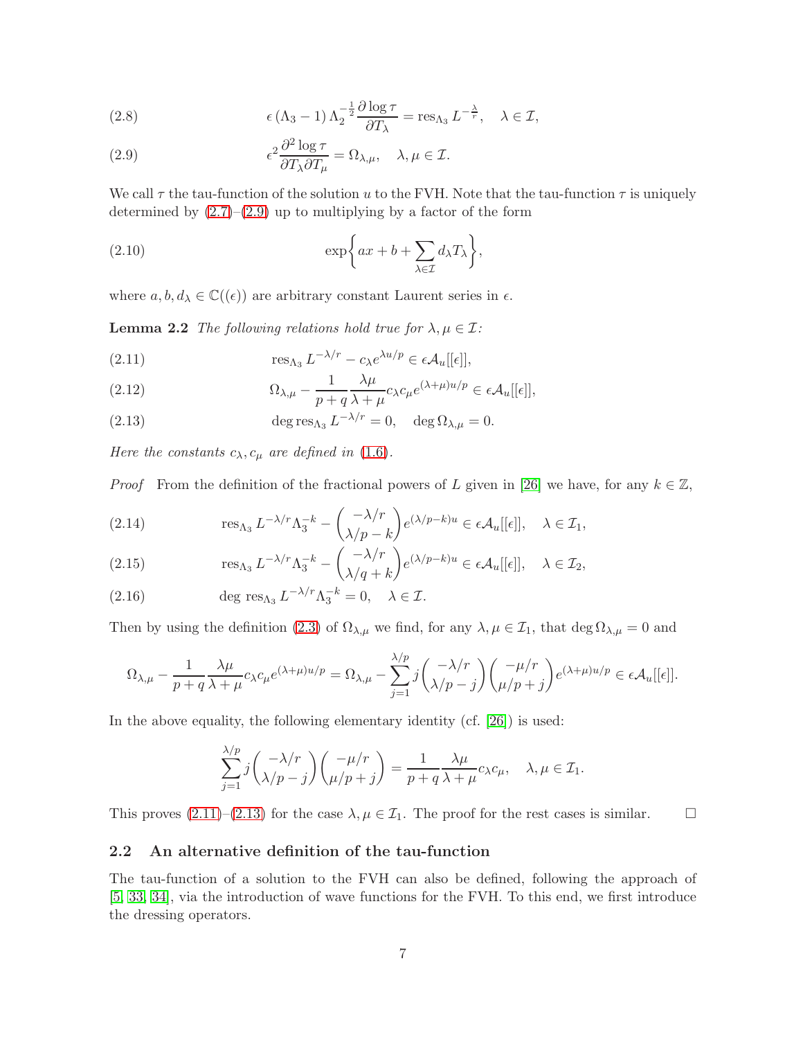$$\epsilon \left(\Lambda_3 - 1\right) \Lambda_2^{-\frac{1}{2}} \frac{\partial \log \tau}{\partial T_\lambda} = \operatorname{res}_{\Lambda_3} L^{-\frac{\lambda}{r}}, \quad \lambda \in \mathcal{I}, \tag{2.8}$$

$$\epsilon^2 \frac{\partial^2 \log \tau}{\partial T_\lambda \partial T_\mu} = \Omega_{\lambda,\mu}, \quad \lambda, \mu \in \mathcal{I}. \tag{2.9}$$

We call $\tau$ the tau-function of the solution $u$ to the FVH. Note that the tau-function $\tau$ is uniquely determined by (2.7)–(2.9) up to multiplying by a factor of the form

$$\exp\left\{ ax + b + \sum_{\lambda \in \mathcal{I}} d_\lambda T_\lambda \right\}, \tag{2.10}$$

where $a, b, d_\lambda \in \mathbb{C}((\epsilon))$ are arbitrary constant Laurent series in $\epsilon$.

**Lemma 2.2** *The following relations hold true for $\lambda, \mu \in \mathcal{I}$:*

$$\operatorname{res}_{\Lambda_3} L^{-\lambda/r} - c_\lambda e^{\lambda u/p} \in \epsilon \mathcal{A}_u[[\epsilon]], \tag{2.11}$$

$$\Omega_{\lambda,\mu} - \frac{1}{p+q} \frac{\lambda \mu}{\lambda + \mu} c_\lambda c_\mu e^{(\lambda+\mu)u/p} \in \epsilon \mathcal{A}_u[[\epsilon]], \tag{2.12}$$

$$\deg \operatorname{res}_{\Lambda_3} L^{-\lambda/r} = 0, \quad \deg \Omega_{\lambda,\mu} = 0. \tag{2.13}$$

*Here the constants $c_\lambda, c_\mu$ are defined in (1.6).*

*Proof* From the definition of the fractional powers of $L$ given in [26] we have, for any $k \in \mathbb{Z}$,

$$\operatorname{res}_{\Lambda_3} L^{-\lambda/r} \Lambda_3^{-k} - \binom{-\lambda/r}{\lambda/p - k} e^{(\lambda/p - k)u} \in \epsilon \mathcal{A}_u[[\epsilon]], \quad \lambda \in \mathcal{I}_1, \tag{2.14}$$

$$\operatorname{res}_{\Lambda_3} L^{-\lambda/r} \Lambda_3^{-k} - \binom{-\lambda/r}{\lambda/q + k} e^{(\lambda/p - k)u} \in \epsilon \mathcal{A}_u[[\epsilon]], \quad \lambda \in \mathcal{I}_2, \tag{2.15}$$

$$\deg \operatorname{res}_{\Lambda_3} L^{-\lambda/r} \Lambda_3^{-k} = 0, \quad \lambda \in \mathcal{I}. \tag{2.16}$$

Then by using the definition (2.3) of $\Omega_{\lambda,\mu}$ we find, for any $\lambda, \mu \in \mathcal{I}_1$, that $\deg \Omega_{\lambda,\mu} = 0$ and

$$\Omega_{\lambda,\mu} - \frac{1}{p+q} \frac{\lambda\mu}{\lambda+\mu} c_\lambda c_\mu e^{(\lambda+\mu)u/p} = \Omega_{\lambda,\mu} - \sum_{j=1}^{\lambda/p} j \binom{-\lambda/r}{\lambda/p - j} \binom{-\mu/r}{\mu/p + j} e^{(\lambda+\mu)u/p} \in \epsilon \mathcal{A}_u[[\epsilon]].$$

In the above equality, the following elementary identity (cf. [26]) is used:

$$\sum_{j=1}^{\lambda/p} j \binom{-\lambda/r}{\lambda/p - j} \binom{-\mu/r}{\mu/p + j} = \frac{1}{p+q} \frac{\lambda\mu}{\lambda+\mu} c_\lambda c_\mu, \quad \lambda, \mu \in \mathcal{I}_1.$$

This proves (2.11)–(2.13) for the case $\lambda, \mu \in \mathcal{I}_1$. The proof for the rest cases is similar. $\square$

## 2.2 An alternative definition of the tau-function

The tau-function of a solution to the FVH can also be defined, following the approach of [5, 33, 34], via the introduction of wave functions for the FVH. To this end, we first introduce the dressing operators.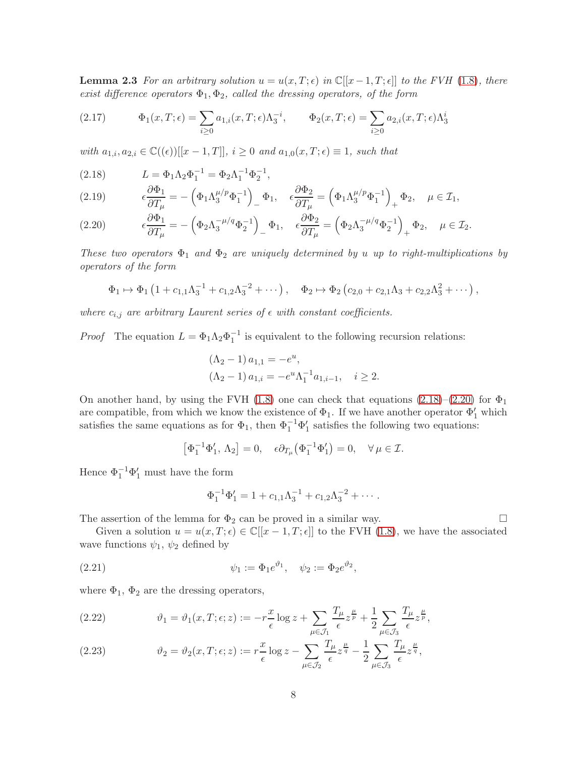**Lemma 2.3** *For an arbitrary solution $u = u(x, T; \epsilon)$ in $\mathbb{C}[[x-1, T; \epsilon]]$ to the FVH (1.8), there exist difference operators $\Phi_1, \Phi_2$, called the dressing operators, of the form*

$$\Phi_1(x, T; \epsilon) = \sum_{i\geq 0} a_{1,i}(x, T; \epsilon)\Lambda_3^{-i}, \qquad \Phi_2(x, T; \epsilon) = \sum_{i\geq 0} a_{2,i}(x, T; \epsilon)\Lambda_3^{i} \tag{2.17}$$

*with $a_{1,i}, a_{2,i} \in \mathbb{C}((\epsilon))[[x-1, T]]$, $i \geq 0$ and $a_{1,0}(x, T; \epsilon) \equiv 1$, such that*

$$L = \Phi_1 \Lambda_2 \Phi_1^{-1} = \Phi_2 \Lambda_1^{-1} \Phi_2^{-1}, \tag{2.18}$$

$$\epsilon \frac{\partial \Phi_1}{\partial T_\mu} = -\left(\Phi_1 \Lambda_3^{\mu/p} \Phi_1^{-1}\right)_- \Phi_1, \quad \epsilon \frac{\partial \Phi_2}{\partial T_\mu} = \left(\Phi_1 \Lambda_3^{\mu/p} \Phi_1^{-1}\right)_+ \Phi_2, \quad \mu \in \mathcal{I}_1, \tag{2.19}$$

$$\epsilon \frac{\partial \Phi_1}{\partial T_\mu} = -\left(\Phi_2 \Lambda_3^{-\mu/q} \Phi_2^{-1}\right)_- \Phi_1, \quad \epsilon \frac{\partial \Phi_2}{\partial T_\mu} = \left(\Phi_2 \Lambda_3^{-\mu/q} \Phi_2^{-1}\right)_+ \Phi_2, \quad \mu \in \mathcal{I}_2. \tag{2.20}$$

*These two operators $\Phi_1$ and $\Phi_2$ are uniquely determined by $u$ up to right-multiplications by operators of the form*

$$\Phi_1 \mapsto \Phi_1\left(1 + c_{1,1}\Lambda_3^{-1} + c_{1,2}\Lambda_3^{-2} + \cdots\right), \quad \Phi_2 \mapsto \Phi_2\left(c_{2,0} + c_{2,1}\Lambda_3 + c_{2,2}\Lambda_3^2 + \cdots\right),$$

*where $c_{i,j}$ are arbitrary Laurent series of $\epsilon$ with constant coefficients.*

*Proof* The equation $L = \Phi_1 \Lambda_2 \Phi_1^{-1}$ is equivalent to the following recursion relations:

$$(\Lambda_2 - 1)\, a_{1,1} = -e^u,$$
$$(\Lambda_2 - 1)\, a_{1,i} = -e^u \Lambda_1^{-1} a_{1,i-1}, \quad i \geq 2.$$

On another hand, by using the FVH (1.8) one can check that equations (2.18)–(2.20) for $\Phi_1$ are compatible, from which we know the existence of $\Phi_1$. If we have another operator $\Phi_1'$ which satisfies the same equations as for $\Phi_1$, then $\Phi_1^{-1}\Phi_1'$ satisfies the following two equations:

$$\left[\Phi_1^{-1}\Phi_1', \, \Lambda_2\right] = 0, \quad \epsilon \partial_{T_\mu}\left(\Phi_1^{-1}\Phi_1'\right) = 0, \quad \forall\, \mu \in \mathcal{I}.$$

Hence $\Phi_1^{-1}\Phi_1'$ must have the form

$$\Phi_1^{-1}\Phi_1' = 1 + c_{1,1}\Lambda_3^{-1} + c_{1,2}\Lambda_3^{-2} + \cdots.$$

The assertion of the lemma for $\Phi_2$ can be proved in a similar way. $\square$

Given a solution $u = u(x, T; \epsilon) \in \mathbb{C}[[x-1, T; \epsilon]]$ to the FVH (1.8), we have the associated wave functions $\psi_1$, $\psi_2$ defined by

$$\psi_1 := \Phi_1 e^{\vartheta_1}, \quad \psi_2 := \Phi_2 e^{\vartheta_2}, \tag{2.21}$$

where $\Phi_1$, $\Phi_2$ are the dressing operators,

$$\vartheta_1 = \vartheta_1(x, T; \epsilon; z) := -r\frac{x}{\epsilon}\log z + \sum_{\mu \in \mathcal{J}_1} \frac{T_\mu}{\epsilon} z^{\frac{\mu}{p}} + \frac{1}{2}\sum_{\mu \in \mathcal{J}_3} \frac{T_\mu}{\epsilon} z^{\frac{\mu}{p}}, \tag{2.22}$$

$$\vartheta_2 = \vartheta_2(x, T; \epsilon; z) := r\frac{x}{\epsilon}\log z - \sum_{\mu \in \mathcal{J}_2} \frac{T_\mu}{\epsilon} z^{\frac{\mu}{q}} - \frac{1}{2}\sum_{\mu \in \mathcal{J}_3} \frac{T_\mu}{\epsilon} z^{\frac{\mu}{q}}, \tag{2.23}$$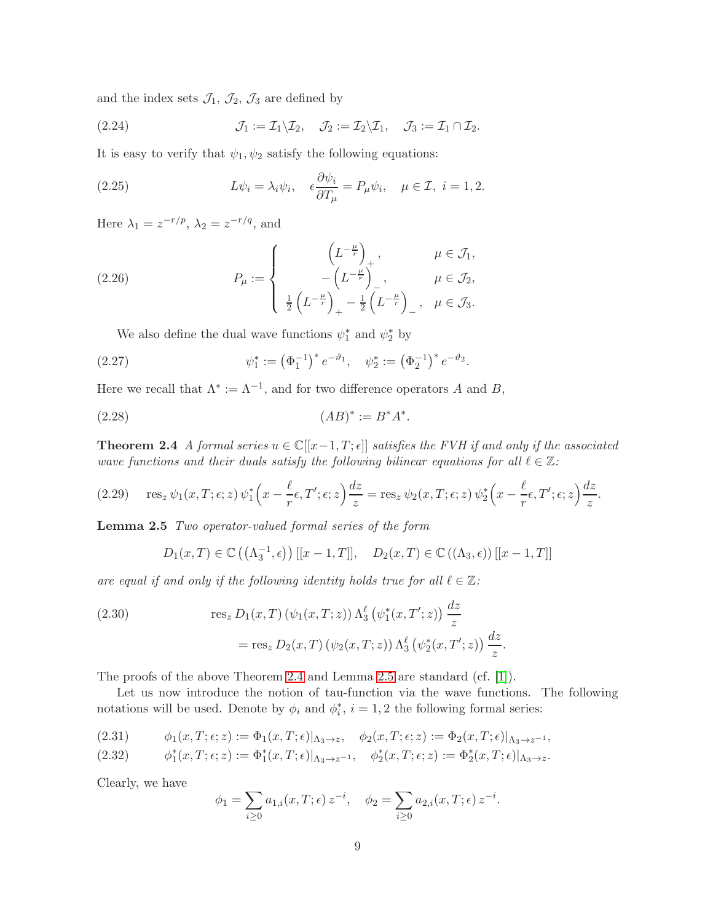and the index sets $\mathcal{J}_1$, $\mathcal{J}_2$, $\mathcal{J}_3$ are defined by

$$\mathcal{J}_1 := \mathcal{I}_1 \backslash \mathcal{I}_2, \quad \mathcal{J}_2 := \mathcal{I}_2 \backslash \mathcal{I}_1, \quad \mathcal{J}_3 := \mathcal{I}_1 \cap \mathcal{I}_2. \tag{2.24}$$

It is easy to verify that $\psi_1, \psi_2$ satisfy the following equations:

$$L\psi_i = \lambda_i \psi_i, \quad \epsilon \frac{\partial \psi_i}{\partial T_\mu} = P_\mu \psi_i, \quad \mu \in \mathcal{I},\ i = 1, 2. \tag{2.25}$$

Here $\lambda_1 = z^{-r/p}$, $\lambda_2 = z^{-r/q}$, and

$$P_\mu := \begin{cases} \left(L^{-\frac{\mu}{r}}\right)_+, & \mu \in \mathcal{J}_1, \\ -\left(L^{-\frac{\mu}{r}}\right)_-, & \mu \in \mathcal{J}_2, \\ \frac{1}{2}\left(L^{-\frac{\mu}{r}}\right)_+ - \frac{1}{2}\left(L^{-\frac{\mu}{r}}\right)_-, & \mu \in \mathcal{J}_3. \end{cases} \tag{2.26}$$

We also define the dual wave functions $\psi_1^*$ and $\psi_2^*$ by

$$\psi_1^* := \left(\Phi_1^{-1}\right)^* e^{-\vartheta_1}, \quad \psi_2^* := \left(\Phi_2^{-1}\right)^* e^{-\vartheta_2}. \tag{2.27}$$

Here we recall that $\Lambda^* := \Lambda^{-1}$, and for two difference operators $A$ and $B$,

$$(AB)^* := B^* A^*. \tag{2.28}$$

**Theorem 2.4** *A formal series $u \in \mathbb{C}[[x-1, T; \epsilon]]$ satisfies the FVH if and only if the associated wave functions and their duals satisfy the following bilinear equations for all $\ell \in \mathbb{Z}$:*

$$\operatorname{res}_z \psi_1(x, T; \epsilon; z)\, \psi_1^*\Big(x - \frac{\ell}{r}\epsilon, T'; \epsilon; z\Big) \frac{dz}{z} = \operatorname{res}_z \psi_2(x, T; \epsilon; z)\, \psi_2^*\Big(x - \frac{\ell}{r}\epsilon, T'; \epsilon; z\Big) \frac{dz}{z}. \tag{2.29}$$

**Lemma 2.5** *Two operator-valued formal series of the form*

$$D_1(x, T) \in \mathbb{C}\left(\left(\Lambda_3^{-1}, \epsilon\right)\right)[[x-1, T]], \quad D_2(x, T) \in \mathbb{C}\left(\left(\Lambda_3, \epsilon\right)\right)[[x-1, T]]$$

*are equal if and only if the following identity holds true for all $\ell \in \mathbb{Z}$:*

$$\begin{aligned} &\operatorname{res}_z D_1(x, T)\left(\psi_1(x, T; z)\right) \Lambda_3^\ell \left(\psi_1^*(x, T'; z)\right) \frac{dz}{z} \\ &\qquad = \operatorname{res}_z D_2(x, T)\left(\psi_2(x, T; z)\right) \Lambda_3^\ell \left(\psi_2^*(x, T'; z)\right) \frac{dz}{z}. \end{aligned} \tag{2.30}$$

The proofs of the above Theorem 2.4 and Lemma 2.5 are standard (cf. [1]).

Let us now introduce the notion of tau-function via the wave functions. The following notations will be used. Denote by $\phi_i$ and $\phi_i^*$, $i = 1, 2$ the following formal series:

$$\phi_1(x, T; \epsilon; z) := \Phi_1(x, T; \epsilon)|_{\Lambda_3 \to z}, \quad \phi_2(x, T; \epsilon; z) := \Phi_2(x, T; \epsilon)|_{\Lambda_3 \to z^{-1}}, \tag{2.31}$$

$$\phi_1^*(x, T; \epsilon; z) := \Phi_1^*(x, T; \epsilon)|_{\Lambda_3 \to z^{-1}}, \quad \phi_2^*(x, T; \epsilon; z) := \Phi_2^*(x, T; \epsilon)|_{\Lambda_3 \to z}. \tag{2.32}$$

Clearly, we have

$$\phi_1 = \sum_{i \geq 0} a_{1,i}(x, T; \epsilon)\, z^{-i}, \quad \phi_2 = \sum_{i \geq 0} a_{2,i}(x, T; \epsilon)\, z^{-i}.$$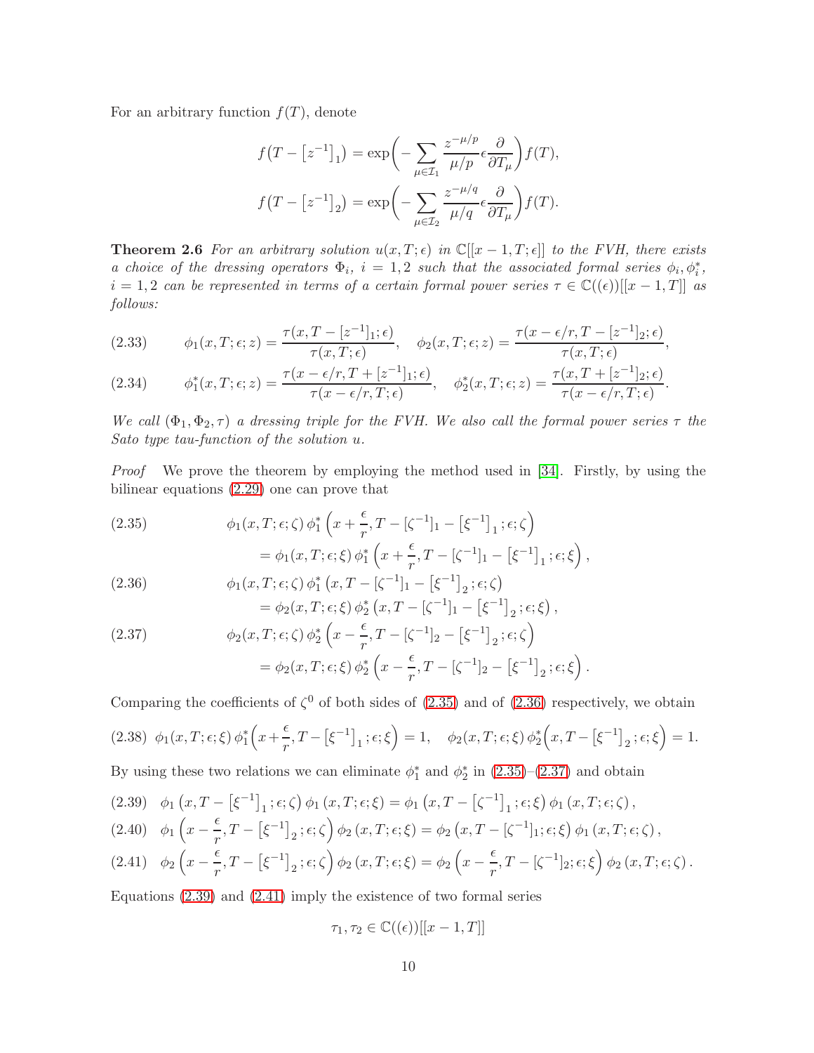For an arbitrary function $f(T)$, denote

$$f\big(T - \left[z^{-1}\right]_1\big) = \exp\Big( - \sum_{\mu \in \mathcal{I}_1} \frac{z^{-\mu/p}}{\mu/p} \epsilon \frac{\partial}{\partial T_\mu} \Big) f(T),$$

$$f\big(T - \left[z^{-1}\right]_2\big) = \exp\Big( - \sum_{\mu \in \mathcal{I}_2} \frac{z^{-\mu/q}}{\mu/q} \epsilon \frac{\partial}{\partial T_\mu} \Big) f(T).$$

**Theorem 2.6** *For an arbitrary solution $u(x, T; \epsilon)$ in $\mathbb{C}[[x-1, T; \epsilon]]$ to the FVH, there exists a choice of the dressing operators $\Phi_i$, $i = 1, 2$ such that the associated formal series $\phi_i, \phi_i^*$, $i = 1, 2$ can be represented in terms of a certain formal power series $\tau \in \mathbb{C}((\epsilon))[[x-1, T]]$ as follows:*

$$\phi_1(x, T; \epsilon; z) = \frac{\tau(x, T - [z^{-1}]_1; \epsilon)}{\tau(x, T; \epsilon)}, \quad \phi_2(x, T; \epsilon; z) = \frac{\tau(x - \epsilon/r, T - [z^{-1}]_2; \epsilon)}{\tau(x, T; \epsilon)}, \tag{2.33}$$

$$\phi_1^*(x, T; \epsilon; z) = \frac{\tau(x - \epsilon/r, T + [z^{-1}]_1; \epsilon)}{\tau(x - \epsilon/r, T; \epsilon)}, \quad \phi_2^*(x, T; \epsilon; z) = \frac{\tau(x, T + [z^{-1}]_2; \epsilon)}{\tau(x - \epsilon/r, T; \epsilon)}. \tag{2.34}$$

*We call $(\Phi_1, \Phi_2, \tau)$ a dressing triple for the FVH. We also call the formal power series $\tau$ the Sato type tau-function of the solution $u$.*

*Proof* We prove the theorem by employing the method used in [34]. Firstly, by using the bilinear equations (2.29) one can prove that

$$\begin{aligned} &\phi_1(x, T; \epsilon; \zeta)\, \phi_1^*\left(x + \frac{\epsilon}{r}, T - [\zeta^{-1}]_1 - \left[\xi^{-1}\right]_1; \epsilon; \zeta\right) \\ &\quad = \phi_1(x, T; \epsilon; \xi)\, \phi_1^*\left(x + \frac{\epsilon}{r}, T - [\zeta^{-1}]_1 - \left[\xi^{-1}\right]_1; \epsilon; \xi\right), \end{aligned} \tag{2.35}$$

$$\begin{aligned} &\phi_1(x, T; \epsilon; \zeta)\, \phi_1^*\left(x, T - [\zeta^{-1}]_1 - \left[\xi^{-1}\right]_2; \epsilon; \zeta\right) \\ &\quad = \phi_2(x, T; \epsilon; \xi)\, \phi_2^*\left(x, T - [\zeta^{-1}]_1 - \left[\xi^{-1}\right]_2; \epsilon; \xi\right), \end{aligned} \tag{2.36}$$

$$\begin{aligned} &\phi_2(x, T; \epsilon; \zeta)\, \phi_2^*\left(x - \frac{\epsilon}{r}, T - [\zeta^{-1}]_2 - \left[\xi^{-1}\right]_2; \epsilon; \zeta\right) \\ &\quad = \phi_2(x, T; \epsilon; \xi)\, \phi_2^*\left(x - \frac{\epsilon}{r}, T - [\zeta^{-1}]_2 - \left[\xi^{-1}\right]_2; \epsilon; \xi\right). \end{aligned} \tag{2.37}$$

Comparing the coefficients of $\zeta^0$ of both sides of (2.35) and of (2.36) respectively, we obtain

$$\phi_1(x, T; \epsilon; \xi)\, \phi_1^*\Big(x + \frac{\epsilon}{r}, T - \left[\xi^{-1}\right]_1; \epsilon; \xi\Big) = 1, \quad \phi_2(x, T; \epsilon; \xi)\, \phi_2^*\Big(x, T - \left[\xi^{-1}\right]_2; \epsilon; \xi\Big) = 1. \tag{2.38}$$

By using these two relations we can eliminate $\phi_1^*$ and $\phi_2^*$ in (2.35)–(2.37) and obtain

$$\phi_1\left(x, T - \left[\xi^{-1}\right]_1; \epsilon; \zeta\right) \phi_1\left(x, T; \epsilon; \xi\right) = \phi_1\left(x, T - \left[\zeta^{-1}\right]_1; \epsilon; \xi\right) \phi_1\left(x, T; \epsilon; \zeta\right), \tag{2.39}$$

$$\phi_1\left(x - \frac{\epsilon}{r}, T - \left[\xi^{-1}\right]_2; \epsilon; \zeta\right) \phi_2\left(x, T; \epsilon; \xi\right) = \phi_2\left(x, T - [\zeta^{-1}]_1; \epsilon; \xi\right) \phi_1\left(x, T; \epsilon; \zeta\right), \tag{2.40}$$

$$\phi_2\left(x - \frac{\epsilon}{r}, T - \left[\xi^{-1}\right]_2; \epsilon; \zeta\right) \phi_2\left(x, T; \epsilon; \xi\right) = \phi_2\left(x - \frac{\epsilon}{r}, T - [\zeta^{-1}]_2; \epsilon; \xi\right) \phi_2\left(x, T; \epsilon; \zeta\right). \tag{2.41}$$

Equations (2.39) and (2.41) imply the existence of two formal series

$$\tau_1, \tau_2 \in \mathbb{C}((\epsilon))[[x-1, T]]$$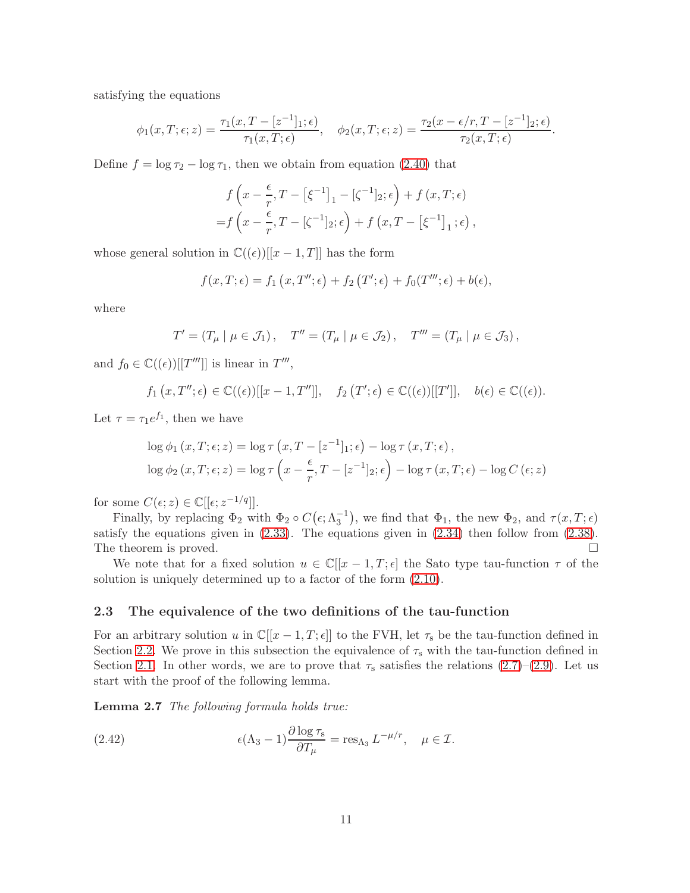satisfying the equations

$$\phi_1(x, T; \epsilon; z) = \frac{\tau_1(x, T - [z^{-1}]_1; \epsilon)}{\tau_1(x, T; \epsilon)}, \quad \phi_2(x, T; \epsilon; z) = \frac{\tau_2(x - \epsilon/r, T - [z^{-1}]_2; \epsilon)}{\tau_2(x, T; \epsilon)}.$$

Define $f = \log \tau_2 - \log \tau_1$, then we obtain from equation (2.40) that

$$\begin{aligned}
& f\left(x - \frac{\epsilon}{r}, T - \left[\xi^{-1}\right]_1 - [\zeta^{-1}]_2; \epsilon\right) + f\left(x, T; \epsilon\right) \\
=& f\left(x - \frac{\epsilon}{r}, T - [\zeta^{-1}]_2; \epsilon\right) + f\left(x, T - \left[\xi^{-1}\right]_1; \epsilon\right),
\end{aligned}$$

whose general solution in $\mathbb{C}((\epsilon))[[x-1, T]]$ has the form

$$f(x, T; \epsilon) = f_1\left(x, T''; \epsilon\right) + f_2\left(T'; \epsilon\right) + f_0(T'''; \epsilon) + b(\epsilon),$$

where

$$T' = (T_\mu \mid \mu \in \mathcal{J}_1), \quad T'' = (T_\mu \mid \mu \in \mathcal{J}_2), \quad T''' = (T_\mu \mid \mu \in \mathcal{J}_3),$$

and $f_0 \in \mathbb{C}((\epsilon))[[T''']]$ is linear in $T'''$,

$$f_1\left(x, T''; \epsilon\right) \in \mathbb{C}((\epsilon))[[x-1, T'']], \quad f_2\left(T'; \epsilon\right) \in \mathbb{C}((\epsilon))[[T']], \quad b(\epsilon) \in \mathbb{C}((\epsilon)).$$

Let $\tau = \tau_1 e^{f_1}$, then we have

$$\begin{aligned}
\log \phi_1\left(x, T; \epsilon; z\right) &= \log \tau\left(x, T - [z^{-1}]_1; \epsilon\right) - \log \tau\left(x, T; \epsilon\right), \\
\log \phi_2\left(x, T; \epsilon; z\right) &= \log \tau\left(x - \frac{\epsilon}{r}, T - [z^{-1}]_2; \epsilon\right) - \log \tau\left(x, T; \epsilon\right) - \log C\left(\epsilon; z\right)
\end{aligned}$$

for some $C(\epsilon; z) \in \mathbb{C}[[\epsilon; z^{-1/q}]]$.

Finally, by replacing $\Phi_2$ with $\Phi_2 \circ C\big(\epsilon; \Lambda_3^{-1}\big)$, we find that $\Phi_1$, the new $\Phi_2$, and $\tau(x, T; \epsilon)$ satisfy the equations given in (2.33). The equations given in (2.34) then follow from (2.38). The theorem is proved. $\square$

We note that for a fixed solution $u \in \mathbb{C}[[x-1, T; \epsilon]$ the Sato type tau-function $\tau$ of the solution is uniquely determined up to a factor of the form (2.10).

### 2.3 The equivalence of the two definitions of the tau-function

For an arbitrary solution $u$ in $\mathbb{C}[[x-1, T; \epsilon]]$ to the FVH, let $\tau_{\mathrm{s}}$ be the tau-function defined in Section 2.2. We prove in this subsection the equivalence of $\tau_{\mathrm{s}}$ with the tau-function defined in Section 2.1. In other words, we are to prove that $\tau_{\mathrm{s}}$ satisfies the relations (2.7)–(2.9). Let us start with the proof of the following lemma.

**Lemma 2.7** *The following formula holds true:*

$$\epsilon(\Lambda_3 - 1)\frac{\partial \log \tau_{\mathrm{s}}}{\partial T_\mu} = \operatorname{res}_{\Lambda_3} L^{-\mu/r}, \quad \mu \in \mathcal{I}. \tag{2.42}$$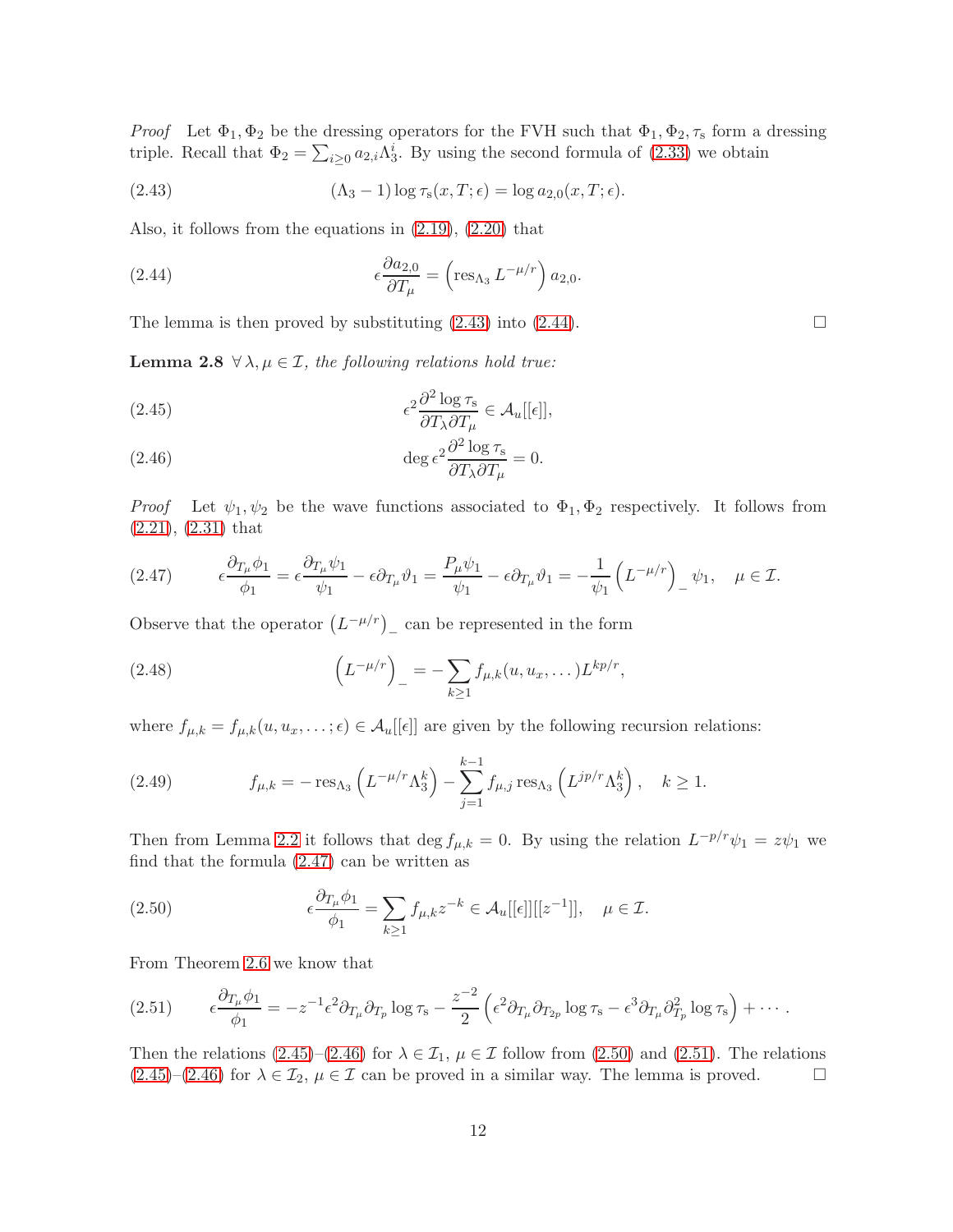*Proof* Let $\Phi_1, \Phi_2$ be the dressing operators for the FVH such that $\Phi_1, \Phi_2, \tau_{\rm s}$ form a dressing triple. Recall that $\Phi_2 = \sum_{i\geq 0} a_{2,i}\Lambda_3^i$. By using the second formula of (2.33) we obtain

$$(\Lambda_3 - 1)\log \tau_{\rm s}(x, T; \epsilon) = \log a_{2,0}(x, T; \epsilon). \tag{2.43}$$

Also, it follows from the equations in (2.19), (2.20) that

$$\epsilon \frac{\partial a_{2,0}}{\partial T_\mu} = \left(\operatorname{res}_{\Lambda_3} L^{-\mu/r}\right) a_{2,0}. \tag{2.44}$$

The lemma is then proved by substituting (2.43) into (2.44). $\square$

**Lemma 2.8** *$\forall\, \lambda, \mu \in \mathcal{I}$, the following relations hold true:*

$$\epsilon^2 \frac{\partial^2 \log \tau_{\rm s}}{\partial T_\lambda \partial T_\mu} \in \mathcal{A}_u[[\epsilon]], \tag{2.45}$$

$$\deg \epsilon^2 \frac{\partial^2 \log \tau_{\rm s}}{\partial T_\lambda \partial T_\mu} = 0. \tag{2.46}$$

*Proof* Let $\psi_1, \psi_2$ be the wave functions associated to $\Phi_1, \Phi_2$ respectively. It follows from (2.21), (2.31) that

$$\epsilon \frac{\partial_{T_\mu} \phi_1}{\phi_1} = \epsilon \frac{\partial_{T_\mu} \psi_1}{\psi_1} - \epsilon \partial_{T_\mu} \vartheta_1 = \frac{P_\mu \psi_1}{\psi_1} - \epsilon \partial_{T_\mu} \vartheta_1 = -\frac{1}{\psi_1}\left(L^{-\mu/r}\right)_- \psi_1, \quad \mu \in \mathcal{I}. \tag{2.47}$$

Observe that the operator $\left(L^{-\mu/r}\right)_-$ can be represented in the form

$$\left(L^{-\mu/r}\right)_- = -\sum_{k\geq 1} f_{\mu,k}(u, u_x, \dots) L^{kp/r}, \tag{2.48}$$

where $f_{\mu,k} = f_{\mu,k}(u, u_x, \dots; \epsilon) \in \mathcal{A}_u[[\epsilon]]$ are given by the following recursion relations:

$$f_{\mu,k} = -\operatorname{res}_{\Lambda_3}\left(L^{-\mu/r}\Lambda_3^k\right) - \sum_{j=1}^{k-1} f_{\mu,j} \operatorname{res}_{\Lambda_3}\left(L^{jp/r}\Lambda_3^k\right), \quad k \geq 1. \tag{2.49}$$

Then from Lemma 2.2 it follows that $\deg f_{\mu,k} = 0$. By using the relation $L^{-p/r}\psi_1 = z\psi_1$ we find that the formula (2.47) can be written as

$$\epsilon \frac{\partial_{T_\mu} \phi_1}{\phi_1} = \sum_{k\geq 1} f_{\mu,k} z^{-k} \in \mathcal{A}_u[[\epsilon]][[z^{-1}]], \quad \mu \in \mathcal{I}. \tag{2.50}$$

From Theorem 2.6 we know that

$$\epsilon \frac{\partial_{T_\mu} \phi_1}{\phi_1} = -z^{-1}\epsilon^2 \partial_{T_\mu}\partial_{T_p} \log \tau_{\rm s} - \frac{z^{-2}}{2}\left(\epsilon^2 \partial_{T_\mu}\partial_{T_{2p}} \log \tau_{\rm s} - \epsilon^3 \partial_{T_\mu}\partial_{T_p}^2 \log \tau_{\rm s}\right) + \cdots. \tag{2.51}$$

Then the relations (2.45)–(2.46) for $\lambda \in \mathcal{I}_1$, $\mu \in \mathcal{I}$ follow from (2.50) and (2.51). The relations (2.45)–(2.46) for $\lambda \in \mathcal{I}_2$, $\mu \in \mathcal{I}$ can be proved in a similar way. The lemma is proved. $\square$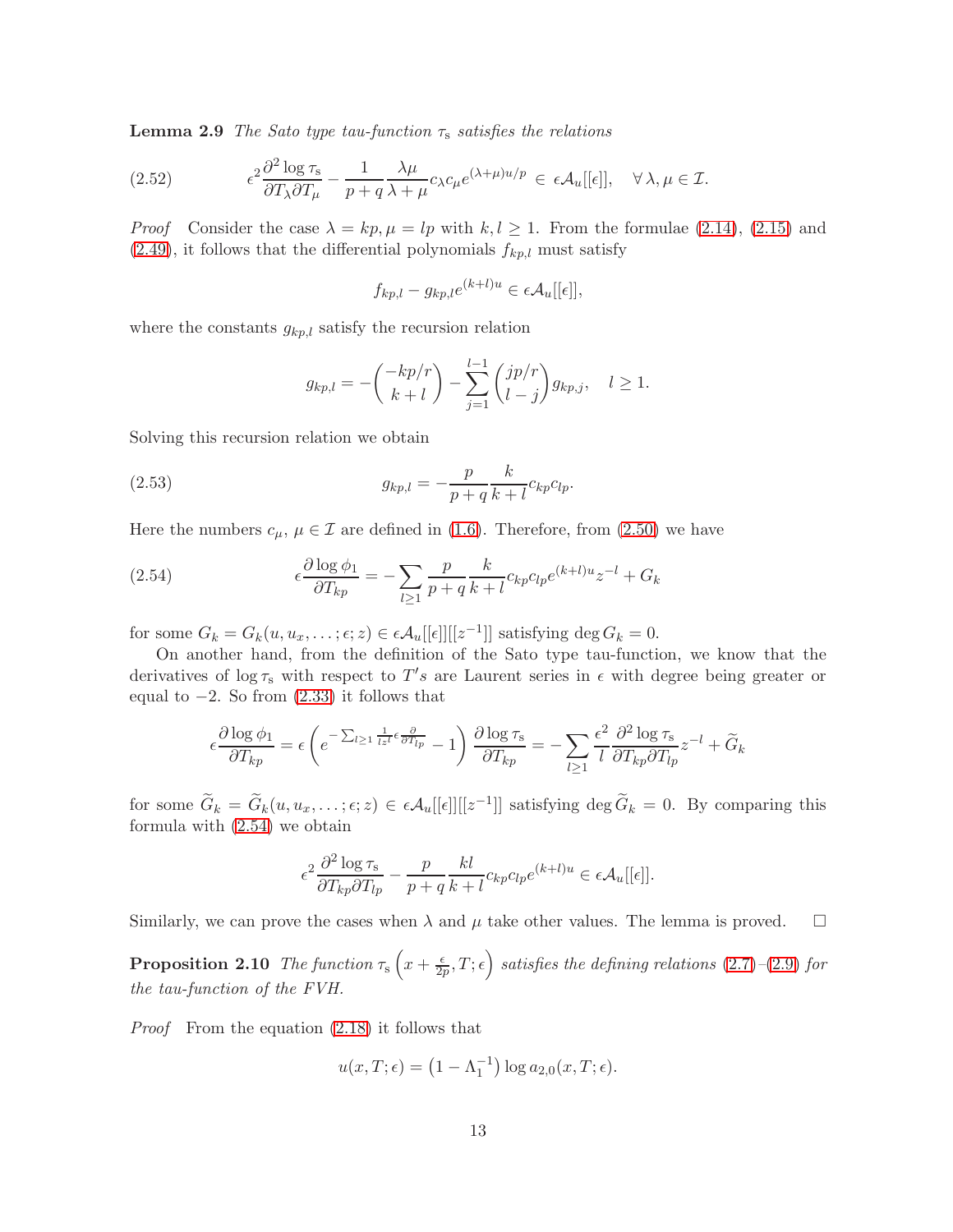**Lemma 2.9** *The Sato type tau-function $\tau_{\rm s}$ satisfies the relations*

$$\epsilon^2\frac{\partial^2 \log\tau_{\rm s}}{\partial T_\lambda \partial T_\mu} - \frac{1}{p+q}\frac{\lambda\mu}{\lambda+\mu}c_\lambda c_\mu e^{(\lambda+\mu)u/p} \in \epsilon\mathcal{A}_u[[\epsilon]], \quad \forall\, \lambda,\mu\in\mathcal{I}. \tag{2.52}$$

*Proof* Consider the case $\lambda = kp, \mu = lp$ with $k, l \geq 1$. From the formulae (2.14), (2.15) and (2.49), it follows that the differential polynomials $f_{kp,l}$ must satisfy

$$f_{kp,l} - g_{kp,l}e^{(k+l)u} \in \epsilon\mathcal{A}_u[[\epsilon]],$$

where the constants $g_{kp,l}$ satisfy the recursion relation

$$g_{kp,l} = -\binom{-kp/r}{k+l} - \sum_{j=1}^{l-1}\binom{jp/r}{l-j}g_{kp,j}, \quad l\geq 1.$$

Solving this recursion relation we obtain

$$g_{kp,l} = -\frac{p}{p+q}\frac{k}{k+l}c_{kp}c_{lp}. \tag{2.53}$$

Here the numbers $c_\mu$, $\mu\in\mathcal{I}$ are defined in (1.6). Therefore, from (2.50) we have

$$\epsilon\frac{\partial\log\phi_1}{\partial T_{kp}} = -\sum_{l\geq 1}\frac{p}{p+q}\frac{k}{k+l}c_{kp}c_{lp}e^{(k+l)u}z^{-l} + G_k \tag{2.54}$$

for some $G_k = G_k(u, u_x, \dots; \epsilon; z) \in \epsilon\mathcal{A}_u[[\epsilon]][[z^{-1}]]$ satisfying $\deg G_k = 0$.

On another hand, from the definition of the Sato type tau-function, we know that the derivatives of $\log\tau_{\rm s}$ with respect to $T's$ are Laurent series in $\epsilon$ with degree being greater or equal to $-2$. So from (2.33) it follows that

$$\epsilon\frac{\partial\log\phi_1}{\partial T_{kp}} = \epsilon\left(e^{-\sum_{l\geq 1}\frac{1}{lz^l}\epsilon\frac{\partial}{\partial T_{lp}}}-1\right)\frac{\partial\log\tau_{\rm s}}{\partial T_{kp}} = -\sum_{l\geq 1}\frac{\epsilon^2}{l}\frac{\partial^2\log\tau_{\rm s}}{\partial T_{kp}\partial T_{lp}}z^{-l} + \widetilde{G}_k$$

for some $\widetilde{G}_k = \widetilde{G}_k(u, u_x, \dots; \epsilon; z) \in \epsilon\mathcal{A}_u[[\epsilon]][[z^{-1}]]$ satisfying $\deg\widetilde{G}_k = 0$. By comparing this formula with (2.54) we obtain

$$\epsilon^2\frac{\partial^2\log\tau_{\rm s}}{\partial T_{kp}\partial T_{lp}} - \frac{p}{p+q}\frac{kl}{k+l}c_{kp}c_{lp}e^{(k+l)u} \in \epsilon\mathcal{A}_u[[\epsilon]].$$

Similarly, we can prove the cases when $\lambda$ and $\mu$ take other values. The lemma is proved. $\Box$

**Proposition 2.10** *The function $\tau_{\rm s}\left(x+\frac{\epsilon}{2p}, T; \epsilon\right)$ satisfies the defining relations (2.7)–(2.9) for the tau-function of the FVH.*

*Proof* From the equation (2.18) it follows that

$$u(x,T;\epsilon) = \left(1-\Lambda_1^{-1}\right)\log a_{2,0}(x,T;\epsilon).$$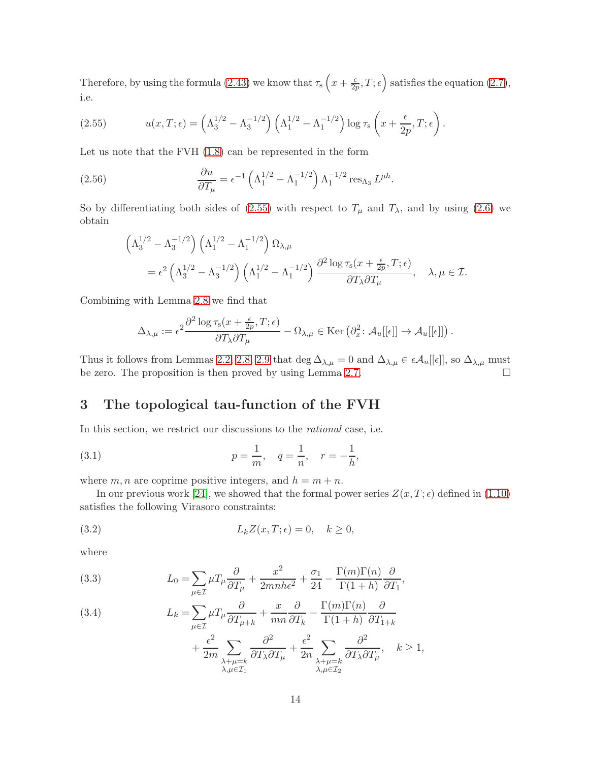Therefore, by using the formula (2.43) we know that $\tau_{\mathrm{s}}\left(x+\frac{\epsilon}{2p},T;\epsilon\right)$ satisfies the equation (2.7), i.e.

$$
u(x,T;\epsilon)=\left(\Lambda_3^{1/2}-\Lambda_3^{-1/2}\right)\left(\Lambda_1^{1/2}-\Lambda_1^{-1/2}\right)\log\tau_{\mathrm{s}}\left(x+\frac{\epsilon}{2p},T;\epsilon\right). \tag{2.55}
$$

Let us note that the FVH (1.8) can be represented in the form

$$
\frac{\partial u}{\partial T_\mu}=\epsilon^{-1}\left(\Lambda_1^{1/2}-\Lambda_1^{-1/2}\right)\Lambda_1^{-1/2}\operatorname{res}_{\Lambda_3}L^{\mu h}. \tag{2.56}
$$

So by differentiating both sides of (2.55) with respect to $T_\mu$ and $T_\lambda$, and by using (2.6) we obtain

$$
\begin{aligned}
&\left(\Lambda_3^{1/2}-\Lambda_3^{-1/2}\right)\left(\Lambda_1^{1/2}-\Lambda_1^{-1/2}\right)\Omega_{\lambda,\mu}\\
&\quad=\epsilon^2\left(\Lambda_3^{1/2}-\Lambda_3^{-1/2}\right)\left(\Lambda_1^{1/2}-\Lambda_1^{-1/2}\right)\frac{\partial^2\log\tau_{\mathrm{s}}(x+\frac{\epsilon}{2p},T;\epsilon)}{\partial T_\lambda\partial T_\mu},\quad \lambda,\mu\in\mathcal{I}.
\end{aligned}
$$

Combining with Lemma 2.8 we find that

$$
\Delta_{\lambda,\mu}:=\epsilon^2\frac{\partial^2\log\tau_{\mathrm{s}}(x+\frac{\epsilon}{2p},T;\epsilon)}{\partial T_\lambda\partial T_\mu}-\Omega_{\lambda,\mu}\in\operatorname{Ker}\left(\partial_x^2\colon\mathcal{A}_u[[\epsilon]]\to\mathcal{A}_u[[\epsilon]]\right).
$$

Thus it follows from Lemmas 2.2, 2.8, 2.9 that $\deg\Delta_{\lambda,\mu}=0$ and $\Delta_{\lambda,\mu}\in\epsilon\mathcal{A}_u[[\epsilon]]$, so $\Delta_{\lambda,\mu}$ must be zero. The proposition is then proved by using Lemma 2.7. $\square$

# 3 The topological tau-function of the FVH

In this section, we restrict our discussions to the *rational* case, i.e.

$$
p=\frac{1}{m},\quad q=\frac{1}{n},\quad r=-\frac{1}{h}, \tag{3.1}
$$

where $m,n$ are coprime positive integers, and $h=m+n$.

In our previous work [24], we showed that the formal power series $Z(x,T;\epsilon)$ defined in (1.10) satisfies the following Virasoro constraints:

$$
L_kZ(x,T;\epsilon)=0,\quad k\geq 0, \tag{3.2}
$$

where

$$
L_0=\sum_{\mu\in\mathcal{I}}\mu T_\mu\frac{\partial}{\partial T_\mu}+\frac{x^2}{2mnh\epsilon^2}+\frac{\sigma_1}{24}-\frac{\Gamma(m)\Gamma(n)}{\Gamma(1+h)}\frac{\partial}{\partial T_1}, \tag{3.3}
$$

$$
\begin{aligned}
L_k=&\sum_{\mu\in\mathcal{I}}\mu T_\mu\frac{\partial}{\partial T_{\mu+k}}+\frac{x}{mn}\frac{\partial}{\partial T_k}-\frac{\Gamma(m)\Gamma(n)}{\Gamma(1+h)}\frac{\partial}{\partial T_{1+k}}\\
&+\frac{\epsilon^2}{2m}\sum_{\substack{\lambda+\mu=k\\ \lambda,\mu\in\mathcal{I}_1}}\frac{\partial^2}{\partial T_\lambda\partial T_\mu}+\frac{\epsilon^2}{2n}\sum_{\substack{\lambda+\mu=k\\ \lambda,\mu\in\mathcal{I}_2}}\frac{\partial^2}{\partial T_\lambda\partial T_\mu},\quad k\geq 1,
\end{aligned} \tag{3.4}
$$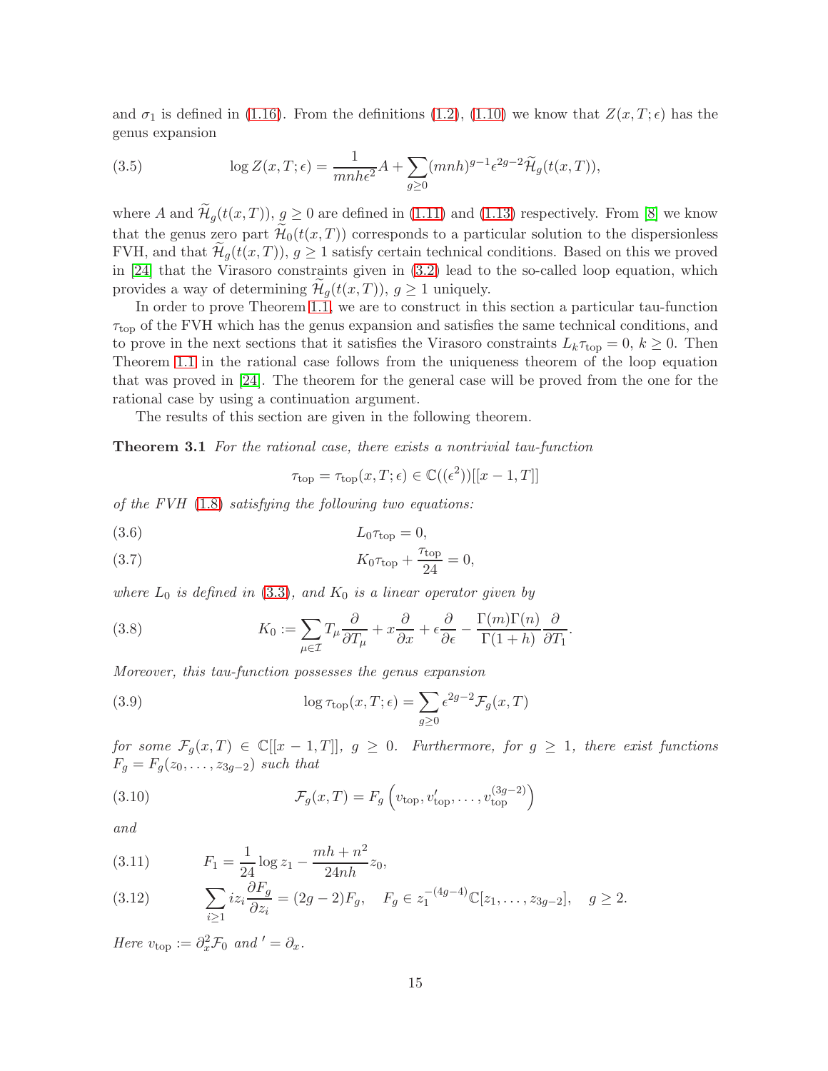and $\sigma_1$ is defined in (1.16). From the definitions (1.2), (1.10) we know that $Z(x, T; \epsilon)$ has the genus expansion

$$\log Z(x, T; \epsilon) = \frac{1}{mnh\epsilon^2} A + \sum_{g \geq 0} (mnh)^{g-1} \epsilon^{2g-2} \widetilde{\mathcal{H}}_g(t(x, T)), \tag{3.5}$$

where $A$ and $\widetilde{\mathcal{H}}_g(t(x,T))$, $g \geq 0$ are defined in (1.11) and (1.13) respectively. From [8] we know that the genus zero part $\widetilde{\mathcal{H}}_0(t(x,T))$ corresponds to a particular solution to the dispersionless FVH, and that $\widetilde{\mathcal{H}}_g(t(x,T))$, $g \geq 1$ satisfy certain technical conditions. Based on this we proved in [24] that the Virasoro constraints given in (3.2) lead to the so-called loop equation, which provides a way of determining $\widetilde{\mathcal{H}}_g(t(x,T))$, $g \geq 1$ uniquely.

In order to prove Theorem 1.1, we are to construct in this section a particular tau-function $\tau_{\text{top}}$ of the FVH which has the genus expansion and satisfies the same technical conditions, and to prove in the next sections that it satisfies the Virasoro constraints $L_k \tau_{\text{top}} = 0$, $k \geq 0$. Then Theorem 1.1 in the rational case follows from the uniqueness theorem of the loop equation that was proved in [24]. The theorem for the general case will be proved from the one for the rational case by using a continuation argument.

The results of this section are given in the following theorem.

**Theorem 3.1** *For the rational case, there exists a nontrivial tau-function*

$$\tau_{\text{top}} = \tau_{\text{top}}(x, T; \epsilon) \in \mathbb{C}((\epsilon^2))[[x-1, T]]$$

*of the FVH (1.8) satisfying the following two equations:*

$$L_0 \tau_{\text{top}} = 0, \tag{3.6}$$

$$K_0 \tau_{\text{top}} + \frac{\tau_{\text{top}}}{24} = 0, \tag{3.7}$$

*where $L_0$ is defined in (3.3), and $K_0$ is a linear operator given by*

$$K_0 := \sum_{\mu \in \mathcal{I}} T_\mu \frac{\partial}{\partial T_\mu} + x \frac{\partial}{\partial x} + \epsilon \frac{\partial}{\partial \epsilon} - \frac{\Gamma(m)\Gamma(n)}{\Gamma(1+h)} \frac{\partial}{\partial T_1}. \tag{3.8}$$

*Moreover, this tau-function possesses the genus expansion*

$$\log \tau_{\text{top}}(x, T; \epsilon) = \sum_{g \geq 0} \epsilon^{2g-2} \mathcal{F}_g(x, T) \tag{3.9}$$

*for some $\mathcal{F}_g(x,T) \in \mathbb{C}[[x-1, T]]$, $g \geq 0$. Furthermore, for $g \geq 1$, there exist functions $F_g = F_g(z_0, \ldots, z_{3g-2})$ such that*

$$\mathcal{F}_g(x, T) = F_g\left(v_{\text{top}}, v_{\text{top}}', \ldots, v_{\text{top}}^{(3g-2)}\right) \tag{3.10}$$

*and*

$$F_1 = \frac{1}{24} \log z_1 - \frac{mh + n^2}{24nh} z_0, \tag{3.11}$$

$$\sum_{i \geq 1} i z_i \frac{\partial F_g}{\partial z_i} = (2g-2) F_g, \quad F_g \in z_1^{-(4g-4)} \mathbb{C}[z_1, \ldots, z_{3g-2}], \quad g \geq 2. \tag{3.12}$$

*Here $v_{\text{top}} := \partial_x^2 \mathcal{F}_0$ and $' = \partial_x$.*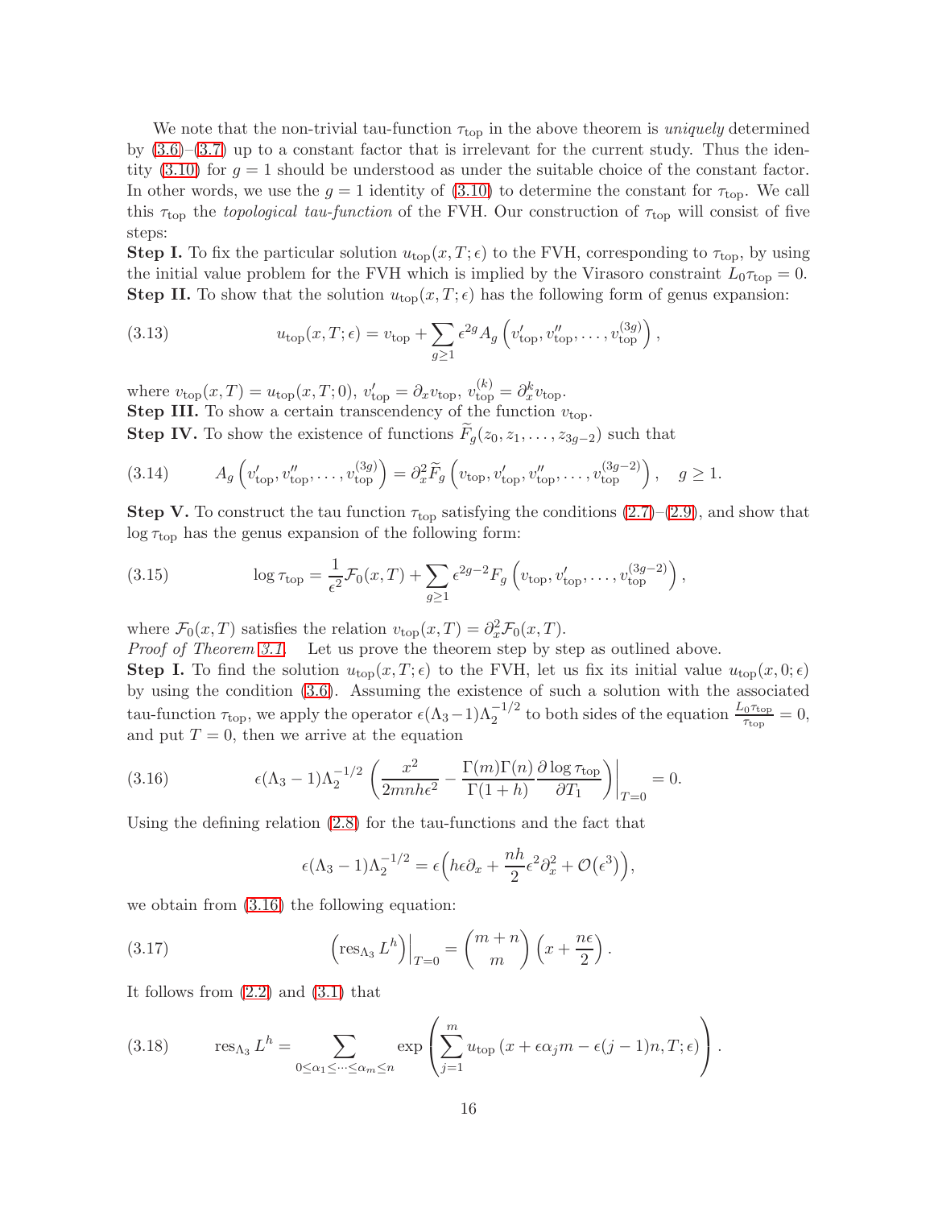We note that the non-trivial tau-function $\tau_{\rm top}$ in the above theorem is *uniquely* determined by (3.6)–(3.7) up to a constant factor that is irrelevant for the current study. Thus the identity (3.10) for $g=1$ should be understood as under the suitable choice of the constant factor. In other words, we use the $g=1$ identity of (3.10) to determine the constant for $\tau_{\rm top}$. We call this $\tau_{\rm top}$ the *topological tau-function* of the FVH. Our construction of $\tau_{\rm top}$ will consist of five steps:

**Step I.** To fix the particular solution $u_{\rm top}(x,T;\epsilon)$ to the FVH, corresponding to $\tau_{\rm top}$, by using the initial value problem for the FVH which is implied by the Virasoro constraint $L_0\tau_{\rm top}=0$.

**Step II.** To show that the solution $u_{\rm top}(x,T;\epsilon)$ has the following form of genus expansion:

$$
u_{\rm top}(x,T;\epsilon) = v_{\rm top} + \sum_{g\geq 1} \epsilon^{2g} A_g\left(v'_{\rm top}, v''_{\rm top}, \dots, v^{(3g)}_{\rm top}\right), \tag{3.13}
$$

where $v_{\rm top}(x,T) = u_{\rm top}(x,T;0)$, $v'_{\rm top} = \partial_x v_{\rm top}$, $v^{(k)}_{\rm top} = \partial_x^k v_{\rm top}$.

**Step III.** To show a certain transcendency of the function $v_{\rm top}$.

**Step IV.** To show the existence of functions $\widetilde{F}_g(z_0,z_1,\dots,z_{3g-2})$ such that

$$
A_g\left(v'_{\rm top}, v''_{\rm top}, \dots, v^{(3g)}_{\rm top}\right) = \partial_x^2 \widetilde{F}_g\left(v_{\rm top}, v'_{\rm top}, v''_{\rm top}, \dots, v^{(3g-2)}_{\rm top}\right), \quad g\geq 1. \tag{3.14}
$$

**Step V.** To construct the tau function $\tau_{\rm top}$ satisfying the conditions (2.7)–(2.9), and show that $\log\tau_{\rm top}$ has the genus expansion of the following form:

$$
\log\tau_{\rm top} = \frac{1}{\epsilon^2}\mathcal{F}_0(x,T) + \sum_{g\geq 1} \epsilon^{2g-2} F_g\left(v_{\rm top}, v'_{\rm top}, \dots, v^{(3g-2)}_{\rm top}\right), \tag{3.15}
$$

where $\mathcal{F}_0(x,T)$ satisfies the relation $v_{\rm top}(x,T) = \partial_x^2\mathcal{F}_0(x,T)$.

*Proof of Theorem 3.1.* Let us prove the theorem step by step as outlined above.

**Step I.** To find the solution $u_{\rm top}(x,T;\epsilon)$ to the FVH, let us fix its initial value $u_{\rm top}(x,0;\epsilon)$ by using the condition (3.6). Assuming the existence of such a solution with the associated tau-function $\tau_{\rm top}$, we apply the operator $\epsilon(\Lambda_3-1)\Lambda_2^{-1/2}$ to both sides of the equation $\frac{L_0\tau_{\rm top}}{\tau_{\rm top}}=0$, and put $T=0$, then we arrive at the equation

$$
\epsilon(\Lambda_3-1)\Lambda_2^{-1/2}\left(\frac{x^2}{2mnh\epsilon^2} - \frac{\Gamma(m)\Gamma(n)}{\Gamma(1+h)}\frac{\partial\log\tau_{\rm top}}{\partial T_1}\right)\bigg|_{T=0} = 0. \tag{3.16}
$$

Using the defining relation (2.8) for the tau-functions and the fact that

$$
\epsilon(\Lambda_3-1)\Lambda_2^{-1/2} = \epsilon\Big(h\epsilon\partial_x + \frac{nh}{2}\epsilon^2\partial_x^2 + \mathcal{O}(\epsilon^3)\Big),
$$

we obtain from (3.16) the following equation:

$$
\Big(\operatorname{res}_{\Lambda_3} L^h\Big)\Big|_{T=0} = \binom{m+n}{m}\left(x+\frac{n\epsilon}{2}\right). \tag{3.17}
$$

It follows from (2.2) and (3.1) that

$$
\operatorname{res}_{\Lambda_3} L^h = \sum_{0\leq\alpha_1\leq\cdots\leq\alpha_m\leq n} \exp\left(\sum_{j=1}^m u_{\rm top}\left(x+\epsilon\alpha_j m - \epsilon(j-1)n, T;\epsilon\right)\right). \tag{3.18}
$$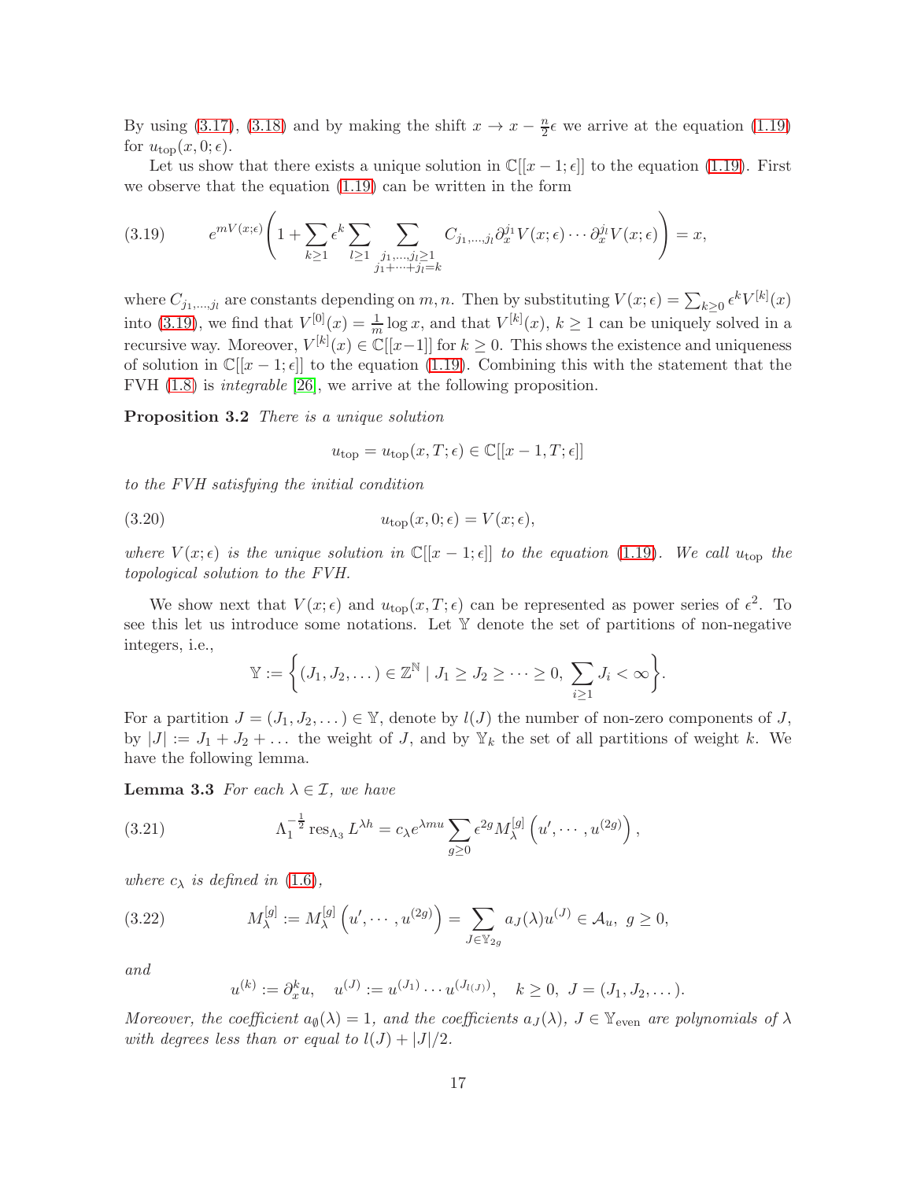By using (3.17), (3.18) and by making the shift $x \to x - \frac{n}{2}\epsilon$ we arrive at the equation (1.19) for $u_{\rm top}(x, 0; \epsilon)$.

Let us show that there exists a unique solution in $\mathbb{C}[[x-1;\epsilon]]$ to the equation (1.19). First we observe that the equation (1.19) can be written in the form

$$
e^{mV(x;\epsilon)}\left(1 + \sum_{k\geq 1}\epsilon^k \sum_{l\geq 1}\sum_{\substack{j_1,\dots,j_l\geq 1\\ j_1+\cdots+j_l=k}} C_{j_1,\dots,j_l}\partial_x^{j_1}V(x;\epsilon)\cdots\partial_x^{j_l}V(x;\epsilon)\right) = x, \tag{3.19}
$$

where $C_{j_1,\dots,j_l}$ are constants depending on $m, n$. Then by substituting $V(x;\epsilon) = \sum_{k\geq 0}\epsilon^k V^{[k]}(x)$ into (3.19), we find that $V^{[0]}(x) = \frac{1}{m}\log x$, and that $V^{[k]}(x)$, $k \geq 1$ can be uniquely solved in a recursive way. Moreover, $V^{[k]}(x) \in \mathbb{C}[[x-1]]$ for $k \geq 0$. This shows the existence and uniqueness of solution in $\mathbb{C}[[x-1;\epsilon]]$ to the equation (1.19). Combining this with the statement that the FVH (1.8) is *integrable* [26], we arrive at the following proposition.

**Proposition 3.2** *There is a unique solution*

$$
u_{\rm top} = u_{\rm top}(x, T; \epsilon) \in \mathbb{C}[[x-1, T; \epsilon]]
$$

*to the FVH satisfying the initial condition*

$$
u_{\rm top}(x, 0; \epsilon) = V(x;\epsilon), \tag{3.20}
$$

*where $V(x;\epsilon)$ is the unique solution in $\mathbb{C}[[x-1;\epsilon]]$ to the equation (1.19). We call $u_{\rm top}$ the topological solution to the FVH.*

We show next that $V(x;\epsilon)$ and $u_{\rm top}(x,T;\epsilon)$ can be represented as power series of $\epsilon^2$. To see this let us introduce some notations. Let $\mathbb{Y}$ denote the set of partitions of non-negative integers, i.e.,

$$
\mathbb{Y} := \left\{(J_1, J_2, \dots) \in \mathbb{Z}^{\mathbb{N}} \mid J_1 \geq J_2 \geq \cdots \geq 0,\ \sum_{i\geq 1} J_i < \infty\right\}.
$$

For a partition $J = (J_1, J_2, \dots) \in \mathbb{Y}$, denote by $l(J)$ the number of non-zero components of $J$, by $|J| := J_1 + J_2 + \dots$ the weight of $J$, and by $\mathbb{Y}_k$ the set of all partitions of weight $k$. We have the following lemma.

**Lemma 3.3** *For each $\lambda \in \mathcal{I}$, we have*

$$
\Lambda_1^{-\frac{1}{2}} \operatorname{res}_{\Lambda_3} L^{\lambda h} = c_\lambda e^{\lambda m u} \sum_{g\geq 0} \epsilon^{2g} M_\lambda^{[g]}\left(u', \cdots, u^{(2g)}\right), \tag{3.21}
$$

*where $c_\lambda$ is defined in (1.6),*

$$
M_\lambda^{[g]} := M_\lambda^{[g]}\left(u', \cdots, u^{(2g)}\right) = \sum_{J\in\mathbb{Y}_{2g}} a_J(\lambda) u^{(J)} \in \mathcal{A}_u,\ g \geq 0, \tag{3.22}
$$

*and*

$$
u^{(k)} := \partial_x^k u, \quad u^{(J)} := u^{(J_1)} \cdots u^{(J_{l(J)})}, \quad k \geq 0,\ J = (J_1, J_2, \dots).
$$

*Moreover, the coefficient $a_\emptyset(\lambda) = 1$, and the coefficients $a_J(\lambda)$, $J \in \mathbb{Y}_{\rm even}$ are polynomials of $\lambda$ with degrees less than or equal to $l(J) + |J|/2$.*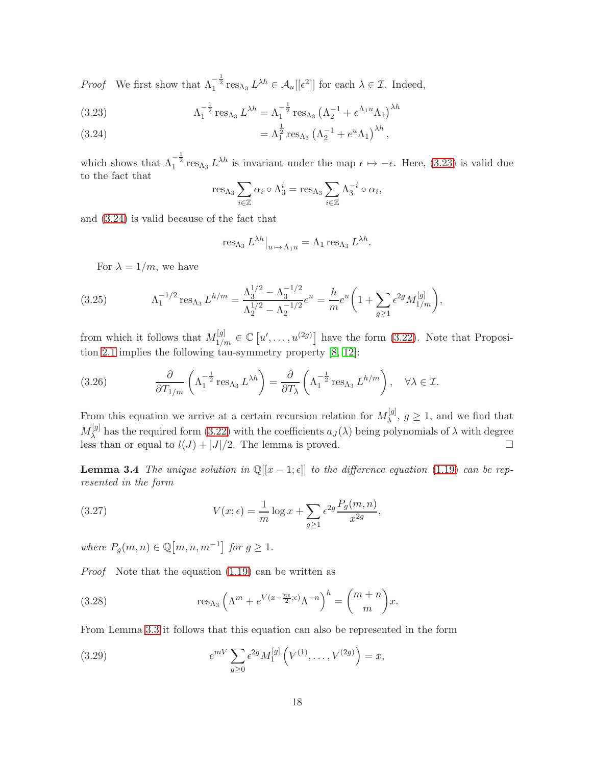*Proof* We first show that $\Lambda_1^{-\frac{1}{2}} \operatorname{res}_{\Lambda_3} L^{\lambda h} \in \mathcal{A}_u[[\epsilon^2]]$ for each $\lambda \in \mathcal{I}$. Indeed,

$$\Lambda_1^{-\frac{1}{2}} \operatorname{res}_{\Lambda_3} L^{\lambda h} = \Lambda_1^{-\frac{1}{2}} \operatorname{res}_{\Lambda_3} \left(\Lambda_2^{-1} + e^{\Lambda_1 u}\Lambda_1\right)^{\lambda h} \tag{3.23}$$

$$= \Lambda_1^{\frac{1}{2}} \operatorname{res}_{\Lambda_3} \left(\Lambda_2^{-1} + e^{u}\Lambda_1\right)^{\lambda h}, \tag{3.24}$$

which shows that $\Lambda_1^{-\frac{1}{2}} \operatorname{res}_{\Lambda_3} L^{\lambda h}$ is invariant under the map $\epsilon \mapsto -\epsilon$. Here, (3.23) is valid due to the fact that

$$\operatorname{res}_{\Lambda_3} \sum_{i\in\mathbb{Z}} \alpha_i \circ \Lambda_3^i = \operatorname{res}_{\Lambda_3} \sum_{i\in\mathbb{Z}} \Lambda_3^{-i} \circ \alpha_i,$$

and (3.24) is valid because of the fact that

$$\operatorname{res}_{\Lambda_3} L^{\lambda h}\big|_{u\mapsto \Lambda_1 u} = \Lambda_1 \operatorname{res}_{\Lambda_3} L^{\lambda h}.$$

For $\lambda = 1/m$, we have

$$\Lambda_1^{-1/2} \operatorname{res}_{\Lambda_3} L^{h/m} = \frac{\Lambda_3^{1/2} - \Lambda_3^{-1/2}}{\Lambda_2^{1/2} - \Lambda_2^{-1/2}} e^u = \frac{h}{m} e^u \left(1 + \sum_{g\geq 1} \epsilon^{2g} M_{1/m}^{[g]}\right), \tag{3.25}$$

from which it follows that $M_{1/m}^{[g]} \in \mathbb{C}\left[u', \ldots, u^{(2g)}\right]$ have the form (3.22). Note that Proposition 2.1 implies the following tau-symmetry property [8, 12]:

$$\frac{\partial}{\partial T_{1/m}} \left(\Lambda_1^{-\frac{1}{2}} \operatorname{res}_{\Lambda_3} L^{\lambda h}\right) = \frac{\partial}{\partial T_\lambda} \left(\Lambda_1^{-\frac{1}{2}} \operatorname{res}_{\Lambda_3} L^{h/m}\right), \quad \forall \lambda \in \mathcal{I}. \tag{3.26}$$

From this equation we arrive at a certain recursion relation for $M_\lambda^{[g]}$, $g \geq 1$, and we find that $M_\lambda^{[g]}$ has the required form (3.22) with the coefficients $a_J(\lambda)$ being polynomials of $\lambda$ with degree less than or equal to $l(J) + |J|/2$. The lemma is proved. □

**Lemma 3.4** *The unique solution in $\mathbb{Q}[[x-1;\epsilon]]$ to the difference equation (1.19) can be represented in the form*

$$V(x;\epsilon) = \frac{1}{m}\log x + \sum_{g\geq 1} \epsilon^{2g} \frac{P_g(m,n)}{x^{2g}}, \tag{3.27}$$

*where $P_g(m,n) \in \mathbb{Q}\left[m,n,m^{-1}\right]$ for $g \geq 1$.*

*Proof* Note that the equation (1.19) can be written as

$$\operatorname{res}_{\Lambda_3} \left(\Lambda^m + e^{V(x-\frac{n\epsilon}{2};\epsilon)}\Lambda^{-n}\right)^h = \binom{m+n}{m} x. \tag{3.28}$$

From Lemma 3.3 it follows that this equation can also be represented in the form

$$e^{mV} \sum_{g\geq 0} \epsilon^{2g} M_1^{[g]}\left(V^{(1)}, \ldots, V^{(2g)}\right) = x, \tag{3.29}$$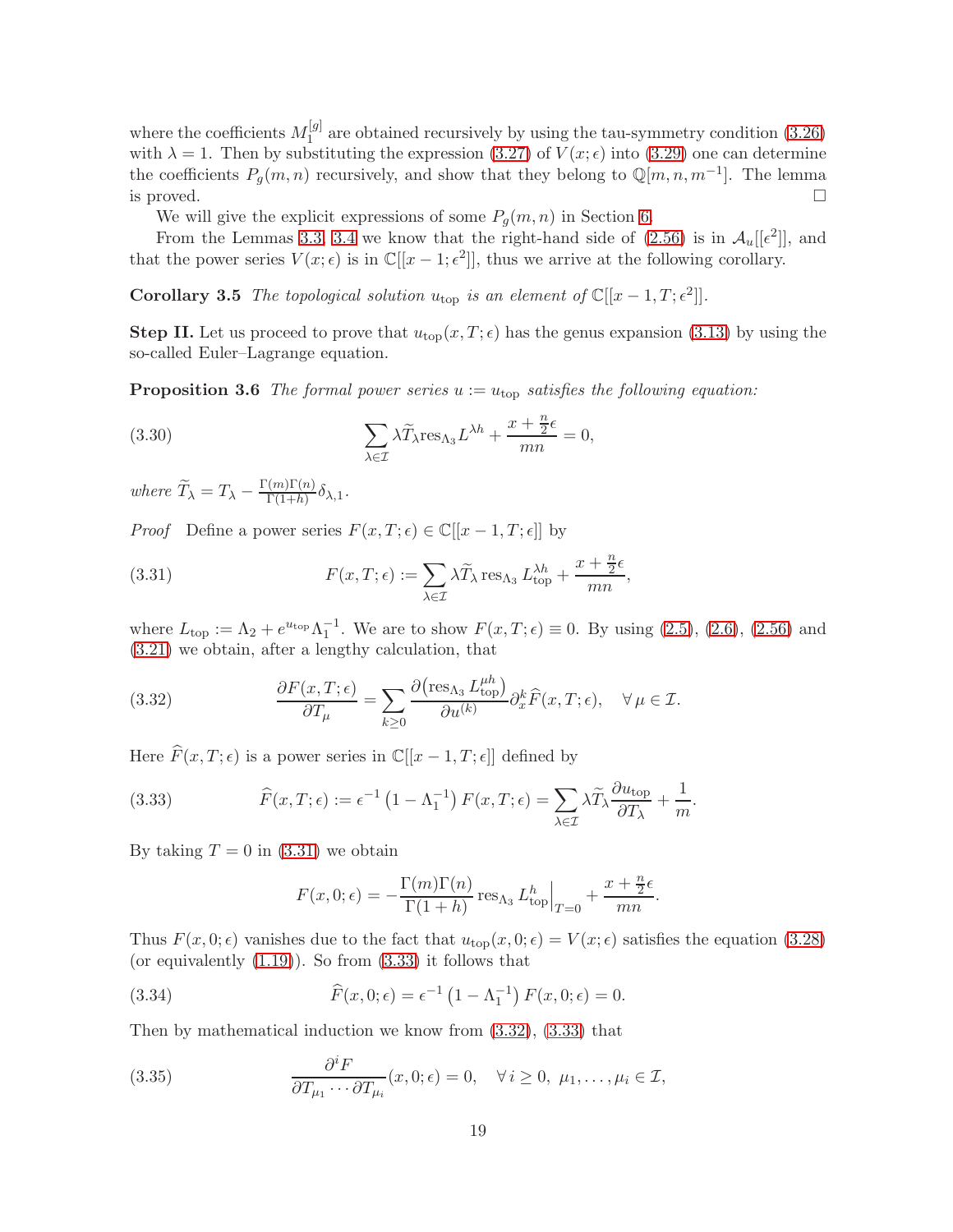where the coefficients $M_1^{[g]}$ are obtained recursively by using the tau-symmetry condition (3.26) with $\lambda = 1$. Then by substituting the expression (3.27) of $V(x;\epsilon)$ into (3.29) one can determine the coefficients $P_g(m,n)$ recursively, and show that they belong to $\mathbb{Q}[m,n,m^{-1}]$. The lemma is proved. $\square$

We will give the explicit expressions of some $P_g(m,n)$ in Section 6.

From the Lemmas 3.3, 3.4 we know that the right-hand side of (2.56) is in $\mathcal{A}_u[[\epsilon^2]]$, and that the power series $V(x;\epsilon)$ is in $\mathbb{C}[[x-1;\epsilon^2]]$, thus we arrive at the following corollary.

**Corollary 3.5** *The topological solution $u_{\rm top}$ is an element of $\mathbb{C}[[x-1,T;\epsilon^2]]$.*

**Step II.** Let us proceed to prove that $u_{\rm top}(x,T;\epsilon)$ has the genus expansion (3.13) by using the so-called Euler–Lagrange equation.

**Proposition 3.6** *The formal power series $u := u_{\rm top}$ satisfies the following equation:*

$$\sum_{\lambda\in\mathcal{I}} \lambda \widetilde{T}_\lambda \mathrm{res}_{\Lambda_3} L^{\lambda h} + \frac{x+\frac{n}{2}\epsilon}{mn} = 0, \tag{3.30}$$

*where $\widetilde{T}_\lambda = T_\lambda - \frac{\Gamma(m)\Gamma(n)}{\Gamma(1+h)}\delta_{\lambda,1}$.*

*Proof* Define a power series $F(x,T;\epsilon)\in\mathbb{C}[[x-1,T;\epsilon]]$ by

$$F(x,T;\epsilon) := \sum_{\lambda\in\mathcal{I}} \lambda \widetilde{T}_\lambda \,\mathrm{res}_{\Lambda_3}\, L_{\rm top}^{\lambda h} + \frac{x+\frac{n}{2}\epsilon}{mn}, \tag{3.31}$$

where $L_{\rm top} := \Lambda_2 + e^{u_{\rm top}}\Lambda_1^{-1}$. We are to show $F(x,T;\epsilon)\equiv 0$. By using (2.5), (2.6), (2.56) and (3.21) we obtain, after a lengthy calculation, that

$$\frac{\partial F(x,T;\epsilon)}{\partial T_\mu} = \sum_{k\geq 0} \frac{\partial\left(\mathrm{res}_{\Lambda_3} L_{\rm top}^{\mu h}\right)}{\partial u^{(k)}} \partial_x^k \widehat{F}(x,T;\epsilon), \quad \forall\, \mu\in\mathcal{I}. \tag{3.32}$$

Here $\widehat{F}(x,T;\epsilon)$ is a power series in $\mathbb{C}[[x-1,T;\epsilon]]$ defined by

$$\widehat{F}(x,T;\epsilon) := \epsilon^{-1}\left(1-\Lambda_1^{-1}\right)F(x,T;\epsilon) = \sum_{\lambda\in\mathcal{I}} \lambda\widetilde{T}_\lambda \frac{\partial u_{\rm top}}{\partial T_\lambda} + \frac{1}{m}. \tag{3.33}$$

By taking $T=0$ in (3.31) we obtain

$$F(x,0;\epsilon) = -\frac{\Gamma(m)\Gamma(n)}{\Gamma(1+h)}\,\mathrm{res}_{\Lambda_3}\, L_{\rm top}^{h}\Big|_{T=0} + \frac{x+\frac{n}{2}\epsilon}{mn}.$$

Thus $F(x,0;\epsilon)$ vanishes due to the fact that $u_{\rm top}(x,0;\epsilon)=V(x;\epsilon)$ satisfies the equation (3.28) (or equivalently (1.19)). So from (3.33) it follows that

$$\widehat{F}(x,0;\epsilon) = \epsilon^{-1}\left(1-\Lambda_1^{-1}\right)F(x,0;\epsilon) = 0. \tag{3.34}$$

Then by mathematical induction we know from (3.32), (3.33) that

$$\frac{\partial^i F}{\partial T_{\mu_1}\cdots\partial T_{\mu_i}}(x,0;\epsilon) = 0, \quad \forall\, i\geq 0,\ \mu_1,\dots,\mu_i\in\mathcal{I}, \tag{3.35}$$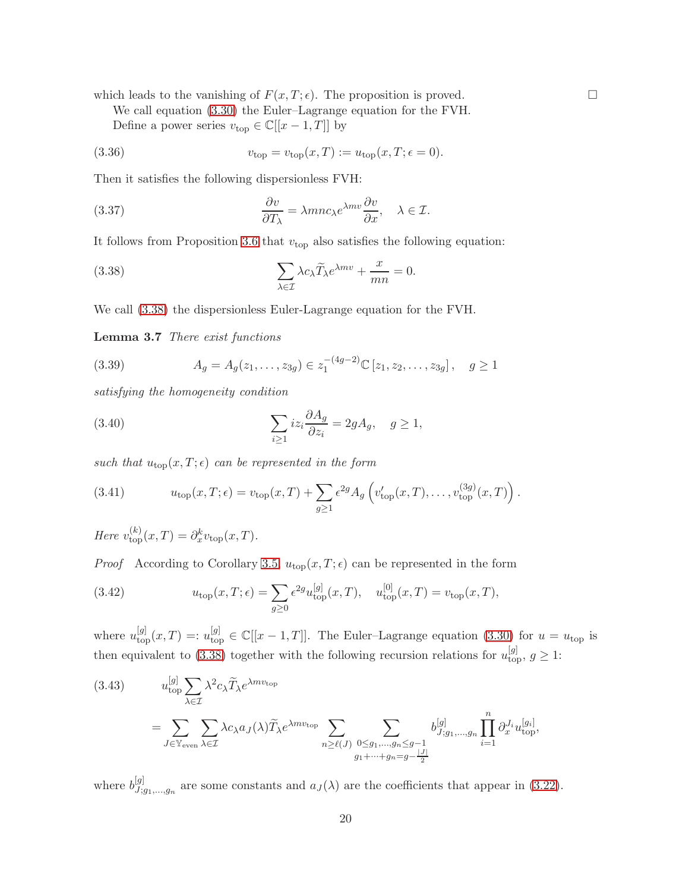which leads to the vanishing of $F(x, T; \epsilon)$. The proposition is proved. □

We call equation (3.30) the Euler–Lagrange equation for the FVH.

Define a power series $v_{\rm top} \in \mathbb{C}[[x-1, T]]$ by

$$v_{\rm top} = v_{\rm top}(x, T) := u_{\rm top}(x, T; \epsilon = 0). \tag{3.36}$$

Then it satisfies the following dispersionless FVH:

$$\frac{\partial v}{\partial T_\lambda} = \lambda m n c_\lambda e^{\lambda m v} \frac{\partial v}{\partial x}, \quad \lambda \in \mathcal{I}. \tag{3.37}$$

It follows from Proposition 3.6 that $v_{\rm top}$ also satisfies the following equation:

$$\sum_{\lambda \in \mathcal{I}} \lambda c_\lambda \widetilde{T}_\lambda e^{\lambda m v} + \frac{x}{mn} = 0. \tag{3.38}$$

We call (3.38) the dispersionless Euler-Lagrange equation for the FVH.

**Lemma 3.7** *There exist functions*

$$A_g = A_g(z_1, \dots, z_{3g}) \in z_1^{-(4g-2)} \mathbb{C}\left[z_1, z_2, \dots, z_{3g}\right], \quad g \geq 1 \tag{3.39}$$

*satisfying the homogeneity condition*

$$\sum_{i \geq 1} i z_i \frac{\partial A_g}{\partial z_i} = 2g A_g, \quad g \geq 1, \tag{3.40}$$

*such that $u_{\rm top}(x, T; \epsilon)$ can be represented in the form*

$$u_{\rm top}(x, T; \epsilon) = v_{\rm top}(x, T) + \sum_{g \geq 1} \epsilon^{2g} A_g\left(v'_{\rm top}(x, T), \dots, v^{(3g)}_{\rm top}(x, T)\right). \tag{3.41}$$

*Here $v^{(k)}_{\rm top}(x, T) = \partial_x^k v_{\rm top}(x, T)$.*

*Proof* According to Corollary 3.5, $u_{\rm top}(x, T; \epsilon)$ can be represented in the form

$$u_{\rm top}(x, T; \epsilon) = \sum_{g \geq 0} \epsilon^{2g} u^{[g]}_{\rm top}(x, T), \quad u^{[0]}_{\rm top}(x, T) = v_{\rm top}(x, T), \tag{3.42}$$

where $u^{[g]}_{\rm top}(x, T) =: u^{[g]}_{\rm top} \in \mathbb{C}[[x-1, T]]$. The Euler–Lagrange equation (3.30) for $u = u_{\rm top}$ is then equivalent to (3.38) together with the following recursion relations for $u^{[g]}_{\rm top}$, $g \geq 1$:

$$\begin{aligned} &u^{[g]}_{\rm top} \sum_{\lambda \in \mathcal{I}} \lambda^2 c_\lambda \widetilde{T}_\lambda e^{\lambda m v_{\rm top}} \\ &= \sum_{J \in \mathbb{Y}_{\rm even}} \sum_{\lambda \in \mathcal{I}} \lambda c_\lambda a_J(\lambda) \widetilde{T}_\lambda e^{\lambda m v_{\rm top}} \sum_{n \geq \ell(J)} \sum_{\substack{0 \leq g_1, \dots, g_n \leq g-1 \\ g_1 + \dots + g_n = g - \frac{|J|}{2}}} b^{[g]}_{J; g_1, \dots, g_n} \prod_{i=1}^n \partial_x^{J_i} u^{[g_i]}_{\rm top}, \end{aligned} \tag{3.43}$$

where $b^{[g]}_{J; g_1, \dots, g_n}$ are some constants and $a_J(\lambda)$ are the coefficients that appear in (3.22).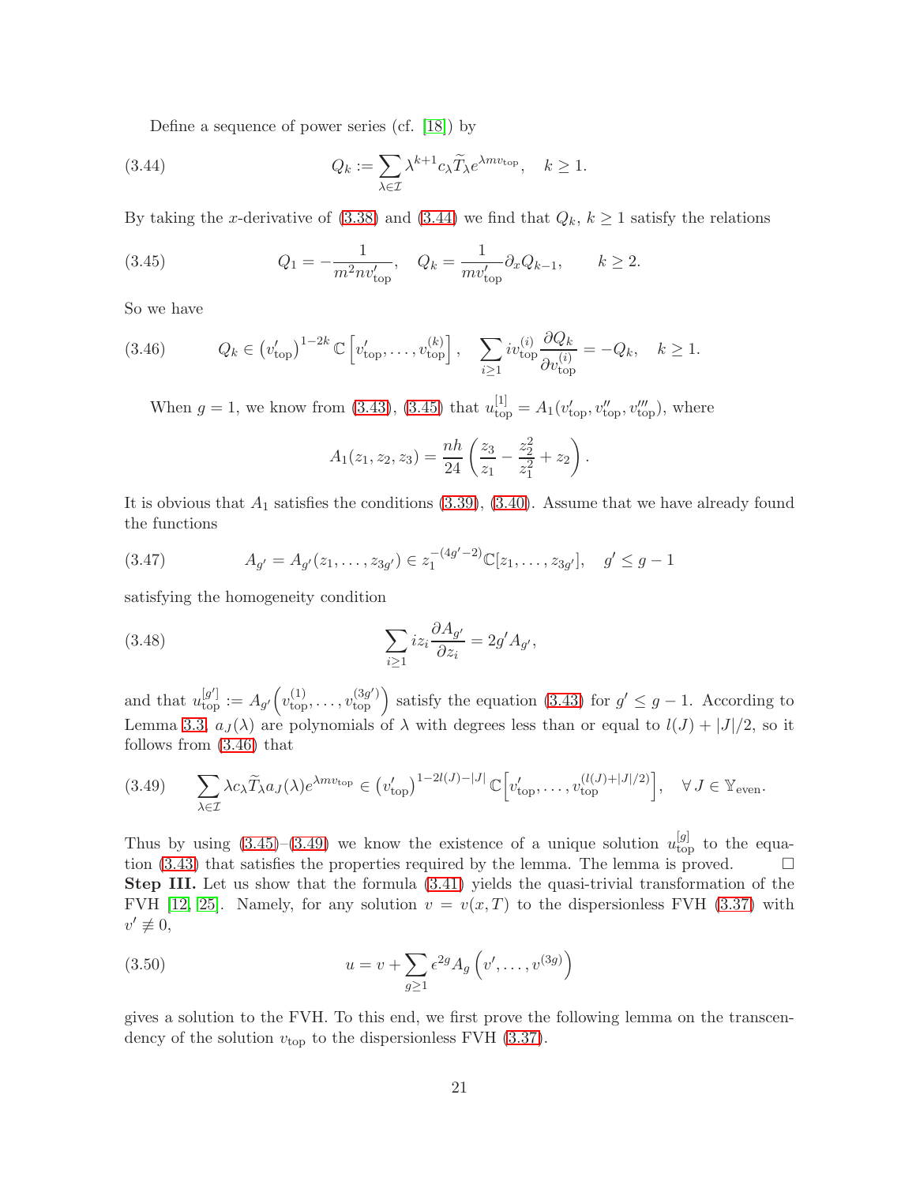Define a sequence of power series (cf. [18]) by

$$Q_k := \sum_{\lambda\in\mathcal{I}} \lambda^{k+1} c_\lambda \widetilde{T}_\lambda e^{\lambda m v_{\rm top}}, \quad k\geq 1. \tag{3.44}$$

By taking the $x$-derivative of (3.38) and (3.44) we find that $Q_k$, $k\geq 1$ satisfy the relations

$$Q_1 = -\frac{1}{m^2 n v'_{\rm top}}, \quad Q_k = \frac{1}{m v'_{\rm top}} \partial_x Q_{k-1}, \qquad k\geq 2. \tag{3.45}$$

So we have

$$Q_k \in \left(v'_{\rm top}\right)^{1-2k} \mathbb{C}\left[v'_{\rm top}, \dots, v^{(k)}_{\rm top}\right], \quad \sum_{i\geq 1} i v^{(i)}_{\rm top} \frac{\partial Q_k}{\partial v^{(i)}_{\rm top}} = -Q_k, \quad k\geq 1. \tag{3.46}$$

When $g=1$, we know from (3.43), (3.45) that $u^{[1]}_{\rm top} = A_1(v'_{\rm top}, v''_{\rm top}, v'''_{\rm top})$, where

$$A_1(z_1,z_2,z_3) = \frac{nh}{24}\left(\frac{z_3}{z_1} - \frac{z_2^2}{z_1^2} + z_2\right).$$

It is obvious that $A_1$ satisfies the conditions (3.39), (3.40). Assume that we have already found the functions

$$A_{g'} = A_{g'}(z_1,\dots,z_{3g'}) \in z_1^{-(4g'-2)}\mathbb{C}[z_1,\dots,z_{3g'}], \quad g'\leq g-1 \tag{3.47}$$

satisfying the homogeneity condition

$$\sum_{i\geq 1} i z_i \frac{\partial A_{g'}}{\partial z_i} = 2g' A_{g'}, \tag{3.48}$$

and that $u^{[g']}_{\rm top} := A_{g'}\Big(v^{(1)}_{\rm top}, \dots, v^{(3g')}_{\rm top}\Big)$ satisfy the equation (3.43) for $g'\leq g-1$. According to Lemma 3.3, $a_J(\lambda)$ are polynomials of $\lambda$ with degrees less than or equal to $l(J)+|J|/2$, so it follows from (3.46) that

$$\sum_{\lambda\in\mathcal{I}} \lambda c_\lambda \widetilde{T}_\lambda a_J(\lambda) e^{\lambda m v_{\rm top}} \in \left(v'_{\rm top}\right)^{1-2l(J)-|J|} \mathbb{C}\Big[v'_{\rm top}, \dots, v^{(l(J)+|J|/2)}_{\rm top}\Big], \quad \forall J\in \mathbb{Y}_{\rm even}. \tag{3.49}$$

Thus by using (3.45)–(3.49) we know the existence of a unique solution $u^{[g]}_{\rm top}$ to the equation (3.43) that satisfies the properties required by the lemma. The lemma is proved. $\square$

**Step III.** Let us show that the formula (3.41) yields the quasi-trivial transformation of the FVH [12, 25]. Namely, for any solution $v=v(x,T)$ to the dispersionless FVH (3.37) with $v'\not\equiv 0$,

$$u = v + \sum_{g\geq 1} \epsilon^{2g} A_g\left(v', \dots, v^{(3g)}\right) \tag{3.50}$$

gives a solution to the FVH. To this end, we first prove the following lemma on the transcendency of the solution $v_{\rm top}$ to the dispersionless FVH (3.37).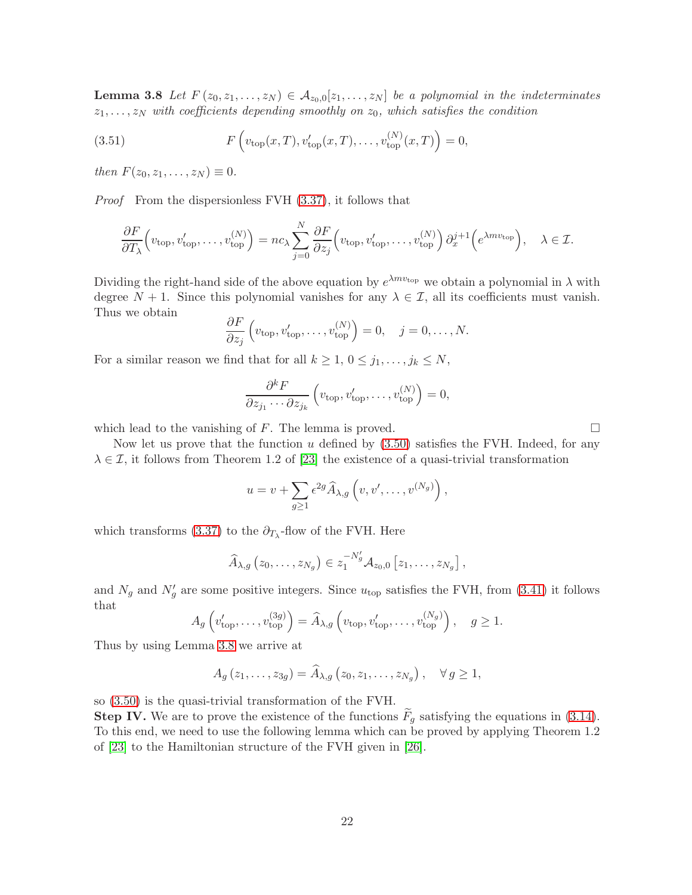**Lemma 3.8** *Let $F(z_0, z_1, \ldots, z_N) \in \mathcal{A}_{z_0,0}[z_1, \ldots, z_N]$ be a polynomial in the indeterminates $z_1, \ldots, z_N$ with coefficients depending smoothly on $z_0$, which satisfies the condition*

$$F\left(v_{\rm top}(x,T), v'_{\rm top}(x,T), \ldots, v^{(N)}_{\rm top}(x,T)\right) = 0, \tag{3.51}$$

*then $F(z_0, z_1, \ldots, z_N) \equiv 0$.*

*Proof* From the dispersionless FVH (3.37), it follows that

$$\frac{\partial F}{\partial T_\lambda}\Big(v_{\rm top}, v'_{\rm top}, \ldots, v^{(N)}_{\rm top}\Big) = nc_\lambda \sum_{j=0}^{N} \frac{\partial F}{\partial z_j}\Big(v_{\rm top}, v'_{\rm top}, \ldots, v^{(N)}_{\rm top}\Big)\, \partial_x^{j+1}\Big(e^{\lambda m v_{\rm top}}\Big), \quad \lambda \in \mathcal{I}.$$

Dividing the right-hand side of the above equation by $e^{\lambda m v_{\rm top}}$ we obtain a polynomial in $\lambda$ with degree $N+1$. Since this polynomial vanishes for any $\lambda \in \mathcal{I}$, all its coefficients must vanish. Thus we obtain

$$\frac{\partial F}{\partial z_j}\left(v_{\rm top}, v'_{\rm top}, \ldots, v^{(N)}_{\rm top}\right) = 0, \quad j = 0, \ldots, N.$$

For a similar reason we find that for all $k \geq 1$, $0 \leq j_1, \ldots, j_k \leq N$,

$$\frac{\partial^k F}{\partial z_{j_1} \cdots \partial z_{j_k}}\left(v_{\rm top}, v'_{\rm top}, \ldots, v^{(N)}_{\rm top}\right) = 0,$$

which lead to the vanishing of $F$. The lemma is proved. □

Now let us prove that the function $u$ defined by (3.50) satisfies the FVH. Indeed, for any $\lambda \in \mathcal{I}$, it follows from Theorem 1.2 of [23] the existence of a quasi-trivial transformation

$$u = v + \sum_{g \geq 1} \epsilon^{2g} \widehat{A}_{\lambda,g}\left(v, v', \ldots, v^{(N_g)}\right),$$

which transforms (3.37) to the $\partial_{T_\lambda}$-flow of the FVH. Here

$$\widehat{A}_{\lambda,g}\left(z_0, \ldots, z_{N_g}\right) \in z_1^{-N'_g} \mathcal{A}_{z_0,0}\left[z_1, \ldots, z_{N_g}\right],$$

and $N_g$ and $N'_g$ are some positive integers. Since $u_{\rm top}$ satisfies the FVH, from (3.41) it follows that

$$A_g\left(v'_{\rm top}, \ldots, v^{(3g)}_{\rm top}\right) = \widehat{A}_{\lambda,g}\left(v_{\rm top}, v'_{\rm top}, \ldots, v^{(N_g)}_{\rm top}\right), \quad g \geq 1.$$

Thus by using Lemma 3.8 we arrive at

$$A_g\left(z_1, \ldots, z_{3g}\right) = \widehat{A}_{\lambda,g}\left(z_0, z_1, \ldots, z_{N_g}\right), \quad \forall\, g \geq 1,$$

so (3.50) is the quasi-trivial transformation of the FVH.

**Step IV.** We are to prove the existence of the functions $\widetilde{F}_g$ satisfying the equations in (3.14). To this end, we need to use the following lemma which can be proved by applying Theorem 1.2 of [23] to the Hamiltonian structure of the FVH given in [26].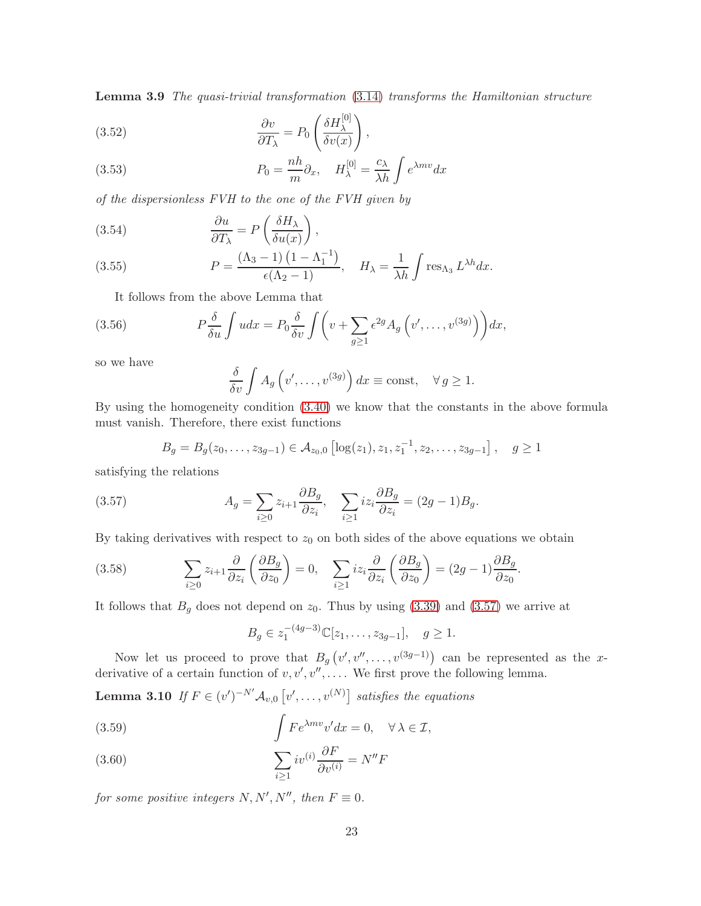**Lemma 3.9** *The quasi-trivial transformation (3.14) transforms the Hamiltonian structure*

$$\frac{\partial v}{\partial T_\lambda} = P_0 \left( \frac{\delta H_\lambda^{[0]}}{\delta v(x)} \right), \tag{3.52}$$

$$P_0 = \frac{nh}{m}\partial_x, \quad H_\lambda^{[0]} = \frac{c_\lambda}{\lambda h} \int e^{\lambda m v} dx \tag{3.53}$$

*of the dispersionless FVH to the one of the FVH given by*

$$\frac{\partial u}{\partial T_\lambda} = P \left( \frac{\delta H_\lambda}{\delta u(x)} \right), \tag{3.54}$$

$$P = \frac{(\Lambda_3 - 1)\left(1 - \Lambda_1^{-1}\right)}{\epsilon(\Lambda_2 - 1)}, \quad H_\lambda = \frac{1}{\lambda h} \int \operatorname{res}_{\Lambda_3} L^{\lambda h} dx. \tag{3.55}$$

It follows from the above Lemma that

$$P \frac{\delta}{\delta u} \int u dx = P_0 \frac{\delta}{\delta v} \int \left( v + \sum_{g \geq 1} \epsilon^{2g} A_g \left( v', \dots, v^{(3g)} \right) \right) dx, \tag{3.56}$$

so we have

$$\frac{\delta}{\delta v} \int A_g \left( v', \dots, v^{(3g)} \right) dx \equiv \text{const}, \quad \forall\, g \geq 1.$$

By using the homogeneity condition (3.40) we know that the constants in the above formula must vanish. Therefore, there exist functions

$$B_g = B_g(z_0, \dots, z_{3g-1}) \in \mathcal{A}_{z_0,0}\left[\log(z_1), z_1, z_1^{-1}, z_2, \dots, z_{3g-1}\right], \quad g \geq 1$$

satisfying the relations

$$A_g = \sum_{i \geq 0} z_{i+1} \frac{\partial B_g}{\partial z_i}, \quad \sum_{i \geq 1} i z_i \frac{\partial B_g}{\partial z_i} = (2g-1) B_g. \tag{3.57}$$

By taking derivatives with respect to $z_0$ on both sides of the above equations we obtain

$$\sum_{i \geq 0} z_{i+1} \frac{\partial}{\partial z_i} \left( \frac{\partial B_g}{\partial z_0} \right) = 0, \quad \sum_{i \geq 1} i z_i \frac{\partial}{\partial z_i} \left( \frac{\partial B_g}{\partial z_0} \right) = (2g-1) \frac{\partial B_g}{\partial z_0}. \tag{3.58}$$

It follows that $B_g$ does not depend on $z_0$. Thus by using (3.39) and (3.57) we arrive at

$$B_g \in z_1^{-(4g-3)} \mathbb{C}[z_1, \dots, z_{3g-1}], \quad g \geq 1.$$

Now let us proceed to prove that $B_g\left(v', v'', \dots, v^{(3g-1)}\right)$ can be represented as the $x$-derivative of a certain function of $v, v', v'', \dots$. We first prove the following lemma.

**Lemma 3.10** *If* $F \in (v')^{-N'} \mathcal{A}_{v,0}\left[v', \dots, v^{(N)}\right]$ *satisfies the equations*

$$\int F e^{\lambda m v} v' dx = 0, \quad \forall\, \lambda \in \mathcal{I}, \tag{3.59}$$

$$\sum_{i \geq 1} i v^{(i)} \frac{\partial F}{\partial v^{(i)}} = N'' F \tag{3.60}$$

*for some positive integers* $N, N', N''$, *then* $F \equiv 0$.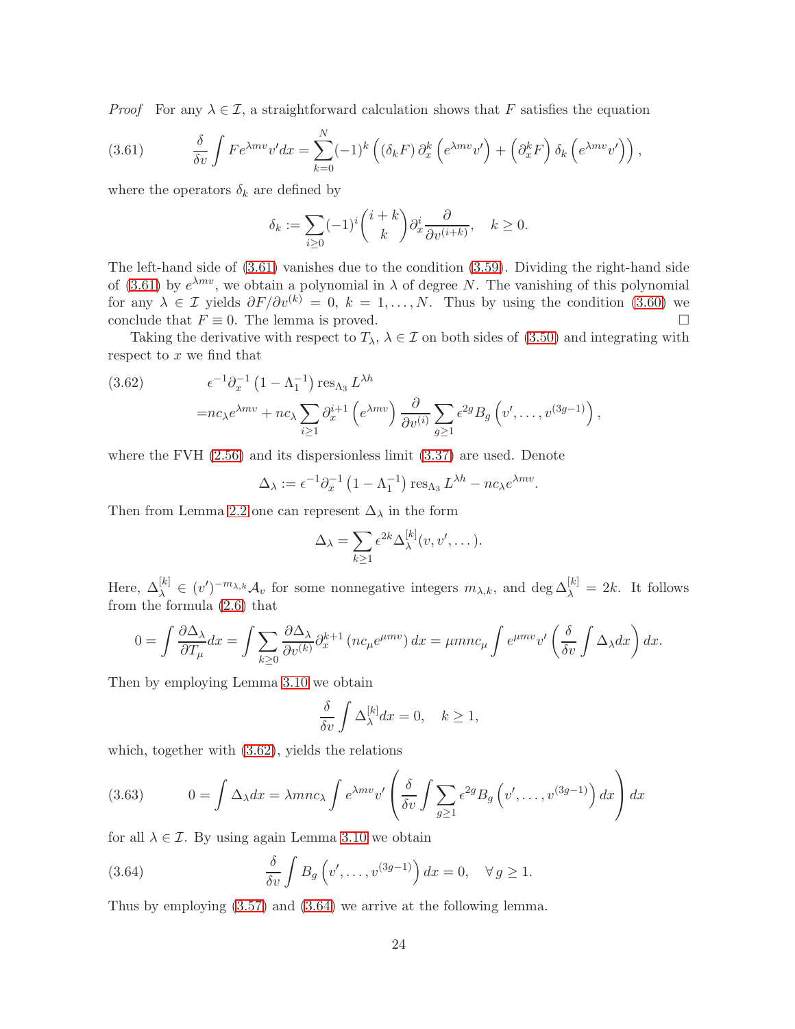*Proof* For any $\lambda \in \mathcal{I}$, a straightforward calculation shows that $F$ satisfies the equation

$$\frac{\delta}{\delta v}\int F e^{\lambda m v} v' dx = \sum_{k=0}^{N} (-1)^k \left( (\delta_k F)\, \partial_x^k \left(e^{\lambda m v} v'\right) + \left(\partial_x^k F\right) \delta_k \left(e^{\lambda m v} v'\right)\right), \tag{3.61}$$

where the operators $\delta_k$ are defined by

$$\delta_k := \sum_{i\geq 0} (-1)^i \binom{i+k}{k} \partial_x^i \frac{\partial}{\partial v^{(i+k)}}, \quad k \geq 0.$$

The left-hand side of (3.61) vanishes due to the condition (3.59). Dividing the right-hand side of (3.61) by $e^{\lambda m v}$, we obtain a polynomial in $\lambda$ of degree $N$. The vanishing of this polynomial for any $\lambda \in \mathcal{I}$ yields $\partial F/\partial v^{(k)} = 0$, $k = 1, \ldots, N$. Thus by using the condition (3.60) we conclude that $F \equiv 0$. The lemma is proved. $\square$

Taking the derivative with respect to $T_\lambda$, $\lambda \in \mathcal{I}$ on both sides of (3.50) and integrating with respect to $x$ we find that

$$\begin{aligned}
&\epsilon^{-1}\partial_x^{-1}\left(1-\Lambda_1^{-1}\right) \operatorname{res}_{\Lambda_3} L^{\lambda h} \\
=& n c_\lambda e^{\lambda m v} + n c_\lambda \sum_{i\geq 1} \partial_x^{i+1}\left(e^{\lambda m v}\right) \frac{\partial}{\partial v^{(i)}} \sum_{g\geq 1} \epsilon^{2g} B_g\left(v', \ldots, v^{(3g-1)}\right),
\end{aligned} \tag{3.62}$$

where the FVH (2.56) and its dispersionless limit (3.37) are used. Denote

$$\Delta_\lambda := \epsilon^{-1}\partial_x^{-1}\left(1-\Lambda_1^{-1}\right)\operatorname{res}_{\Lambda_3} L^{\lambda h} - n c_\lambda e^{\lambda m v}.$$

Then from Lemma 2.2 one can represent $\Delta_\lambda$ in the form

$$\Delta_\lambda = \sum_{k\geq 1} \epsilon^{2k} \Delta_\lambda^{[k]}(v, v', \ldots).$$

Here, $\Delta_\lambda^{[k]} \in (v')^{-m_{\lambda,k}} \mathcal{A}_v$ for some nonnegative integers $m_{\lambda,k}$, and $\deg \Delta_\lambda^{[k]} = 2k$. It follows from the formula (2.6) that

$$0 = \int \frac{\partial \Delta_\lambda}{\partial T_\mu} dx = \int \sum_{k\geq 0} \frac{\partial \Delta_\lambda}{\partial v^{(k)}} \partial_x^{k+1}\left(n c_\mu e^{\mu m v}\right) dx = \mu m n c_\mu \int e^{\mu m v} v' \left(\frac{\delta}{\delta v}\int \Delta_\lambda dx\right) dx.$$

Then by employing Lemma 3.10 we obtain

$$\frac{\delta}{\delta v}\int \Delta_\lambda^{[k]} dx = 0, \quad k \geq 1,$$

which, together with (3.62), yields the relations

$$0 = \int \Delta_\lambda dx = \lambda m n c_\lambda \int e^{\lambda m v} v' \left( \frac{\delta}{\delta v} \int \sum_{g\geq 1} \epsilon^{2g} B_g\left(v', \ldots, v^{(3g-1)}\right) dx \right) dx \tag{3.63}$$

for all $\lambda \in \mathcal{I}$. By using again Lemma 3.10 we obtain

$$\frac{\delta}{\delta v} \int B_g\left(v', \ldots, v^{(3g-1)}\right) dx = 0, \quad \forall\, g \geq 1. \tag{3.64}$$

Thus by employing (3.57) and (3.64) we arrive at the following lemma.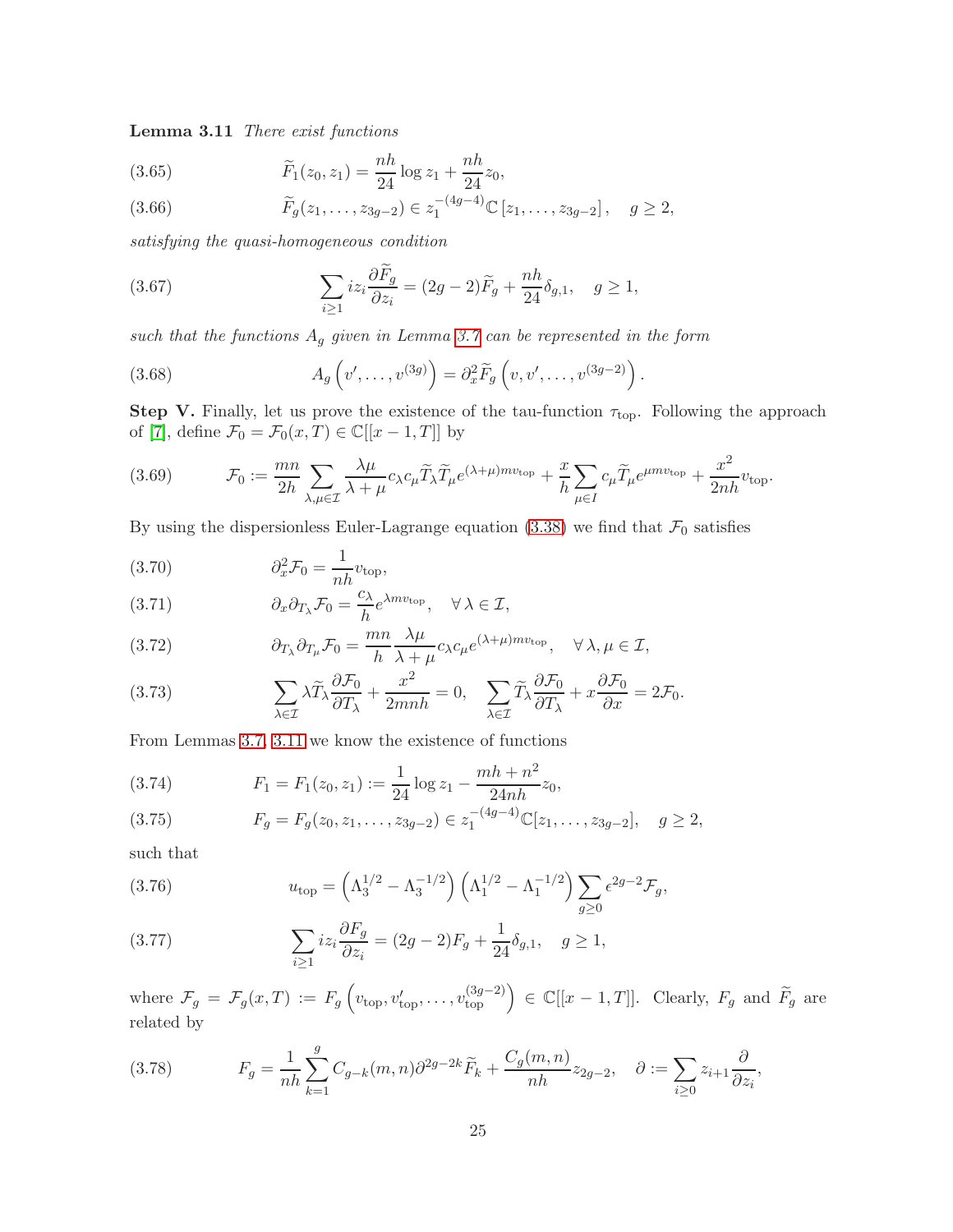**Lemma 3.11** *There exist functions*

$$\widetilde{F}_1(z_0, z_1) = \frac{nh}{24}\log z_1 + \frac{nh}{24} z_0, \tag{3.65}$$

$$\widetilde{F}_g(z_1, \dots, z_{3g-2}) \in z_1^{-(4g-4)}\mathbb{C}\left[z_1, \dots, z_{3g-2}\right], \quad g \geq 2, \tag{3.66}$$

*satisfying the quasi-homogeneous condition*

$$\sum_{i\geq 1} i z_i \frac{\partial \widetilde{F}_g}{\partial z_i} = (2g-2)\widetilde{F}_g + \frac{nh}{24}\delta_{g,1}, \quad g \geq 1, \tag{3.67}$$

*such that the functions $A_g$ given in Lemma 3.7 can be represented in the form*

$$A_g\left(v', \dots, v^{(3g)}\right) = \partial_x^2 \widetilde{F}_g\left(v, v', \dots, v^{(3g-2)}\right). \tag{3.68}$$

**Step V.** Finally, let us prove the existence of the tau-function $\tau_{\rm top}$. Following the approach of [7], define $\mathcal{F}_0 = \mathcal{F}_0(x, T) \in \mathbb{C}[[x-1, T]]$ by

$$\mathcal{F}_0 := \frac{mn}{2h}\sum_{\lambda,\mu\in\mathcal{I}} \frac{\lambda\mu}{\lambda+\mu} c_\lambda c_\mu \widetilde{T}_\lambda \widetilde{T}_\mu e^{(\lambda+\mu)m v_{\rm top}} + \frac{x}{h}\sum_{\mu\in I} c_\mu \widetilde{T}_\mu e^{\mu m v_{\rm top}} + \frac{x^2}{2nh} v_{\rm top}. \tag{3.69}$$

By using the dispersionless Euler-Lagrange equation (3.38) we find that $\mathcal{F}_0$ satisfies

$$\partial_x^2 \mathcal{F}_0 = \frac{1}{nh} v_{\rm top}, \tag{3.70}$$

$$\partial_x \partial_{T_\lambda} \mathcal{F}_0 = \frac{c_\lambda}{h} e^{\lambda m v_{\rm top}}, \quad \forall\, \lambda \in \mathcal{I}, \tag{3.71}$$

$$\partial_{T_\lambda}\partial_{T_\mu} \mathcal{F}_0 = \frac{mn}{h}\frac{\lambda\mu}{\lambda+\mu} c_\lambda c_\mu e^{(\lambda+\mu)m v_{\rm top}}, \quad \forall\, \lambda, \mu \in \mathcal{I}, \tag{3.72}$$

$$\sum_{\lambda\in\mathcal{I}} \lambda \widetilde{T}_\lambda \frac{\partial \mathcal{F}_0}{\partial T_\lambda} + \frac{x^2}{2mnh} = 0, \quad \sum_{\lambda\in\mathcal{I}} \widetilde{T}_\lambda \frac{\partial \mathcal{F}_0}{\partial T_\lambda} + x\frac{\partial \mathcal{F}_0}{\partial x} = 2\mathcal{F}_0. \tag{3.73}$$

From Lemmas 3.7, 3.11 we know the existence of functions

$$F_1 = F_1(z_0, z_1) := \frac{1}{24}\log z_1 - \frac{mh + n^2}{24nh} z_0, \tag{3.74}$$

$$F_g = F_g(z_0, z_1, \dots, z_{3g-2}) \in z_1^{-(4g-4)}\mathbb{C}[z_1, \dots, z_{3g-2}], \quad g \geq 2, \tag{3.75}$$

such that

$$u_{\rm top} = \left(\Lambda_3^{1/2} - \Lambda_3^{-1/2}\right)\left(\Lambda_1^{1/2} - \Lambda_1^{-1/2}\right)\sum_{g\geq 0} \epsilon^{2g-2}\mathcal{F}_g, \tag{3.76}$$

$$\sum_{i\geq 1} i z_i \frac{\partial F_g}{\partial z_i} = (2g-2)F_g + \frac{1}{24}\delta_{g,1}, \quad g \geq 1, \tag{3.77}$$

where $\mathcal{F}_g = \mathcal{F}_g(x, T) := F_g\left(v_{\rm top}, v'_{\rm top}, \dots, v_{\rm top}^{(3g-2)}\right) \in \mathbb{C}[[x-1, T]]$. Clearly, $F_g$ and $\widetilde{F}_g$ are related by

$$F_g = \frac{1}{nh}\sum_{k=1}^{g} C_{g-k}(m,n)\partial^{2g-2k}\widetilde{F}_k + \frac{C_g(m,n)}{nh} z_{2g-2}, \quad \partial := \sum_{i\geq 0} z_{i+1}\frac{\partial}{\partial z_i}, \tag{3.78}$$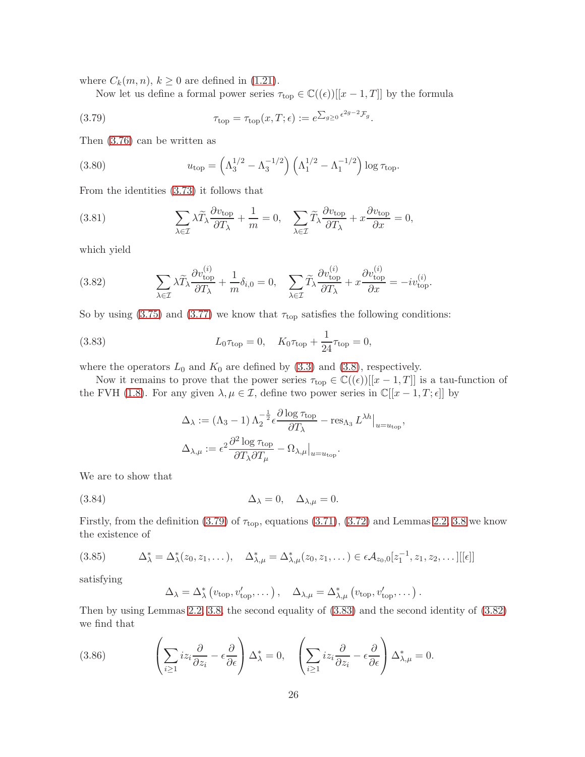where $C_k(m,n)$, $k\geq 0$ are defined in (1.21).

Now let us define a formal power series $\tau_{\rm top}\in\mathbb{C}((\epsilon))[[x-1,T]]$ by the formula

$$
\tau_{\rm top}=\tau_{\rm top}(x,T;\epsilon):=e^{\sum_{g\geq 0}\epsilon^{2g-2}\mathcal{F}_g}. \tag{3.79}
$$

Then (3.76) can be written as

$$
u_{\rm top}=\left(\Lambda_3^{1/2}-\Lambda_3^{-1/2}\right)\left(\Lambda_1^{1/2}-\Lambda_1^{-1/2}\right)\log\tau_{\rm top}. \tag{3.80}
$$

From the identities (3.73) it follows that

$$
\sum_{\lambda\in\mathcal{I}}\lambda\widetilde{T}_\lambda\frac{\partial v_{\rm top}}{\partial T_\lambda}+\frac{1}{m}=0,\quad \sum_{\lambda\in\mathcal{I}}\widetilde{T}_\lambda\frac{\partial v_{\rm top}}{\partial T_\lambda}+x\frac{\partial v_{\rm top}}{\partial x}=0, \tag{3.81}
$$

which yield

$$
\sum_{\lambda\in\mathcal{I}}\lambda\widetilde{T}_\lambda\frac{\partial v^{(i)}_{\rm top}}{\partial T_\lambda}+\frac{1}{m}\delta_{i,0}=0,\quad \sum_{\lambda\in\mathcal{I}}\widetilde{T}_\lambda\frac{\partial v^{(i)}_{\rm top}}{\partial T_\lambda}+x\frac{\partial v^{(i)}_{\rm top}}{\partial x}=-iv^{(i)}_{\rm top}. \tag{3.82}
$$

So by using (3.75) and (3.77) we know that $\tau_{\rm top}$ satisfies the following conditions:

$$
L_0\tau_{\rm top}=0,\quad K_0\tau_{\rm top}+\frac{1}{24}\tau_{\rm top}=0, \tag{3.83}
$$

where the operators $L_0$ and $K_0$ are defined by (3.3) and (3.8), respectively.

Now it remains to prove that the power series $\tau_{\rm top}\in\mathbb{C}((\epsilon))[[x-1,T]]$ is a tau-function of the FVH (1.8). For any given $\lambda,\mu\in\mathcal{I}$, define two power series in $\mathbb{C}[[x-1,T;\epsilon]]$ by

$$
\Delta_\lambda:=(\Lambda_3-1)\,\Lambda_2^{-\frac{1}{2}}\epsilon\frac{\partial\log\tau_{\rm top}}{\partial T_\lambda}-\operatorname{res}_{\Lambda_3}L^{\lambda h}\big|_{u=u_{\rm top}},
$$

$$
\Delta_{\lambda,\mu}:=\epsilon^2\frac{\partial^2\log\tau_{\rm top}}{\partial T_\lambda\partial T_\mu}-\Omega_{\lambda,\mu}\big|_{u=u_{\rm top}}.
$$

We are to show that

$$
\Delta_\lambda=0,\quad \Delta_{\lambda,\mu}=0. \tag{3.84}
$$

Firstly, from the definition (3.79) of $\tau_{\rm top}$, equations (3.71), (3.72) and Lemmas 2.2, 3.8 we know the existence of

$$
\Delta^*_\lambda=\Delta^*_\lambda(z_0,z_1,\dots),\quad \Delta^*_{\lambda,\mu}=\Delta^*_{\lambda,\mu}(z_0,z_1,\dots)\in\epsilon\mathcal{A}_{z_0,0}[z_1^{-1},z_1,z_2,\dots][[\epsilon]] \tag{3.85}
$$

satisfying

$$
\Delta_\lambda=\Delta^*_\lambda\left(v_{\rm top},v'_{\rm top},\dots\right),\quad \Delta_{\lambda,\mu}=\Delta^*_{\lambda,\mu}\left(v_{\rm top},v'_{\rm top},\dots\right).
$$

Then by using Lemmas 2.2, 3.8, the second equality of (3.83) and the second identity of (3.82) we find that

$$
\left(\sum_{i\geq 1}iz_i\frac{\partial}{\partial z_i}-\epsilon\frac{\partial}{\partial\epsilon}\right)\Delta^*_\lambda=0,\quad \left(\sum_{i\geq 1}iz_i\frac{\partial}{\partial z_i}-\epsilon\frac{\partial}{\partial\epsilon}\right)\Delta^*_{\lambda,\mu}=0. \tag{3.86}
$$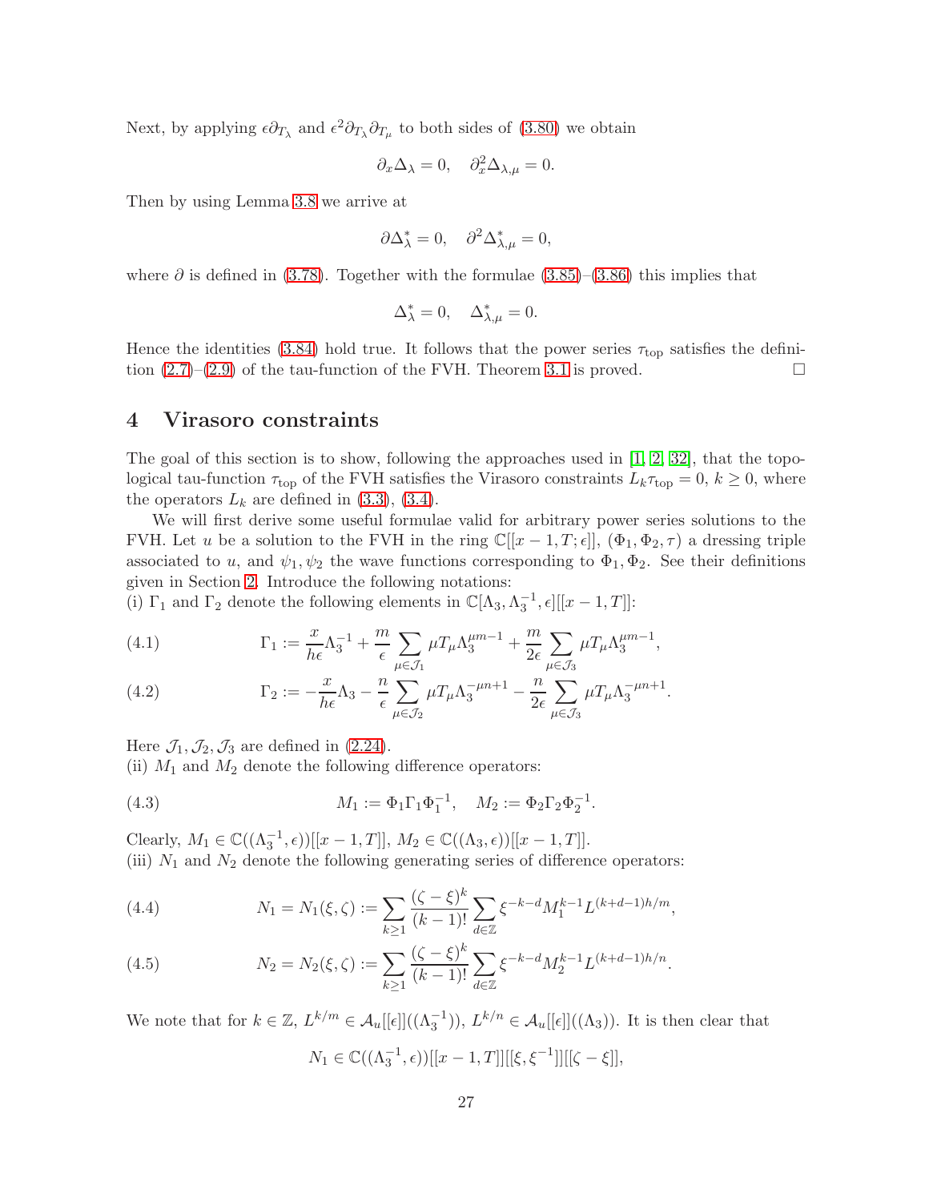Next, by applying $\epsilon\partial_{T_\lambda}$ and $\epsilon^2\partial_{T_\lambda}\partial_{T_\mu}$ to both sides of (3.80) we obtain

$$\partial_x \Delta_\lambda = 0, \quad \partial_x^2 \Delta_{\lambda,\mu} = 0.$$

Then by using Lemma 3.8 we arrive at

$$\partial \Delta_\lambda^* = 0, \quad \partial^2 \Delta_{\lambda,\mu}^* = 0,$$

where $\partial$ is defined in (3.78). Together with the formulae (3.85)–(3.86) this implies that

$$\Delta_\lambda^* = 0, \quad \Delta_{\lambda,\mu}^* = 0.$$

Hence the identities (3.84) hold true. It follows that the power series $\tau_{\rm top}$ satisfies the definition (2.7)–(2.9) of the tau-function of the FVH. Theorem 3.1 is proved. □

## 4 Virasoro constraints

The goal of this section is to show, following the approaches used in [1, 2, 32], that the topological tau-function $\tau_{\rm top}$ of the FVH satisfies the Virasoro constraints $L_k\tau_{\rm top} = 0$, $k \geq 0$, where the operators $L_k$ are defined in (3.3), (3.4).

We will first derive some useful formulae valid for arbitrary power series solutions to the FVH. Let $u$ be a solution to the FVH in the ring $\mathbb{C}[[x-1, T; \epsilon]]$, $(\Phi_1, \Phi_2, \tau)$ a dressing triple associated to $u$, and $\psi_1, \psi_2$ the wave functions corresponding to $\Phi_1, \Phi_2$. See their definitions given in Section 2. Introduce the following notations:

(i) $\Gamma_1$ and $\Gamma_2$ denote the following elements in $\mathbb{C}[\Lambda_3, \Lambda_3^{-1}, \epsilon][[x-1, T]]$:

$$\Gamma_1 := \frac{x}{h\epsilon}\Lambda_3^{-1} + \frac{m}{\epsilon}\sum_{\mu\in\mathcal{J}_1}\mu T_\mu \Lambda_3^{\mu m-1} + \frac{m}{2\epsilon}\sum_{\mu\in\mathcal{J}_3}\mu T_\mu \Lambda_3^{\mu m-1}, \tag{4.1}$$

$$\Gamma_2 := -\frac{x}{h\epsilon}\Lambda_3 - \frac{n}{\epsilon}\sum_{\mu\in\mathcal{J}_2}\mu T_\mu \Lambda_3^{-\mu n+1} - \frac{n}{2\epsilon}\sum_{\mu\in\mathcal{J}_3}\mu T_\mu \Lambda_3^{-\mu n+1}. \tag{4.2}$$

Here $\mathcal{J}_1, \mathcal{J}_2, \mathcal{J}_3$ are defined in (2.24).

(ii) $M_1$ and $M_2$ denote the following difference operators:

$$M_1 := \Phi_1\Gamma_1\Phi_1^{-1}, \quad M_2 := \Phi_2\Gamma_2\Phi_2^{-1}. \tag{4.3}$$

Clearly, $M_1 \in \mathbb{C}((\Lambda_3^{-1}, \epsilon))[[x-1, T]]$, $M_2 \in \mathbb{C}((\Lambda_3, \epsilon))[[x-1, T]]$.

(iii) $N_1$ and $N_2$ denote the following generating series of difference operators:

$$N_1 = N_1(\xi, \zeta) := \sum_{k\geq 1}\frac{(\zeta-\xi)^k}{(k-1)!}\sum_{d\in\mathbb{Z}}\xi^{-k-d}M_1^{k-1}L^{(k+d-1)h/m}, \tag{4.4}$$

$$N_2 = N_2(\xi, \zeta) := \sum_{k\geq 1}\frac{(\zeta-\xi)^k}{(k-1)!}\sum_{d\in\mathbb{Z}}\xi^{-k-d}M_2^{k-1}L^{(k+d-1)h/n}. \tag{4.5}$$

We note that for $k \in \mathbb{Z}$, $L^{k/m} \in \mathcal{A}_u[[\epsilon]]((\Lambda_3^{-1}))$, $L^{k/n} \in \mathcal{A}_u[[\epsilon]]((\Lambda_3))$. It is then clear that

$$N_1 \in \mathbb{C}((\Lambda_3^{-1}, \epsilon))[[x-1, T]][[\xi, \xi^{-1}]][[\zeta-\xi]],$$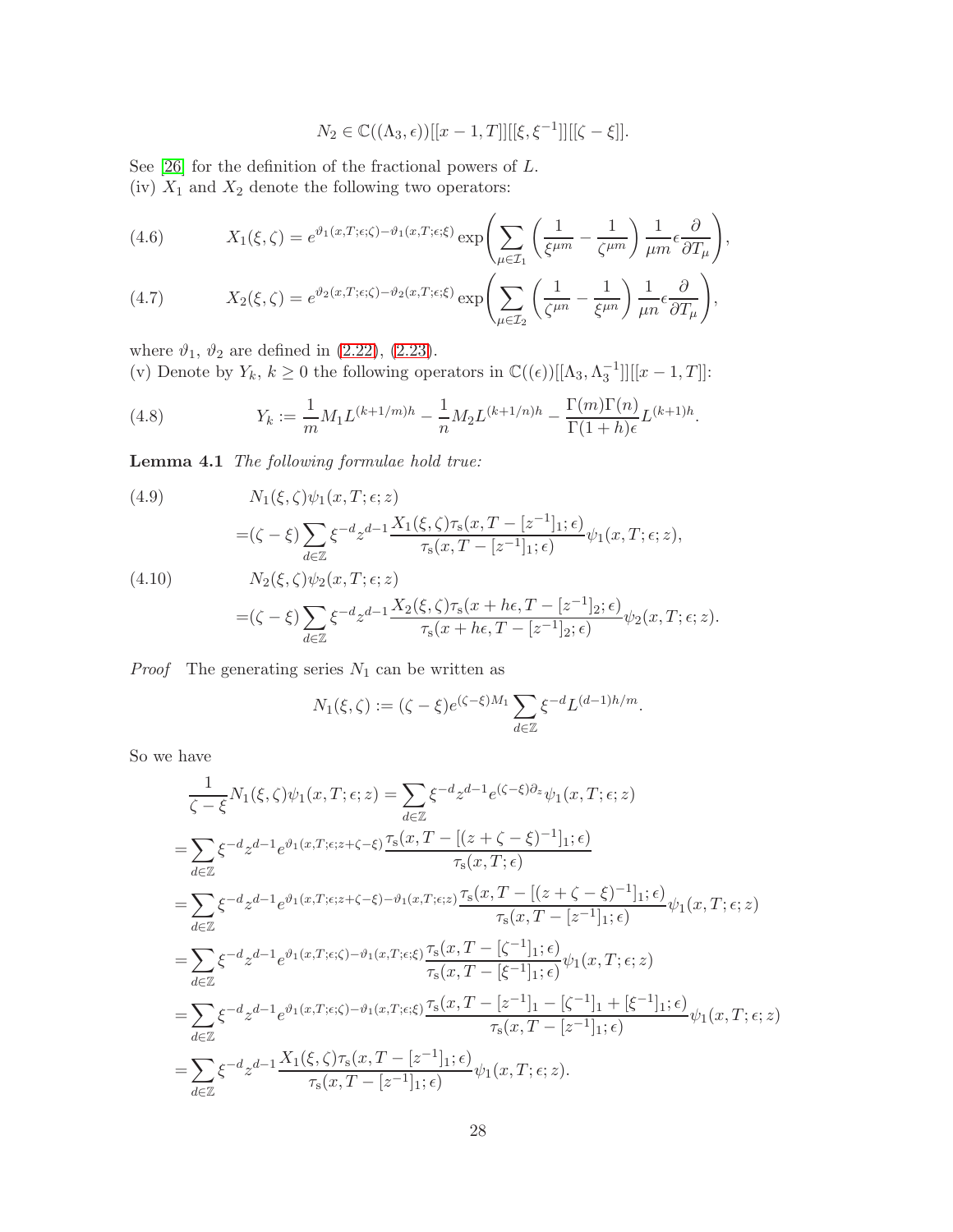$$N_2 \in \mathbb{C}((\Lambda_3, \epsilon))[[x-1, T]][[\xi, \xi^{-1}]][[\zeta - \xi]].$$

See [26] for the definition of the fractional powers of $L$.

(iv) $X_1$ and $X_2$ denote the following two operators:

$$X_1(\xi, \zeta) = e^{\vartheta_1(x,T;\epsilon;\zeta) - \vartheta_1(x,T;\epsilon;\xi)} \exp\left( \sum_{\mu \in \mathcal{I}_1} \left( \frac{1}{\xi^{\mu m}} - \frac{1}{\zeta^{\mu m}} \right) \frac{1}{\mu m} \epsilon \frac{\partial}{\partial T_\mu} \right), \tag{4.6}$$

$$X_2(\xi, \zeta) = e^{\vartheta_2(x,T;\epsilon;\zeta) - \vartheta_2(x,T;\epsilon;\xi)} \exp\left( \sum_{\mu \in \mathcal{I}_2} \left( \frac{1}{\zeta^{\mu n}} - \frac{1}{\xi^{\mu n}} \right) \frac{1}{\mu n} \epsilon \frac{\partial}{\partial T_\mu} \right), \tag{4.7}$$

where $\vartheta_1$, $\vartheta_2$ are defined in (2.22), (2.23).

(v) Denote by $Y_k$, $k \geq 0$ the following operators in $\mathbb{C}((\epsilon))[[\Lambda_3, \Lambda_3^{-1}]][[x-1, T]]$:

$$Y_k := \frac{1}{m} M_1 L^{(k+1/m)h} - \frac{1}{n} M_2 L^{(k+1/n)h} - \frac{\Gamma(m)\Gamma(n)}{\Gamma(1+h)\epsilon} L^{(k+1)h}. \tag{4.8}$$

**Lemma 4.1** *The following formulae hold true:*

$$\begin{aligned} &N_1(\xi, \zeta)\psi_1(x, T; \epsilon; z) \\ =&(\zeta - \xi) \sum_{d \in \mathbb{Z}} \xi^{-d} z^{d-1} \frac{X_1(\xi, \zeta)\tau_{\mathrm{s}}(x, T - [z^{-1}]_1; \epsilon)}{\tau_{\mathrm{s}}(x, T - [z^{-1}]_1; \epsilon)} \psi_1(x, T; \epsilon; z), \end{aligned} \tag{4.9}$$

$$\begin{aligned} &N_2(\xi, \zeta)\psi_2(x, T; \epsilon; z) \\ =&(\zeta - \xi) \sum_{d \in \mathbb{Z}} \xi^{-d} z^{d-1} \frac{X_2(\xi, \zeta)\tau_{\mathrm{s}}(x + h\epsilon, T - [z^{-1}]_2; \epsilon)}{\tau_{\mathrm{s}}(x + h\epsilon, T - [z^{-1}]_2; \epsilon)} \psi_2(x, T; \epsilon; z). \end{aligned} \tag{4.10}$$

*Proof* The generating series $N_1$ can be written as

$$N_1(\xi, \zeta) := (\zeta - \xi) e^{(\zeta - \xi) M_1} \sum_{d \in \mathbb{Z}} \xi^{-d} L^{(d-1)h/m}.$$

So we have

$$\begin{aligned} &\frac{1}{\zeta - \xi} N_1(\xi, \zeta)\psi_1(x, T; \epsilon; z) = \sum_{d \in \mathbb{Z}} \xi^{-d} z^{d-1} e^{(\zeta - \xi)\partial_z} \psi_1(x, T; \epsilon; z) \\ =& \sum_{d \in \mathbb{Z}} \xi^{-d} z^{d-1} e^{\vartheta_1(x,T;\epsilon;z+\zeta-\xi)} \frac{\tau_{\mathrm{s}}(x, T - [(z+\zeta-\xi)^{-1}]_1; \epsilon)}{\tau_{\mathrm{s}}(x, T; \epsilon)} \\ =& \sum_{d \in \mathbb{Z}} \xi^{-d} z^{d-1} e^{\vartheta_1(x,T;\epsilon;z+\zeta-\xi) - \vartheta_1(x,T;\epsilon;z)} \frac{\tau_{\mathrm{s}}(x, T - [(z+\zeta-\xi)^{-1}]_1; \epsilon)}{\tau_{\mathrm{s}}(x, T - [z^{-1}]_1; \epsilon)} \psi_1(x, T; \epsilon; z) \\ =& \sum_{d \in \mathbb{Z}} \xi^{-d} z^{d-1} e^{\vartheta_1(x,T;\epsilon;\zeta) - \vartheta_1(x,T;\epsilon;\xi)} \frac{\tau_{\mathrm{s}}(x, T - [\zeta^{-1}]_1; \epsilon)}{\tau_{\mathrm{s}}(x, T - [\xi^{-1}]_1; \epsilon)} \psi_1(x, T; \epsilon; z) \\ =& \sum_{d \in \mathbb{Z}} \xi^{-d} z^{d-1} e^{\vartheta_1(x,T;\epsilon;\zeta) - \vartheta_1(x,T;\epsilon;\xi)} \frac{\tau_{\mathrm{s}}(x, T - [z^{-1}]_1 - [\zeta^{-1}]_1 + [\xi^{-1}]_1; \epsilon)}{\tau_{\mathrm{s}}(x, T - [z^{-1}]_1; \epsilon)} \psi_1(x, T; \epsilon; z) \\ =& \sum_{d \in \mathbb{Z}} \xi^{-d} z^{d-1} \frac{X_1(\xi, \zeta)\tau_{\mathrm{s}}(x, T - [z^{-1}]_1; \epsilon)}{\tau_{\mathrm{s}}(x, T - [z^{-1}]_1; \epsilon)} \psi_1(x, T; \epsilon; z). \end{aligned}$$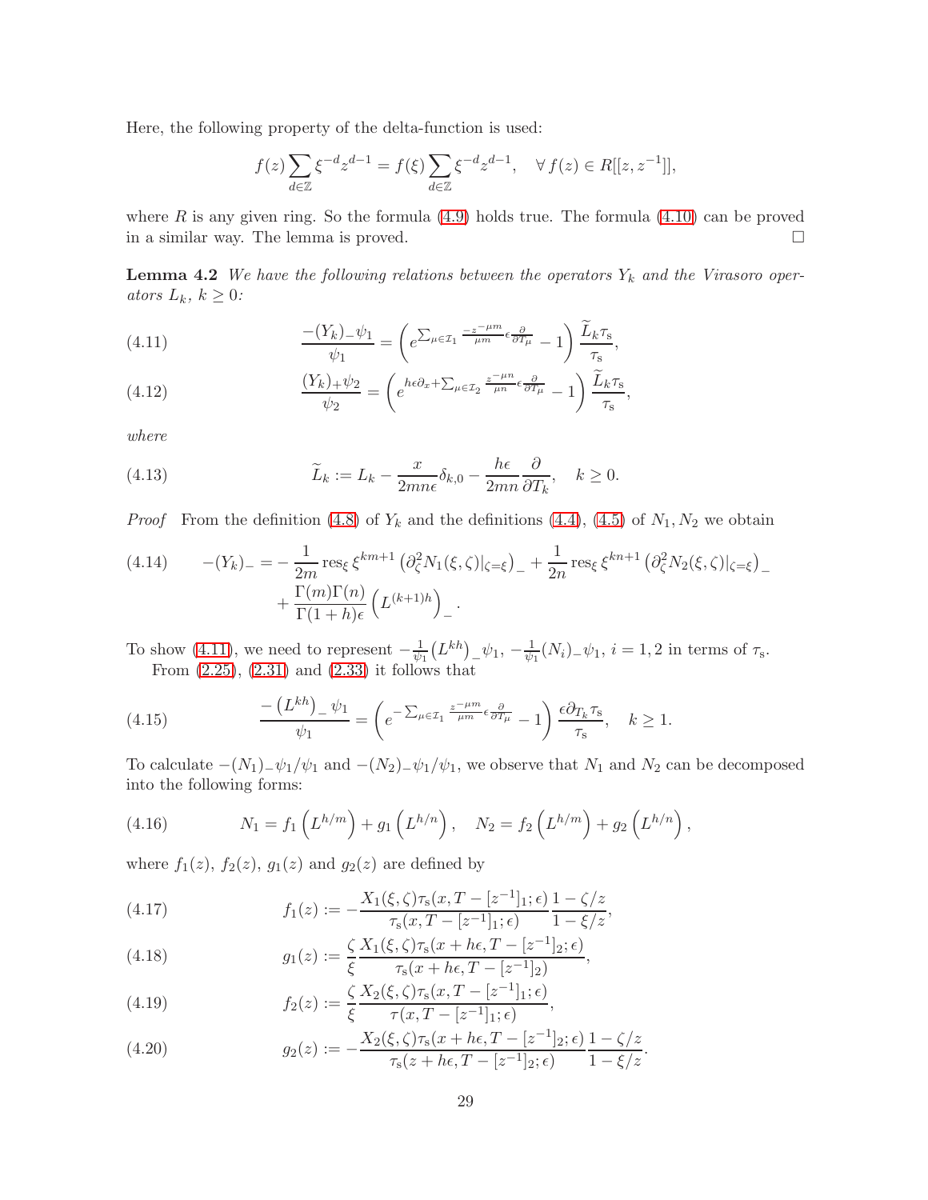Here, the following property of the delta-function is used:

$$f(z)\sum_{d\in\mathbb{Z}}\xi^{-d}z^{d-1} = f(\xi)\sum_{d\in\mathbb{Z}}\xi^{-d}z^{d-1}, \quad \forall\, f(z)\in R[[z,z^{-1}]],$$

where $R$ is any given ring. So the formula (4.9) holds true. The formula (4.10) can be proved in a similar way. The lemma is proved. □

**Lemma 4.2** *We have the following relations between the operators $Y_k$ and the Virasoro operators $L_k$, $k\geq 0$:*

$$\frac{-(Y_k)_-\psi_1}{\psi_1} = \left(e^{\sum_{\mu\in\mathcal{I}_1}\frac{-z^{-\mu m}}{\mu m}\epsilon\frac{\partial}{\partial T_\mu}}-1\right)\frac{\widetilde{L}_k\tau_{\rm s}}{\tau_{\rm s}}, \tag{4.11}$$

$$\frac{(Y_k)_+\psi_2}{\psi_2} = \left(e^{h\epsilon\partial_x+\sum_{\mu\in\mathcal{I}_2}\frac{z^{-\mu n}}{\mu n}\epsilon\frac{\partial}{\partial T_\mu}}-1\right)\frac{\widetilde{L}_k\tau_{\rm s}}{\tau_{\rm s}}, \tag{4.12}$$

*where*

$$\widetilde{L}_k := L_k - \frac{x}{2mn\epsilon}\delta_{k,0} - \frac{h\epsilon}{2mn}\frac{\partial}{\partial T_k}, \quad k\geq 0. \tag{4.13}$$

*Proof* From the definition (4.8) of $Y_k$ and the definitions (4.4), (4.5) of $N_1, N_2$ we obtain

$$\begin{aligned}-(Y_k)_- = &-\frac{1}{2m}\,\mathrm{res}_\xi\,\xi^{km+1}\left(\partial_\zeta^2 N_1(\xi,\zeta)|_{\zeta=\xi}\right)_- + \frac{1}{2n}\,\mathrm{res}_\xi\,\xi^{kn+1}\left(\partial_\zeta^2 N_2(\xi,\zeta)|_{\zeta=\xi}\right)_- \\ &+\frac{\Gamma(m)\Gamma(n)}{\Gamma(1+h)\epsilon}\left(L^{(k+1)h}\right)_-.\end{aligned} \tag{4.14}$$

To show (4.11), we need to represent $-\frac{1}{\psi_1}\left(L^{kh}\right)_-\psi_1$, $-\frac{1}{\psi_1}(N_i)_-\psi_1$, $i=1,2$ in terms of $\tau_{\rm s}$.

From (2.25), (2.31) and (2.33) it follows that

$$\frac{-\left(L^{kh}\right)_-\psi_1}{\psi_1} = \left(e^{-\sum_{\mu\in\mathcal{I}_1}\frac{z^{-\mu m}}{\mu m}\epsilon\frac{\partial}{\partial T_\mu}}-1\right)\frac{\epsilon\partial_{T_k}\tau_{\rm s}}{\tau_{\rm s}}, \quad k\geq 1. \tag{4.15}$$

To calculate $-(N_1)_-\psi_1/\psi_1$ and $-(N_2)_-\psi_1/\psi_1$, we observe that $N_1$ and $N_2$ can be decomposed into the following forms:

$$N_1 = f_1\left(L^{h/m}\right) + g_1\left(L^{h/n}\right), \quad N_2 = f_2\left(L^{h/m}\right) + g_2\left(L^{h/n}\right), \tag{4.16}$$

where $f_1(z)$, $f_2(z)$, $g_1(z)$ and $g_2(z)$ are defined by

$$f_1(z) := -\frac{X_1(\xi,\zeta)\tau_{\rm s}(x,T-[z^{-1}]_1;\epsilon)}{\tau_{\rm s}(x,T-[z^{-1}]_1;\epsilon)}\frac{1-\zeta/z}{1-\xi/z}, \tag{4.17}$$

$$g_1(z) := \frac{\zeta}{\xi}\frac{X_1(\xi,\zeta)\tau_{\rm s}(x+h\epsilon,T-[z^{-1}]_2;\epsilon)}{\tau_{\rm s}(x+h\epsilon,T-[z^{-1}]_2)}, \tag{4.18}$$

$$f_2(z) := \frac{\zeta}{\xi}\frac{X_2(\xi,\zeta)\tau_{\rm s}(x,T-[z^{-1}]_1;\epsilon)}{\tau(x,T-[z^{-1}]_1;\epsilon)}, \tag{4.19}$$

$$g_2(z) := -\frac{X_2(\xi,\zeta)\tau_{\rm s}(x+h\epsilon,T-[z^{-1}]_2;\epsilon)}{\tau_{\rm s}(z+h\epsilon,T-[z^{-1}]_2;\epsilon)}\frac{1-\zeta/z}{1-\xi/z}. \tag{4.20}$$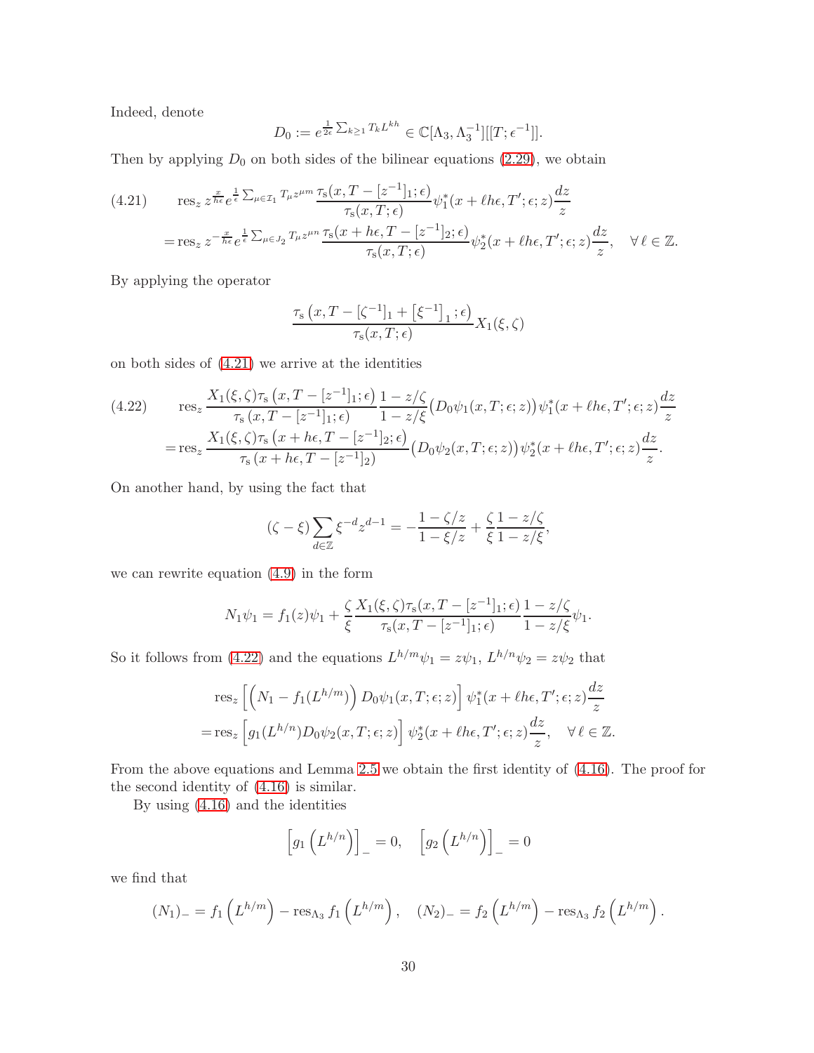Indeed, denote

$$D_0 := e^{\frac{1}{2\epsilon}\sum_{k\geq 1} T_k L^{kh}} \in \mathbb{C}[\Lambda_3, \Lambda_3^{-1}][[T;\epsilon^{-1}]].$$

Then by applying $D_0$ on both sides of the bilinear equations (2.29), we obtain

$$\begin{aligned}
(4.21)\qquad &\operatorname{res}_z z^{\frac{x}{h\epsilon}} e^{\frac{1}{\epsilon}\sum_{\mu\in\mathcal{I}_1} T_\mu z^{\mu m}} \frac{\tau_{\rm s}(x, T-[z^{-1}]_1;\epsilon)}{\tau_{\rm s}(x,T;\epsilon)} \psi_1^*(x+\ell h\epsilon, T';\epsilon;z)\frac{dz}{z}\\
&= \operatorname{res}_z z^{-\frac{x}{h\epsilon}} e^{\frac{1}{\epsilon}\sum_{\mu\in J_2} T_\mu z^{\mu n}} \frac{\tau_{\rm s}(x+h\epsilon, T-[z^{-1}]_2;\epsilon)}{\tau_{\rm s}(x,T;\epsilon)} \psi_2^*(x+\ell h\epsilon, T';\epsilon;z)\frac{dz}{z}, \quad \forall\, \ell\in\mathbb{Z}.
\end{aligned}$$

By applying the operator

$$\frac{\tau_{\rm s}\left(x, T-[\zeta^{-1}]_1 + \left[\xi^{-1}\right]_1;\epsilon\right)}{\tau_{\rm s}(x,T;\epsilon)} X_1(\xi,\zeta)$$

on both sides of (4.21) we arrive at the identities

$$\begin{aligned}
(4.22)\qquad &\operatorname{res}_z \frac{X_1(\xi,\zeta)\tau_{\rm s}\left(x, T-[z^{-1}]_1;\epsilon\right)}{\tau_{\rm s}\left(x, T-[z^{-1}]_1;\epsilon\right)} \frac{1-z/\zeta}{1-z/\xi}\big(D_0\psi_1(x,T;\epsilon;z)\big)\psi_1^*(x+\ell h\epsilon, T';\epsilon;z)\frac{dz}{z}\\
&= \operatorname{res}_z \frac{X_1(\xi,\zeta)\tau_{\rm s}\left(x+h\epsilon, T-[z^{-1}]_2;\epsilon\right)}{\tau_{\rm s}\left(x+h\epsilon, T-[z^{-1}]_2\right)}\big(D_0\psi_2(x,T;\epsilon;z)\big)\psi_2^*(x+\ell h\epsilon, T';\epsilon;z)\frac{dz}{z}.
\end{aligned}$$

On another hand, by using the fact that

$$(\zeta-\xi)\sum_{d\in\mathbb{Z}} \xi^{-d} z^{d-1} = -\frac{1-\zeta/z}{1-\xi/z} + \frac{\zeta}{\xi}\frac{1-z/\zeta}{1-z/\xi},$$

we can rewrite equation (4.9) in the form

$$N_1\psi_1 = f_1(z)\psi_1 + \frac{\zeta}{\xi}\frac{X_1(\xi,\zeta)\tau_{\rm s}(x, T-[z^{-1}]_1;\epsilon)}{\tau_{\rm s}(x, T-[z^{-1}]_1;\epsilon)}\frac{1-z/\zeta}{1-z/\xi}\psi_1.$$

So it follows from (4.22) and the equations $L^{h/m}\psi_1 = z\psi_1$, $L^{h/n}\psi_2 = z\psi_2$ that

$$\begin{aligned}
&\operatorname{res}_z \left[\left(N_1 - f_1(L^{h/m})\right) D_0\psi_1(x,T;\epsilon;z)\right]\psi_1^*(x+\ell h\epsilon, T';\epsilon;z)\frac{dz}{z}\\
&= \operatorname{res}_z \left[g_1(L^{h/n}) D_0\psi_2(x,T;\epsilon;z)\right]\psi_2^*(x+\ell h\epsilon, T';\epsilon;z)\frac{dz}{z}, \quad \forall\, \ell\in\mathbb{Z}.
\end{aligned}$$

From the above equations and Lemma 2.5 we obtain the first identity of (4.16). The proof for the second identity of (4.16) is similar.

By using (4.16) and the identities

$$\left[g_1\left(L^{h/n}\right)\right]_- = 0, \quad \left[g_2\left(L^{h/n}\right)\right]_- = 0$$

we find that

$$(N_1)_- = f_1\left(L^{h/m}\right) - \operatorname{res}_{\Lambda_3} f_1\left(L^{h/m}\right), \quad (N_2)_- = f_2\left(L^{h/m}\right) - \operatorname{res}_{\Lambda_3} f_2\left(L^{h/m}\right).$$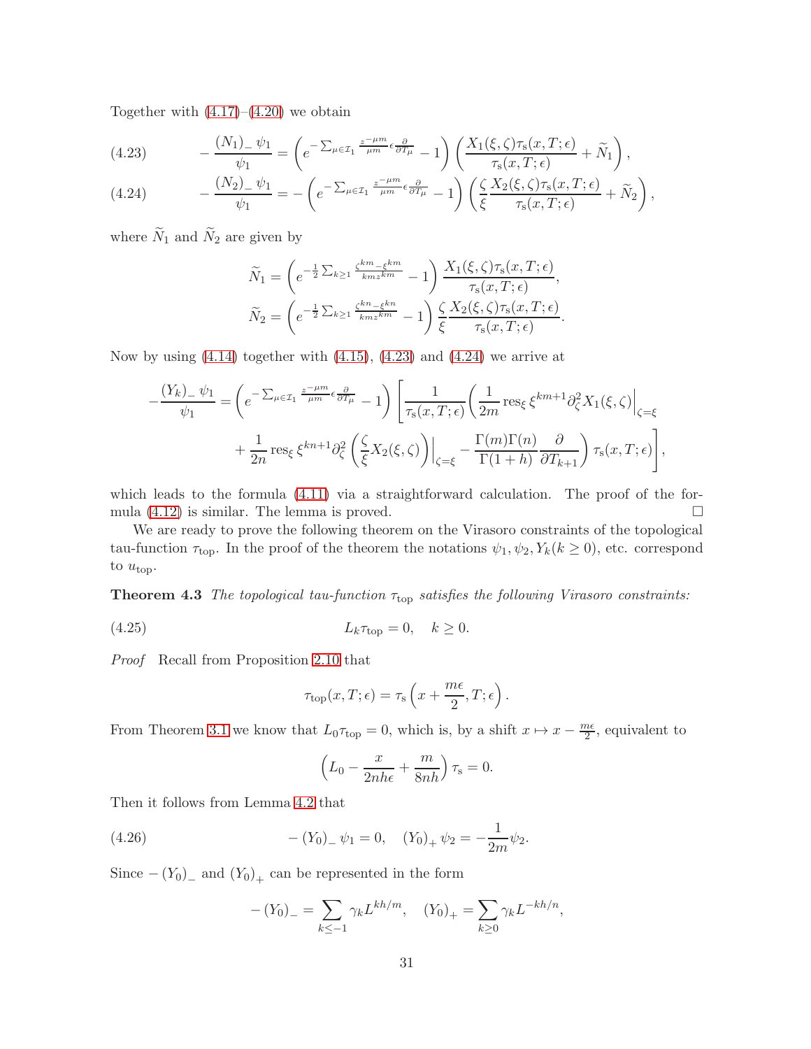Together with (4.17)–(4.20) we obtain

$$
-\frac{(N_1)_-\,\psi_1}{\psi_1} = \left(e^{-\sum_{\mu\in\mathcal{I}_1}\frac{z^{-\mu m}}{\mu m}\epsilon\frac{\partial}{\partial T_\mu}}-1\right)\left(\frac{X_1(\xi,\zeta)\tau_{\rm s}(x,T;\epsilon)}{\tau_{\rm s}(x,T;\epsilon)}+\widetilde{N}_1\right), \tag{4.23}
$$

$$
-\frac{(N_2)_-\,\psi_1}{\psi_1} = -\left(e^{-\sum_{\mu\in\mathcal{I}_1}\frac{z^{-\mu m}}{\mu m}\epsilon\frac{\partial}{\partial T_\mu}}-1\right)\left(\frac{\zeta}{\xi}\frac{X_2(\xi,\zeta)\tau_{\rm s}(x,T;\epsilon)}{\tau_{\rm s}(x,T;\epsilon)}+\widetilde{N}_2\right), \tag{4.24}
$$

where $\widetilde{N}_1$ and $\widetilde{N}_2$ are given by

$$
\widetilde{N}_1 = \left(e^{-\frac{1}{2}\sum_{k\geq 1}\frac{\zeta^{km}-\xi^{km}}{kmz^{km}}}-1\right)\frac{X_1(\xi,\zeta)\tau_{\rm s}(x,T;\epsilon)}{\tau_{\rm s}(x,T;\epsilon)},
$$

$$
\widetilde{N}_2 = \left(e^{-\frac{1}{2}\sum_{k\geq 1}\frac{\zeta^{kn}-\xi^{kn}}{kmz^{km}}}-1\right)\frac{\zeta}{\xi}\frac{X_2(\xi,\zeta)\tau_{\rm s}(x,T;\epsilon)}{\tau_{\rm s}(x,T;\epsilon)}.
$$

Now by using (4.14) together with (4.15), (4.23) and (4.24) we arrive at

$$
\begin{aligned}
-\frac{(Y_k)_-\,\psi_1}{\psi_1} = &\left(e^{-\sum_{\mu\in\mathcal{I}_1}\frac{z^{-\mu m}}{\mu m}\epsilon\frac{\partial}{\partial T_\mu}}-1\right)\left[\frac{1}{\tau_{\rm s}(x,T;\epsilon)}\left(\frac{1}{2m}\operatorname{res}_\xi \xi^{km+1}\partial_\zeta^2 X_1(\xi,\zeta)\Big|_{\zeta=\xi}\right.\right.\\
&\left.\left.+\frac{1}{2n}\operatorname{res}_\xi \xi^{kn+1}\partial_\zeta^2\left(\frac{\zeta}{\xi}X_2(\xi,\zeta)\right)\Big|_{\zeta=\xi}-\frac{\Gamma(m)\Gamma(n)}{\Gamma(1+h)}\frac{\partial}{\partial T_{k+1}}\right)\tau_{\rm s}(x,T;\epsilon)\right],
\end{aligned}
$$

which leads to the formula (4.11) via a straightforward calculation. The proof of the formula (4.12) is similar. The lemma is proved. $\square$

We are ready to prove the following theorem on the Virasoro constraints of the topological tau-function $\tau_{\rm top}$. In the proof of the theorem the notations $\psi_1, \psi_2, Y_k (k\geq 0)$, etc. correspond to $u_{\rm top}$.

**Theorem 4.3** *The topological tau-function $\tau_{\rm top}$ satisfies the following Virasoro constraints:*

$$
L_k\tau_{\rm top} = 0, \quad k\geq 0. \tag{4.25}
$$

*Proof* Recall from Proposition 2.10 that

$$
\tau_{\rm top}(x,T;\epsilon) = \tau_{\rm s}\left(x+\frac{m\epsilon}{2},T;\epsilon\right).
$$

From Theorem 3.1 we know that $L_0\tau_{\rm top}=0$, which is, by a shift $x\mapsto x-\frac{m\epsilon}{2}$, equivalent to

$$
\left(L_0-\frac{x}{2nh\epsilon}+\frac{m}{8nh}\right)\tau_{\rm s}=0.
$$

Then it follows from Lemma 4.2 that

$$
-(Y_0)_-\,\psi_1 = 0, \quad (Y_0)_+\,\psi_2 = -\frac{1}{2m}\psi_2. \tag{4.26}
$$

Since $-(Y_0)_-$ and $(Y_0)_+$ can be represented in the form

$$
-(Y_0)_- = \sum_{k\leq -1}\gamma_k L^{kh/m}, \quad (Y_0)_+ = \sum_{k\geq 0}\gamma_k L^{-kh/n},
$$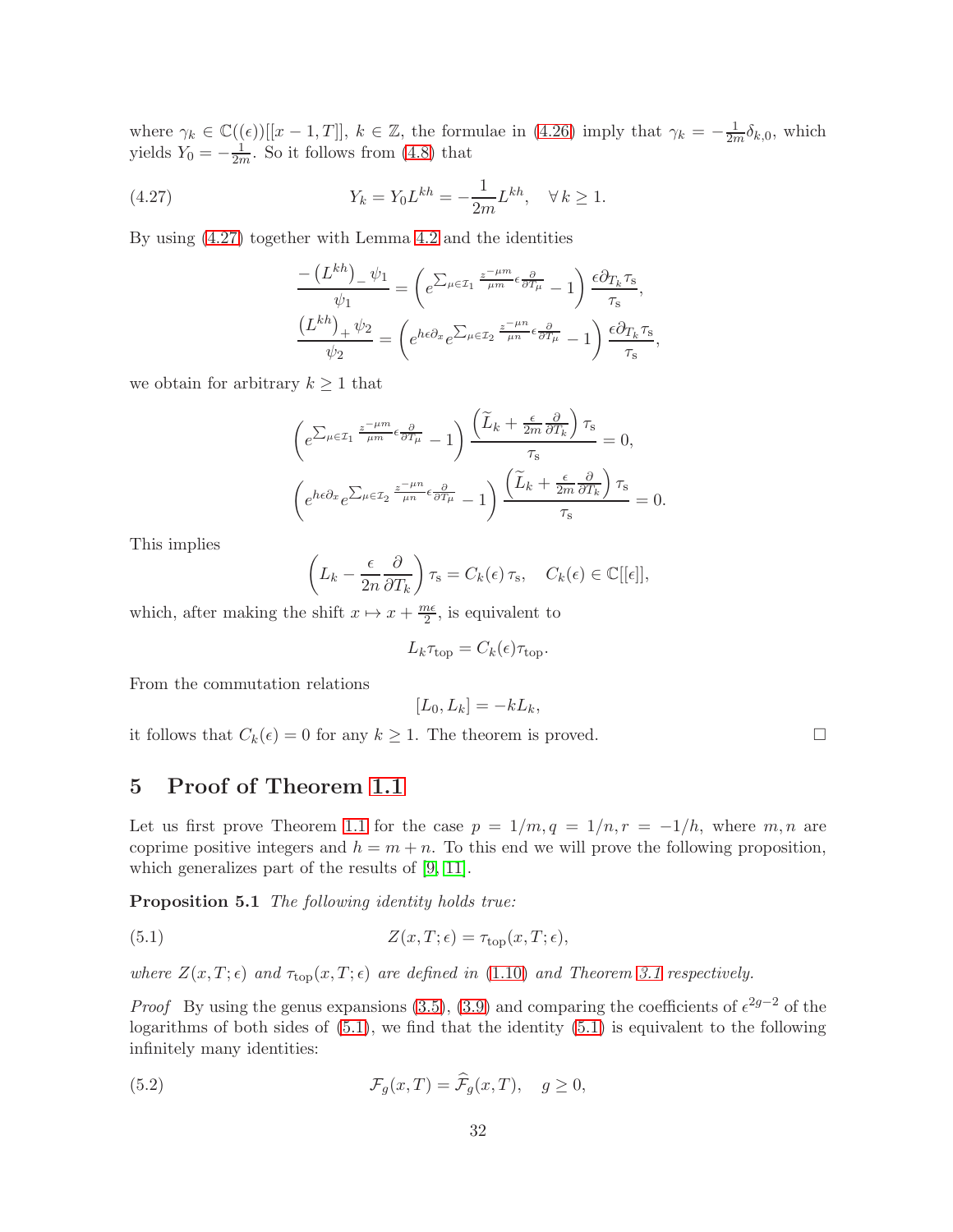where $\gamma_k \in \mathbb{C}((\epsilon))[[x-1, T]]$, $k \in \mathbb{Z}$, the formulae in (4.26) imply that $\gamma_k = -\frac{1}{2m}\delta_{k,0}$, which yields $Y_0 = -\frac{1}{2m}$. So it follows from (4.8) that

$$
Y_k = Y_0 L^{kh} = -\frac{1}{2m} L^{kh}, \quad \forall\, k \geq 1. \tag{4.27}
$$

By using (4.27) together with Lemma 4.2 and the identities

$$
\frac{-\left(L^{kh}\right)_- \psi_1}{\psi_1} = \left(e^{\sum_{\mu \in \mathcal{I}_1} \frac{z^{-\mu m}}{\mu m} \epsilon \frac{\partial}{\partial T_\mu}} - 1\right) \frac{\epsilon \partial_{T_k} \tau_{\rm s}}{\tau_{\rm s}},
$$

$$
\frac{\left(L^{kh}\right)_+ \psi_2}{\psi_2} = \left(e^{h\epsilon\partial_x} e^{\sum_{\mu \in \mathcal{I}_2} \frac{z^{-\mu n}}{\mu n} \epsilon \frac{\partial}{\partial T_\mu}} - 1\right) \frac{\epsilon \partial_{T_k} \tau_{\rm s}}{\tau_{\rm s}},
$$

we obtain for arbitrary $k \geq 1$ that

$$
\left(e^{\sum_{\mu \in \mathcal{I}_1} \frac{z^{-\mu m}}{\mu m} \epsilon \frac{\partial}{\partial T_\mu}} - 1\right) \frac{\left(\widetilde{L}_k + \frac{\epsilon}{2m} \frac{\partial}{\partial T_k}\right) \tau_{\rm s}}{\tau_{\rm s}} = 0,
$$

$$
\left(e^{h\epsilon\partial_x} e^{\sum_{\mu \in \mathcal{I}_2} \frac{z^{-\mu n}}{\mu n} \epsilon \frac{\partial}{\partial T_\mu}} - 1\right) \frac{\left(\widetilde{L}_k + \frac{\epsilon}{2m} \frac{\partial}{\partial T_k}\right) \tau_{\rm s}}{\tau_{\rm s}} = 0.
$$

This implies

$$
\left(L_k - \frac{\epsilon}{2n} \frac{\partial}{\partial T_k}\right) \tau_{\rm s} = C_k(\epsilon)\, \tau_{\rm s}, \quad C_k(\epsilon) \in \mathbb{C}[[\epsilon]],
$$

which, after making the shift $x \mapsto x + \frac{m\epsilon}{2}$, is equivalent to

$$
L_k \tau_{\rm top} = C_k(\epsilon) \tau_{\rm top}.
$$

From the commutation relations

$$
[L_0, L_k] = -k L_k,
$$

it follows that $C_k(\epsilon) = 0$ for any $k \geq 1$. The theorem is proved. □

# 5 Proof of Theorem 1.1

Let us first prove Theorem 1.1 for the case $p = 1/m, q = 1/n, r = -1/h$, where $m, n$ are coprime positive integers and $h = m + n$. To this end we will prove the following proposition, which generalizes part of the results of [9, 11].

**Proposition 5.1** *The following identity holds true:*

$$
Z(x, T; \epsilon) = \tau_{\rm top}(x, T; \epsilon), \tag{5.1}
$$

*where $Z(x, T; \epsilon)$ and $\tau_{\rm top}(x, T; \epsilon)$ are defined in (1.10) and Theorem 3.1 respectively.*

*Proof* By using the genus expansions (3.5), (3.9) and comparing the coefficients of $\epsilon^{2g-2}$ of the logarithms of both sides of (5.1), we find that the identity (5.1) is equivalent to the following infinitely many identities:

$$
\mathcal{F}_g(x, T) = \widehat{\mathcal{F}}_g(x, T), \quad g \geq 0, \tag{5.2}
$$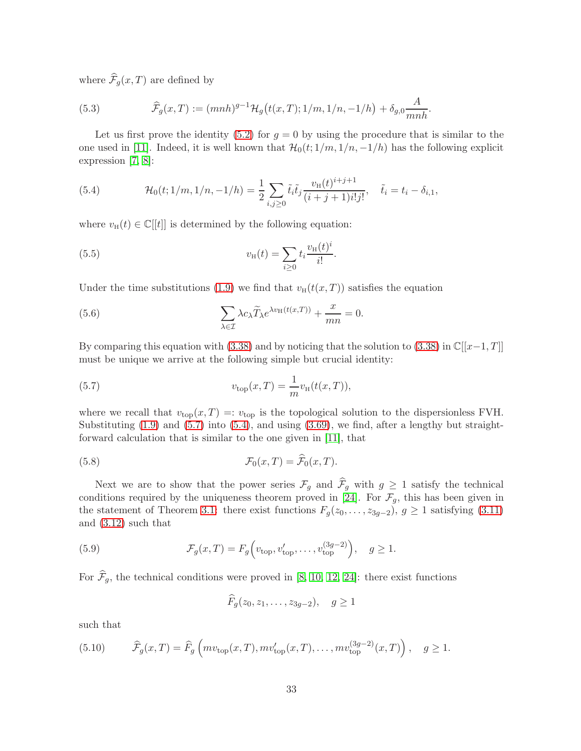where $\widehat{\mathcal{F}}_g(x,T)$ are defined by

$$\widehat{\mathcal{F}}_g(x,T) := (mnh)^{g-1}\mathcal{H}_g\big(t(x,T);1/m,1/n,-1/h\big) + \delta_{g,0}\frac{A}{mnh}. \tag{5.3}$$

Let us first prove the identity (5.2) for $g=0$ by using the procedure that is similar to the one used in [11]. Indeed, it is well known that $\mathcal{H}_0(t;1/m,1/n,-1/h)$ has the following explicit expression [7, 8]:

$$\mathcal{H}_0(t;1/m,1/n,-1/h) = \frac{1}{2}\sum_{i,j\geq 0}\tilde{t}_i\tilde{t}_j\frac{v_{\rm H}(t)^{i+j+1}}{(i+j+1)i!j!}, \quad \tilde{t}_i = t_i - \delta_{i,1}, \tag{5.4}$$

where $v_{\rm H}(t)\in\mathbb{C}[[t]]$ is determined by the following equation:

$$v_{\rm H}(t) = \sum_{i\geq 0} t_i\frac{v_{\rm H}(t)^i}{i!}. \tag{5.5}$$

Under the time substitutions (1.9) we find that $v_{\rm H}(t(x,T))$ satisfies the equation

$$\sum_{\lambda\in\mathcal{I}}\lambda c_\lambda\widetilde{T}_\lambda e^{\lambda v_{\rm H}(t(x,T))} + \frac{x}{mn} = 0. \tag{5.6}$$

By comparing this equation with (3.38) and by noticing that the solution to (3.38) in $\mathbb{C}[[x-1,T]]$ must be unique we arrive at the following simple but crucial identity:

$$v_{\rm top}(x,T) = \frac{1}{m}v_{\rm H}(t(x,T)), \tag{5.7}$$

where we recall that $v_{\rm top}(x,T) =: v_{\rm top}$ is the topological solution to the dispersionless FVH. Substituting (1.9) and (5.7) into (5.4), and using (3.69), we find, after a lengthy but straightforward calculation that is similar to the one given in [11], that

$$\mathcal{F}_0(x,T) = \widehat{\mathcal{F}}_0(x,T). \tag{5.8}$$

Next we are to show that the power series $\mathcal{F}_g$ and $\widehat{\mathcal{F}}_g$ with $g\geq 1$ satisfy the technical conditions required by the uniqueness theorem proved in [24]. For $\mathcal{F}_g$, this has been given in the statement of Theorem 3.1: there exist functions $F_g(z_0,\dots,z_{3g-2})$, $g\geq 1$ satisfying (3.11) and (3.12) such that

$$\mathcal{F}_g(x,T) = F_g\Big(v_{\rm top}, v_{\rm top}', \dots, v_{\rm top}^{(3g-2)}\Big), \quad g\geq 1. \tag{5.9}$$

For $\widehat{\mathcal{F}}_g$, the technical conditions were proved in [8, 10, 12, 24]: there exist functions

$$\widehat{F}_g(z_0,z_1,\dots,z_{3g-2}), \quad g\geq 1$$

such that

$$\widehat{\mathcal{F}}_g(x,T) = \widehat{F}_g\left(mv_{\rm top}(x,T), mv_{\rm top}'(x,T), \dots, mv_{\rm top}^{(3g-2)}(x,T)\right), \quad g\geq 1. \tag{5.10}$$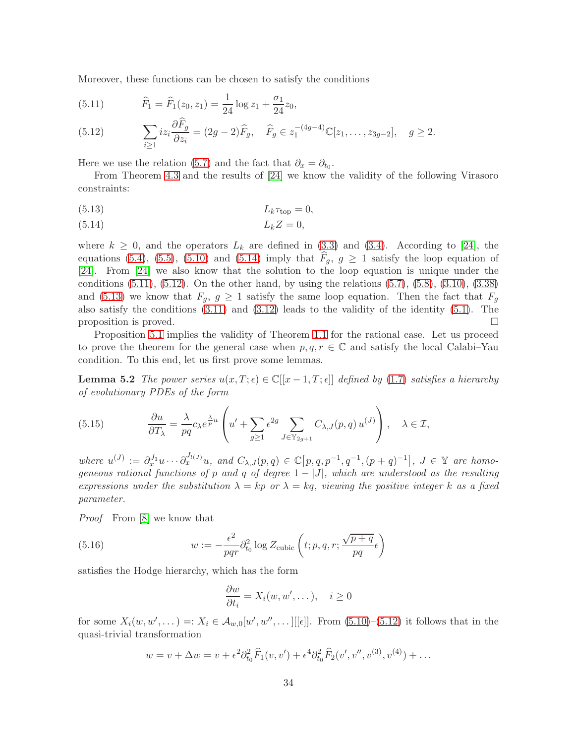Moreover, these functions can be chosen to satisfy the conditions

$$\widehat{F}_1 = \widehat{F}_1(z_0, z_1) = \frac{1}{24}\log z_1 + \frac{\sigma_1}{24} z_0, \tag{5.11}$$

$$\sum_{i\geq 1} i z_i \frac{\partial \widehat{F}_g}{\partial z_i} = (2g-2)\widehat{F}_g, \quad \widehat{F}_g \in z_1^{-(4g-4)}\mathbb{C}[z_1, \dots, z_{3g-2}], \quad g \geq 2. \tag{5.12}$$

Here we use the relation (5.7) and the fact that $\partial_x = \partial_{t_0}$.

From Theorem 4.3 and the results of [24] we know the validity of the following Virasoro constraints:

$$L_k \tau_{\rm top} = 0, \tag{5.13}$$

$$L_k Z = 0, \tag{5.14}$$

where $k \geq 0$, and the operators $L_k$ are defined in (3.3) and (3.4). According to [24], the equations (5.4), (5.5), (5.10) and (5.14) imply that $\widehat{F}_g$, $g \geq 1$ satisfy the loop equation of [24]. From [24] we also know that the solution to the loop equation is unique under the conditions (5.11), (5.12). On the other hand, by using the relations (5.7), (5.8), (3.10), (3.38) and (5.13) we know that $F_g$, $g \geq 1$ satisfy the same loop equation. Then the fact that $F_g$ also satisfy the conditions (3.11) and (3.12) leads to the validity of the identity (5.1). The proposition is proved. $\square$

Proposition 5.1 implies the validity of Theorem 1.1 for the rational case. Let us proceed to prove the theorem for the general case when $p, q, r \in \mathbb{C}$ and satisfy the local Calabi–Yau condition. To this end, let us first prove some lemmas.

**Lemma 5.2** *The power series $u(x, T; \epsilon) \in \mathbb{C}[[x-1, T; \epsilon]]$ defined by (1.7) satisfies a hierarchy of evolutionary PDEs of the form*

$$\frac{\partial u}{\partial T_\lambda} = \frac{\lambda}{pq} c_\lambda e^{\frac{\lambda}{p}u}\left(u' + \sum_{g\geq 1}\epsilon^{2g}\sum_{J\in\mathbb{Y}_{2g+1}} C_{\lambda,J}(p,q)\, u^{(J)}\right), \quad \lambda \in \mathcal{I}, \tag{5.15}$$

*where $u^{(J)} := \partial_x^{J_1} u \cdots \partial_x^{J_{l(J)}} u$, and $C_{\lambda,J}(p,q) \in \mathbb{C}\big[p, q, p^{-1}, q^{-1}, (p+q)^{-1}\big]$, $J \in \mathbb{Y}$ are homogeneous rational functions of $p$ and $q$ of degree $1 - |J|$, which are understood as the resulting expressions under the substitution $\lambda = kp$ or $\lambda = kq$, viewing the positive integer $k$ as a fixed parameter.*

*Proof* From [8] we know that

$$w := -\frac{\epsilon^2}{pqr}\partial_{t_0}^2 \log Z_{\rm cubic}\left(t; p, q, r; \frac{\sqrt{p+q}}{pq}\epsilon\right) \tag{5.16}$$

satisfies the Hodge hierarchy, which has the form

$$\frac{\partial w}{\partial t_i} = X_i(w, w', \dots), \quad i \geq 0$$

for some $X_i(w, w', \dots) =: X_i \in \mathcal{A}_{w,0}[w', w'', \dots][[\epsilon]]$. From (5.10)–(5.12) it follows that in the quasi-trivial transformation

$$w = v + \Delta w = v + \epsilon^2 \partial_{t_0}^2 \widehat{F}_1(v, v') + \epsilon^4 \partial_{t_0}^2 \widehat{F}_2(v', v'', v^{(3)}, v^{(4)}) + \dots$$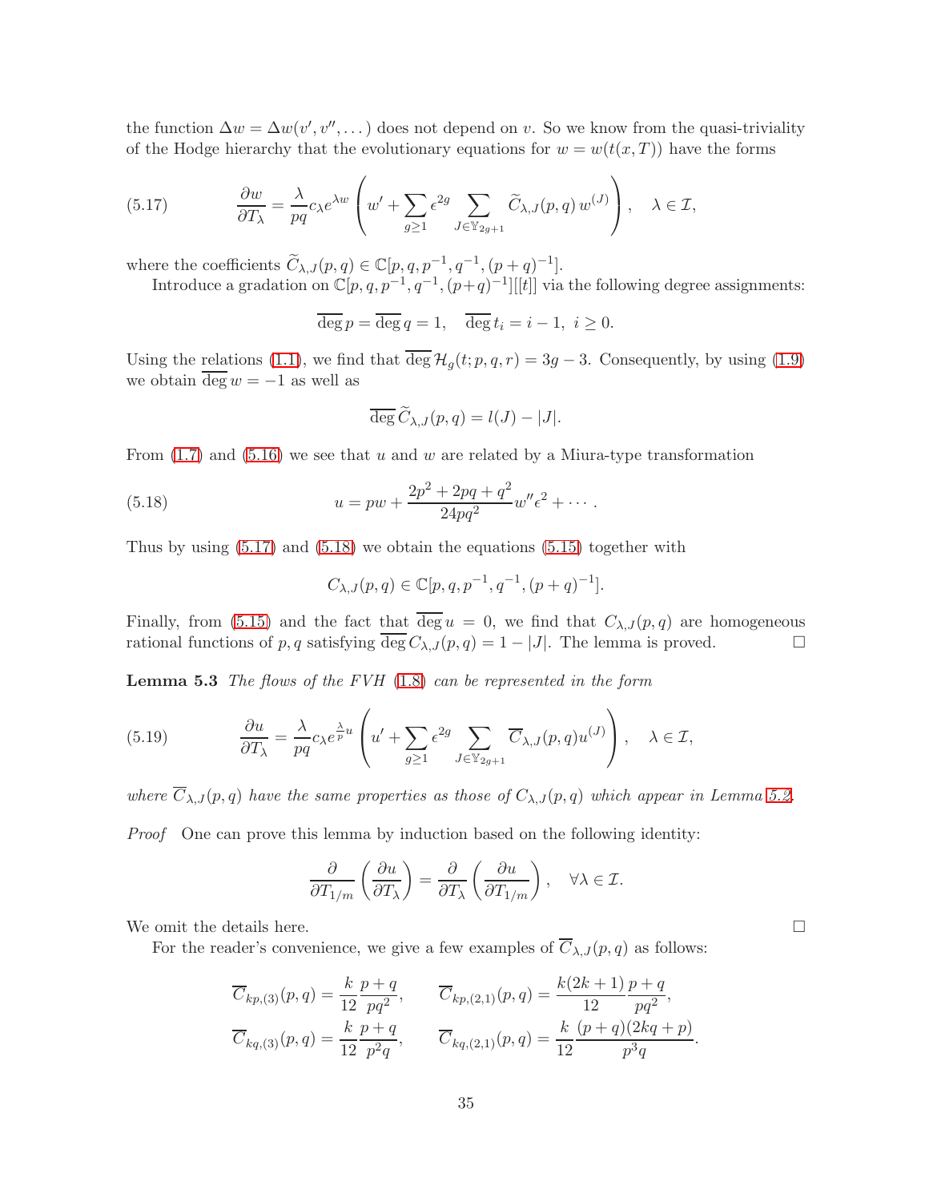the function $\Delta w = \Delta w(v', v'', \dots)$ does not depend on $v$. So we know from the quasi-triviality of the Hodge hierarchy that the evolutionary equations for $w = w(t(x,T))$ have the forms

$$\frac{\partial w}{\partial T_\lambda} = \frac{\lambda}{pq} c_\lambda e^{\lambda w} \left( w' + \sum_{g\geq 1} \epsilon^{2g} \sum_{J\in \mathbb{Y}_{2g+1}} \widetilde{C}_{\lambda,J}(p,q)\, w^{(J)} \right), \quad \lambda \in \mathcal{I}, \tag{5.17}$$

where the coefficients $\widetilde{C}_{\lambda,J}(p,q) \in \mathbb{C}[p,q,p^{-1},q^{-1},(p+q)^{-1}]$.

Introduce a gradation on $\mathbb{C}[p,q,p^{-1},q^{-1},(p+q)^{-1}][[t]]$ via the following degree assignments:

$$\overline{\deg}\, p = \overline{\deg}\, q = 1, \quad \overline{\deg}\, t_i = i-1,\ i \geq 0.$$

Using the relations (1.1), we find that $\overline{\deg}\, \mathcal{H}_g(t;p,q,r) = 3g-3$. Consequently, by using (1.9) we obtain $\overline{\deg}\, w = -1$ as well as

$$\overline{\deg}\, \widetilde{C}_{\lambda,J}(p,q) = l(J) - |J|.$$

From (1.7) and (5.16) we see that $u$ and $w$ are related by a Miura-type transformation

$$u = pw + \frac{2p^2+2pq+q^2}{24pq^2} w'' \epsilon^2 + \cdots. \tag{5.18}$$

Thus by using (5.17) and (5.18) we obtain the equations (5.15) together with

$$C_{\lambda,J}(p,q) \in \mathbb{C}[p,q,p^{-1},q^{-1},(p+q)^{-1}].$$

Finally, from (5.15) and the fact that $\overline{\deg}\, u = 0$, we find that $C_{\lambda,J}(p,q)$ are homogeneous rational functions of $p,q$ satisfying $\overline{\deg}\, C_{\lambda,J}(p,q) = 1 - |J|$. The lemma is proved. $\square$

**Lemma 5.3** *The flows of the FVH (1.8) can be represented in the form*

$$\frac{\partial u}{\partial T_\lambda} = \frac{\lambda}{pq} c_\lambda e^{\frac{\lambda}{p} u} \left( u' + \sum_{g\geq 1} \epsilon^{2g} \sum_{J\in \mathbb{Y}_{2g+1}} \overline{C}_{\lambda,J}(p,q) u^{(J)} \right), \quad \lambda \in \mathcal{I}, \tag{5.19}$$

*where $\overline{C}_{\lambda,J}(p,q)$ have the same properties as those of $C_{\lambda,J}(p,q)$ which appear in Lemma 5.2.*

*Proof* One can prove this lemma by induction based on the following identity:

$$\frac{\partial}{\partial T_{1/m}} \left( \frac{\partial u}{\partial T_\lambda} \right) = \frac{\partial}{\partial T_\lambda} \left( \frac{\partial u}{\partial T_{1/m}} \right), \quad \forall \lambda \in \mathcal{I}.$$

We omit the details here. $\square$

For the reader's convenience, we give a few examples of $\overline{C}_{\lambda,J}(p,q)$ as follows:

$$\overline{C}_{kp,(3)}(p,q) = \frac{k}{12} \frac{p+q}{pq^2}, \qquad \overline{C}_{kp,(2,1)}(p,q) = \frac{k(2k+1)}{12} \frac{p+q}{pq^2},$$
$$\overline{C}_{kq,(3)}(p,q) = \frac{k}{12} \frac{p+q}{p^2 q}, \qquad \overline{C}_{kq,(2,1)}(p,q) = \frac{k}{12} \frac{(p+q)(2kq+p)}{p^3 q}.$$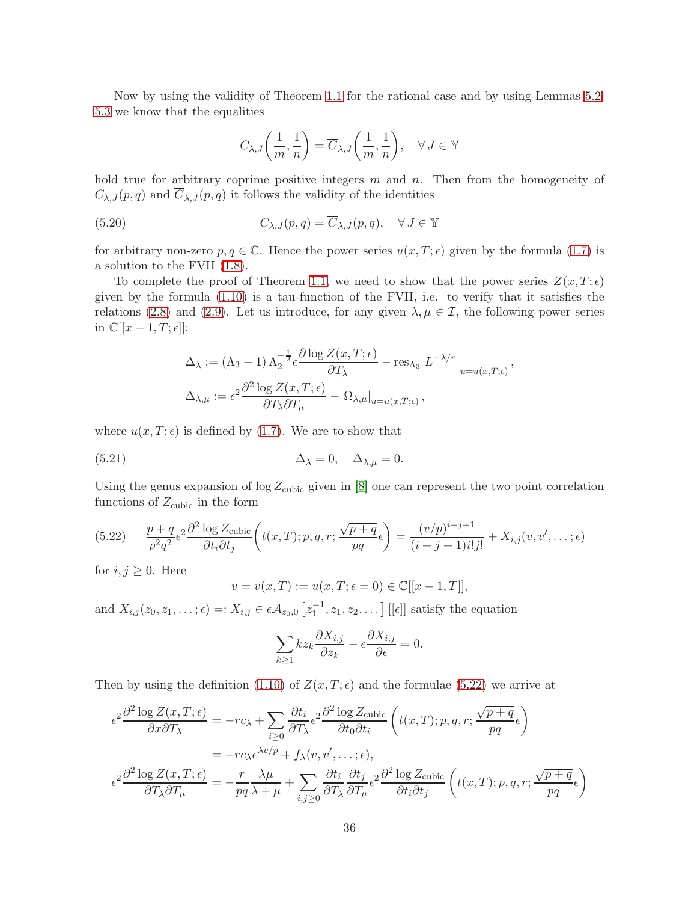Now by using the validity of Theorem 1.1 for the rational case and by using Lemmas 5.2, 5.3 we know that the equalities

$$C_{\lambda,J}\left(\frac{1}{m},\frac{1}{n}\right)=\overline{C}_{\lambda,J}\left(\frac{1}{m},\frac{1}{n}\right),\quad \forall\, J\in\mathbb{Y}$$

hold true for arbitrary coprime positive integers $m$ and $n$. Then from the homogeneity of $C_{\lambda,J}(p,q)$ and $\overline{C}_{\lambda,J}(p,q)$ it follows the validity of the identities

$$C_{\lambda,J}(p,q)=\overline{C}_{\lambda,J}(p,q),\quad \forall\, J\in\mathbb{Y} \tag{5.20}$$

for arbitrary non-zero $p,q\in\mathbb{C}$. Hence the power series $u(x,T;\epsilon)$ given by the formula (1.7) is a solution to the FVH (1.8).

To complete the proof of Theorem 1.1, we need to show that the power series $Z(x,T;\epsilon)$ given by the formula (1.10) is a tau-function of the FVH, i.e. to verify that it satisfies the relations (2.8) and (2.9). Let us introduce, for any given $\lambda,\mu\in\mathcal{I}$, the following power series in $\mathbb{C}[[x-1,T;\epsilon]]$:

$$\Delta_\lambda:=(\Lambda_3-1)\,\Lambda_2^{-\frac{1}{2}}\epsilon\frac{\partial\log Z(x,T;\epsilon)}{\partial T_\lambda}-\operatorname{res}_{\Lambda_3}L^{-\lambda/r}\Big|_{u=u(x,T;\epsilon)},$$

$$\Delta_{\lambda,\mu}:=\epsilon^2\frac{\partial^2\log Z(x,T;\epsilon)}{\partial T_\lambda\partial T_\mu}-\Omega_{\lambda,\mu}\big|_{u=u(x,T;\epsilon)},$$

where $u(x,T;\epsilon)$ is defined by (1.7). We are to show that

$$\Delta_\lambda=0,\quad \Delta_{\lambda,\mu}=0. \tag{5.21}$$

Using the genus expansion of $\log Z_{\rm cubic}$ given in [8] one can represent the two point correlation functions of $Z_{\rm cubic}$ in the form

$$\frac{p+q}{p^2q^2}\epsilon^2\frac{\partial^2\log Z_{\rm cubic}}{\partial t_i\partial t_j}\left(t(x,T);p,q,r;\frac{\sqrt{p+q}}{pq}\epsilon\right)=\frac{(v/p)^{i+j+1}}{(i+j+1)i!j!}+X_{i,j}(v,v',\dots;\epsilon) \tag{5.22}$$

for $i,j\geq 0$. Here

$$v=v(x,T):=u(x,T;\epsilon=0)\in\mathbb{C}[[x-1,T]],$$

and $X_{i,j}(z_0,z_1,\dots;\epsilon)=:X_{i,j}\in\epsilon\mathcal{A}_{z_0,0}\left[z_1^{-1},z_2,z_2,\dots\right][[\epsilon]]$ satisfy the equation

$$\sum_{k\geq 1}kz_k\frac{\partial X_{i,j}}{\partial z_k}-\epsilon\frac{\partial X_{i,j}}{\partial\epsilon}=0.$$

Then by using the definition (1.10) of $Z(x,T;\epsilon)$ and the formulae (5.22) we arrive at

$$\begin{aligned}
\epsilon^2\frac{\partial^2\log Z(x,T;\epsilon)}{\partial x\partial T_\lambda}&=-rc_\lambda+\sum_{i\geq 0}\frac{\partial t_i}{\partial T_\lambda}\epsilon^2\frac{\partial^2\log Z_{\rm cubic}}{\partial t_0\partial t_i}\left(t(x,T);p,q,r;\frac{\sqrt{p+q}}{pq}\epsilon\right)\\
&=-rc_\lambda e^{\lambda v/p}+f_\lambda(v,v',\dots;\epsilon),\\
\epsilon^2\frac{\partial^2\log Z(x,T;\epsilon)}{\partial T_\lambda\partial T_\mu}&=-\frac{r}{pq}\frac{\lambda\mu}{\lambda+\mu}+\sum_{i,j\geq 0}\frac{\partial t_i}{\partial T_\lambda}\frac{\partial t_j}{\partial T_\mu}\epsilon^2\frac{\partial^2\log Z_{\rm cubic}}{\partial t_i\partial t_j}\left(t(x,T);p,q,r;\frac{\sqrt{p+q}}{pq}\epsilon\right)
\end{aligned}$$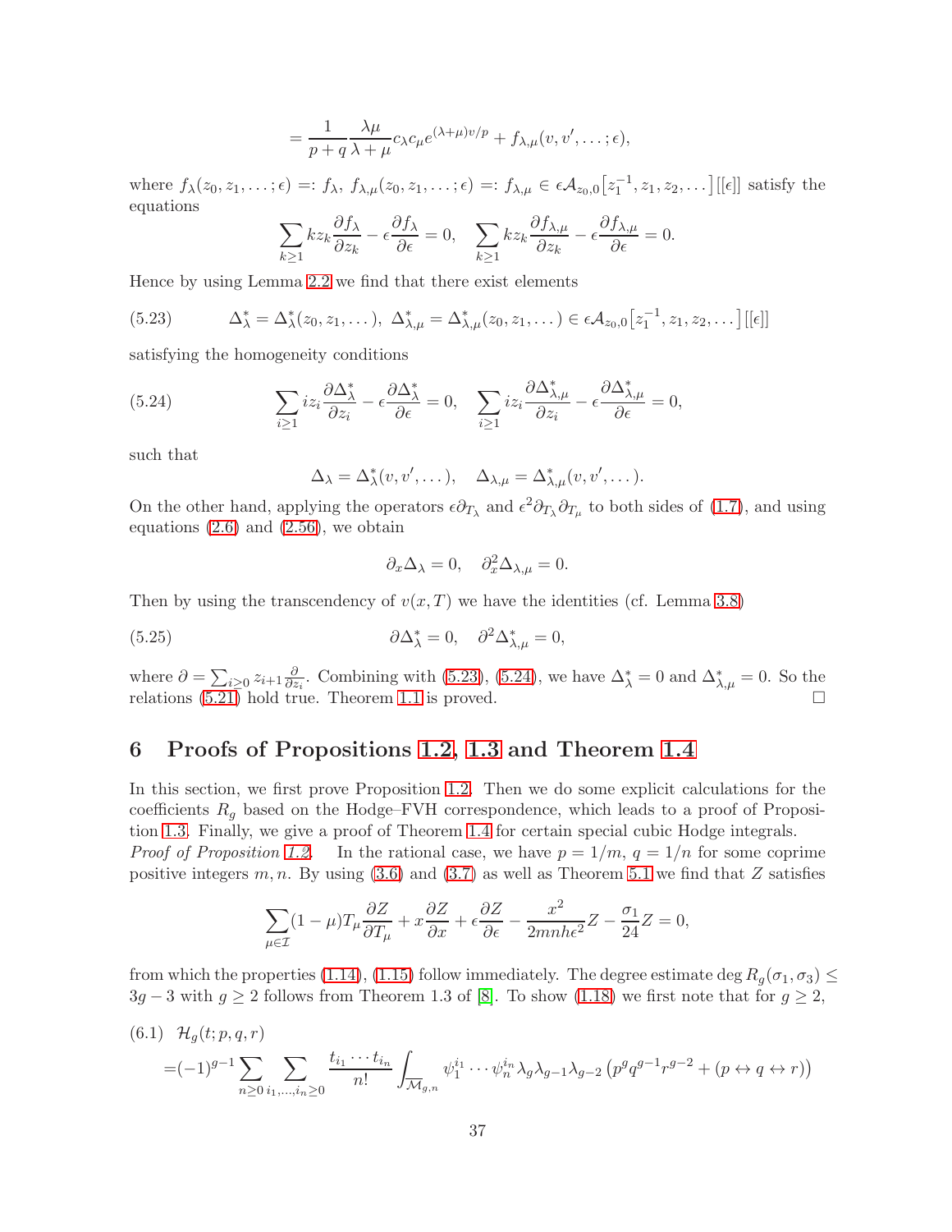$$= \frac{1}{p+q}\frac{\lambda\mu}{\lambda+\mu}c_\lambda c_\mu e^{(\lambda+\mu)v/p} + f_{\lambda,\mu}(v, v', \dots; \epsilon),$$

where $f_\lambda(z_0, z_1, \dots; \epsilon) =: f_\lambda$, $f_{\lambda,\mu}(z_0, z_1, \dots; \epsilon) =: f_{\lambda,\mu} \in \epsilon\mathcal{A}_{z_0,0}\big[z_1^{-1}, z_1, z_2, \dots\big][[\epsilon]]$ satisfy the equations

$$\sum_{k\geq 1} k z_k \frac{\partial f_\lambda}{\partial z_k} - \epsilon\frac{\partial f_\lambda}{\partial \epsilon} = 0, \quad \sum_{k\geq 1} k z_k \frac{\partial f_{\lambda,\mu}}{\partial z_k} - \epsilon\frac{\partial f_{\lambda,\mu}}{\partial \epsilon} = 0.$$

Hence by using Lemma 2.2 we find that there exist elements

$$\Delta^*_\lambda = \Delta^*_\lambda(z_0, z_1, \dots),\ \Delta^*_{\lambda,\mu} = \Delta^*_{\lambda,\mu}(z_0, z_1, \dots) \in \epsilon\mathcal{A}_{z_0,0}\big[z_1^{-1}, z_1, z_2, \dots\big][[\epsilon]] \tag{5.23}$$

satisfying the homogeneity conditions

$$\sum_{i\geq 1} i z_i \frac{\partial \Delta^*_\lambda}{\partial z_i} - \epsilon\frac{\partial \Delta^*_\lambda}{\partial \epsilon} = 0, \quad \sum_{i\geq 1} i z_i \frac{\partial \Delta^*_{\lambda,\mu}}{\partial z_i} - \epsilon\frac{\partial \Delta^*_{\lambda,\mu}}{\partial \epsilon} = 0, \tag{5.24}$$

such that

$$\Delta_\lambda = \Delta^*_\lambda(v, v', \dots), \quad \Delta_{\lambda,\mu} = \Delta^*_{\lambda,\mu}(v, v', \dots).$$

On the other hand, applying the operators $\epsilon\partial_{T_\lambda}$ and $\epsilon^2\partial_{T_\lambda}\partial_{T_\mu}$ to both sides of (1.7), and using equations (2.6) and (2.56), we obtain

$$\partial_x \Delta_\lambda = 0, \quad \partial_x^2 \Delta_{\lambda,\mu} = 0.$$

Then by using the transcendency of $v(x,T)$ we have the identities (cf. Lemma 3.8)

$$\partial \Delta^*_\lambda = 0, \quad \partial^2 \Delta^*_{\lambda,\mu} = 0, \tag{5.25}$$

where $\partial = \sum_{i\geq 0} z_{i+1}\frac{\partial}{\partial z_i}$. Combining with (5.23), (5.24), we have $\Delta^*_\lambda = 0$ and $\Delta^*_{\lambda,\mu} = 0$. So the relations (5.21) hold true. Theorem 1.1 is proved. $\square$

## 6 Proofs of Propositions 1.2, 1.3 and Theorem 1.4

In this section, we first prove Proposition 1.2. Then we do some explicit calculations for the coefficients $R_g$ based on the Hodge–FVH correspondence, which leads to a proof of Proposition 1.3. Finally, we give a proof of Theorem 1.4 for certain special cubic Hodge integrals.

*Proof of Proposition 1.2.* In the rational case, we have $p = 1/m$, $q = 1/n$ for some coprime positive integers $m, n$. By using (3.6) and (3.7) as well as Theorem 5.1 we find that $Z$ satisfies

$$\sum_{\mu\in\mathcal{I}} (1-\mu) T_\mu \frac{\partial Z}{\partial T_\mu} + x\frac{\partial Z}{\partial x} + \epsilon\frac{\partial Z}{\partial \epsilon} - \frac{x^2}{2mnh\epsilon^2}Z - \frac{\sigma_1}{24}Z = 0,$$

from which the properties (1.14), (1.15) follow immediately. The degree estimate $\deg R_g(\sigma_1, \sigma_3) \leq 3g-3$ with $g \geq 2$ follows from Theorem 1.3 of [8]. To show (1.18) we first note that for $g \geq 2$,

$$\begin{aligned} &\mathcal{H}_g(t; p, q, r) \\ =&(-1)^{g-1}\sum_{n\geq 0}\sum_{i_1,\dots,i_n\geq 0}\frac{t_{i_1}\cdots t_{i_n}}{n!}\int_{\overline{\mathcal{M}}_{g,n}} \psi_1^{i_1}\cdots\psi_n^{i_n}\lambda_g\lambda_{g-1}\lambda_{g-2}\left(p^g q^{g-1} r^{g-2} + (p \leftrightarrow q \leftrightarrow r)\right) \end{aligned} \tag{6.1}$$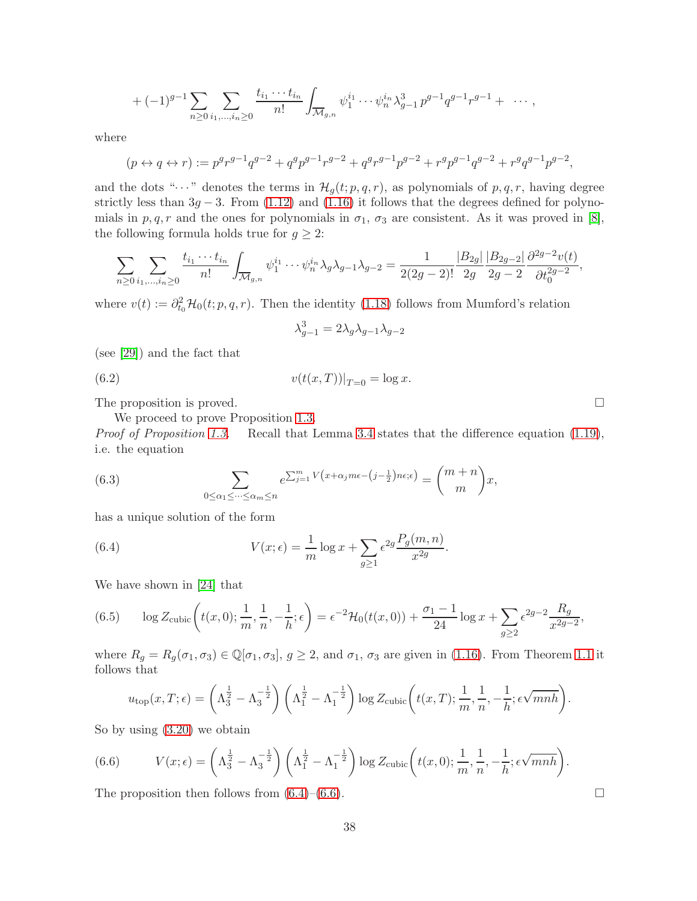$$+ (-1)^{g-1} \sum_{n\geq 0} \sum_{i_1,\dots,i_n\geq 0} \frac{t_{i_1}\cdots t_{i_n}}{n!} \int_{\overline{\mathcal{M}}_{g,n}} \psi_1^{i_1}\cdots\psi_n^{i_n} \lambda_{g-1}^3 \, p^{g-1} q^{g-1} r^{g-1} + \ \cdots ,$$

where

$$(p \leftrightarrow q \leftrightarrow r) := p^g r^{g-1} q^{g-2} + q^g p^{g-1} r^{g-2} + q^g r^{g-1} p^{g-2} + r^g p^{g-1} q^{g-2} + r^g q^{g-1} p^{g-2},$$

and the dots "$\cdots$" denotes the terms in $\mathcal{H}_g(t;p,q,r)$, as polynomials of $p,q,r$, having degree strictly less than $3g-3$. From (1.12) and (1.16) it follows that the degrees defined for polynomials in $p,q,r$ and the ones for polynomials in $\sigma_1$, $\sigma_3$ are consistent. As it was proved in [8], the following formula holds true for $g\geq 2$:

$$\sum_{n\geq 0} \sum_{i_1,\dots,i_n\geq 0} \frac{t_{i_1}\cdots t_{i_n}}{n!} \int_{\overline{\mathcal{M}}_{g,n}} \psi_1^{i_1}\cdots\psi_n^{i_n} \lambda_g \lambda_{g-1} \lambda_{g-2} = \frac{1}{2(2g-2)!} \frac{|B_{2g}|}{2g} \frac{|B_{2g-2}|}{2g-2} \frac{\partial^{2g-2} v(t)}{\partial t_0^{2g-2}},$$

where $v(t) := \partial_{t_0}^2 \mathcal{H}_0(t;p,q,r)$. Then the identity (1.18) follows from Mumford's relation

$$\lambda_{g-1}^3 = 2\lambda_g \lambda_{g-1} \lambda_{g-2}$$

(see [29]) and the fact that

$$v(t(x,T))|_{T=0} = \log x. \tag{6.2}$$

The proposition is proved. $\square$

We proceed to prove Proposition 1.3.

*Proof of Proposition 1.3.* Recall that Lemma 3.4 states that the difference equation (1.19), i.e. the equation

$$\sum_{0\leq \alpha_1 \leq \cdots \leq \alpha_m \leq n} e^{\sum_{j=1}^m V\left(x+\alpha_j m\epsilon - \left(j-\frac{1}{2}\right)n\epsilon;\epsilon\right)} = \binom{m+n}{m} x, \tag{6.3}$$

has a unique solution of the form

$$V(x;\epsilon) = \frac{1}{m}\log x + \sum_{g\geq 1} \epsilon^{2g} \frac{P_g(m,n)}{x^{2g}}. \tag{6.4}$$

We have shown in [24] that

$$\log Z_{\rm cubic}\left(t(x,0); \frac{1}{m}, \frac{1}{n}, -\frac{1}{h}; \epsilon\right) = \epsilon^{-2} \mathcal{H}_0(t(x,0)) + \frac{\sigma_1 - 1}{24} \log x + \sum_{g\geq 2} \epsilon^{2g-2} \frac{R_g}{x^{2g-2}}, \tag{6.5}$$

where $R_g = R_g(\sigma_1,\sigma_3) \in \mathbb{Q}[\sigma_1,\sigma_3]$, $g\geq 2$, and $\sigma_1$, $\sigma_3$ are given in (1.16). From Theorem 1.1 it follows that

$$u_{\rm top}(x,T;\epsilon) = \left(\Lambda_3^{\frac{1}{2}} - \Lambda_3^{-\frac{1}{2}}\right)\left(\Lambda_1^{\frac{1}{2}} - \Lambda_1^{-\frac{1}{2}}\right) \log Z_{\rm cubic}\left(t(x,T); \frac{1}{m}, \frac{1}{n}, -\frac{1}{h}; \epsilon\sqrt{mnh}\right).$$

So by using (3.20) we obtain

$$V(x;\epsilon) = \left(\Lambda_3^{\frac{1}{2}} - \Lambda_3^{-\frac{1}{2}}\right)\left(\Lambda_1^{\frac{1}{2}} - \Lambda_1^{-\frac{1}{2}}\right) \log Z_{\rm cubic}\left(t(x,0); \frac{1}{m}, \frac{1}{n}, -\frac{1}{h}; \epsilon\sqrt{mnh}\right). \tag{6.6}$$

The proposition then follows from (6.4)–(6.6). $\square$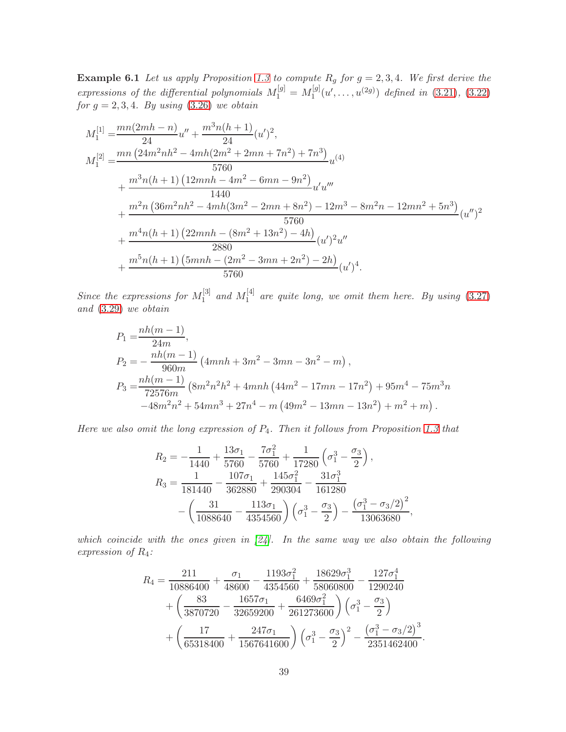**Example 6.1** *Let us apply Proposition 1.3 to compute $R_g$ for $g = 2, 3, 4$. We first derive the expressions of the differential polynomials $M_1^{[g]} = M_1^{[g]}(u', \ldots, u^{(2g)})$ defined in (3.21), (3.22) for $g = 2, 3, 4$. By using (3.26) we obtain*

$$
\begin{aligned}
M_1^{[1]} =& \frac{mn(2mh-n)}{24}u'' + \frac{m^3 n(h+1)}{24}(u')^2, \\
M_1^{[2]} =& \frac{mn\left(24m^2nh^2 - 4mh(2m^2+2mn+7n^2) + 7n^3\right)}{5760}u^{(4)} \\
&+ \frac{m^3n(h+1)\left(12mnh - 4m^2 - 6mn - 9n^2\right)}{1440}u'u''' \\
&+ \frac{m^2n\left(36m^2nh^2 - 4mh(3m^2-2mn+8n^2) - 12m^3 - 8m^2n - 12mn^2 + 5n^3\right)}{5760}(u'')^2 \\
&+ \frac{m^4n(h+1)\left(22mnh - (8m^2+13n^2) - 4h\right)}{2880}(u')^2u'' \\
&+ \frac{m^5n(h+1)\left(5mnh - (2m^2-3mn+2n^2) - 2h\right)}{5760}(u')^4.
\end{aligned}
$$

*Since the expressions for $M_1^{[3]}$ and $M_1^{[4]}$ are quite long, we omit them here. By using (3.27) and (3.29) we obtain*

$$
\begin{aligned}
P_1 =& \frac{nh(m-1)}{24m}, \\
P_2 =& -\frac{nh(m-1)}{960m}\left(4mnh + 3m^2 - 3mn - 3n^2 - m\right), \\
P_3 =& \frac{nh(m-1)}{72576m}\left(8m^2n^2h^2 + 4mnh\left(44m^2 - 17mn - 17n^2\right) + 95m^4 - 75m^3n\right. \\
&\left. -48m^2n^2 + 54mn^3 + 27n^4 - m\left(49m^2 - 13mn - 13n^2\right) + m^2 + m\right).
\end{aligned}
$$

*Here we also omit the long expression of $P_4$. Then it follows from Proposition 1.3 that*

$$
\begin{aligned}
R_2 =& -\frac{1}{1440} + \frac{13\sigma_1}{5760} - \frac{7\sigma_1^2}{5760} + \frac{1}{17280}\left(\sigma_1^3 - \frac{\sigma_3}{2}\right), \\
R_3 =& \frac{1}{181440} - \frac{107\sigma_1}{362880} + \frac{145\sigma_1^2}{290304} - \frac{31\sigma_1^3}{161280} \\
&- \left(\frac{31}{1088640} - \frac{113\sigma_1}{4354560}\right)\left(\sigma_1^3 - \frac{\sigma_3}{2}\right) - \frac{\left(\sigma_1^3 - \sigma_3/2\right)^2}{13063680},
\end{aligned}
$$

*which coincide with the ones given in [24]. In the same way we also obtain the following expression of $R_4$:*

$$
\begin{aligned}
R_4 =& \frac{211}{10886400} + \frac{\sigma_1}{48600} - \frac{1193\sigma_1^2}{4354560} + \frac{18629\sigma_1^3}{58060800} - \frac{127\sigma_1^4}{1290240} \\
&+ \left(\frac{83}{3870720} - \frac{1657\sigma_1}{32659200} + \frac{6469\sigma_1^2}{261273600}\right)\left(\sigma_1^3 - \frac{\sigma_3}{2}\right) \\
&+ \left(\frac{17}{65318400} + \frac{247\sigma_1}{1567641600}\right)\left(\sigma_1^3 - \frac{\sigma_3}{2}\right)^2 - \frac{\left(\sigma_1^3 - \sigma_3/2\right)^3}{2351462400}.
\end{aligned}
$$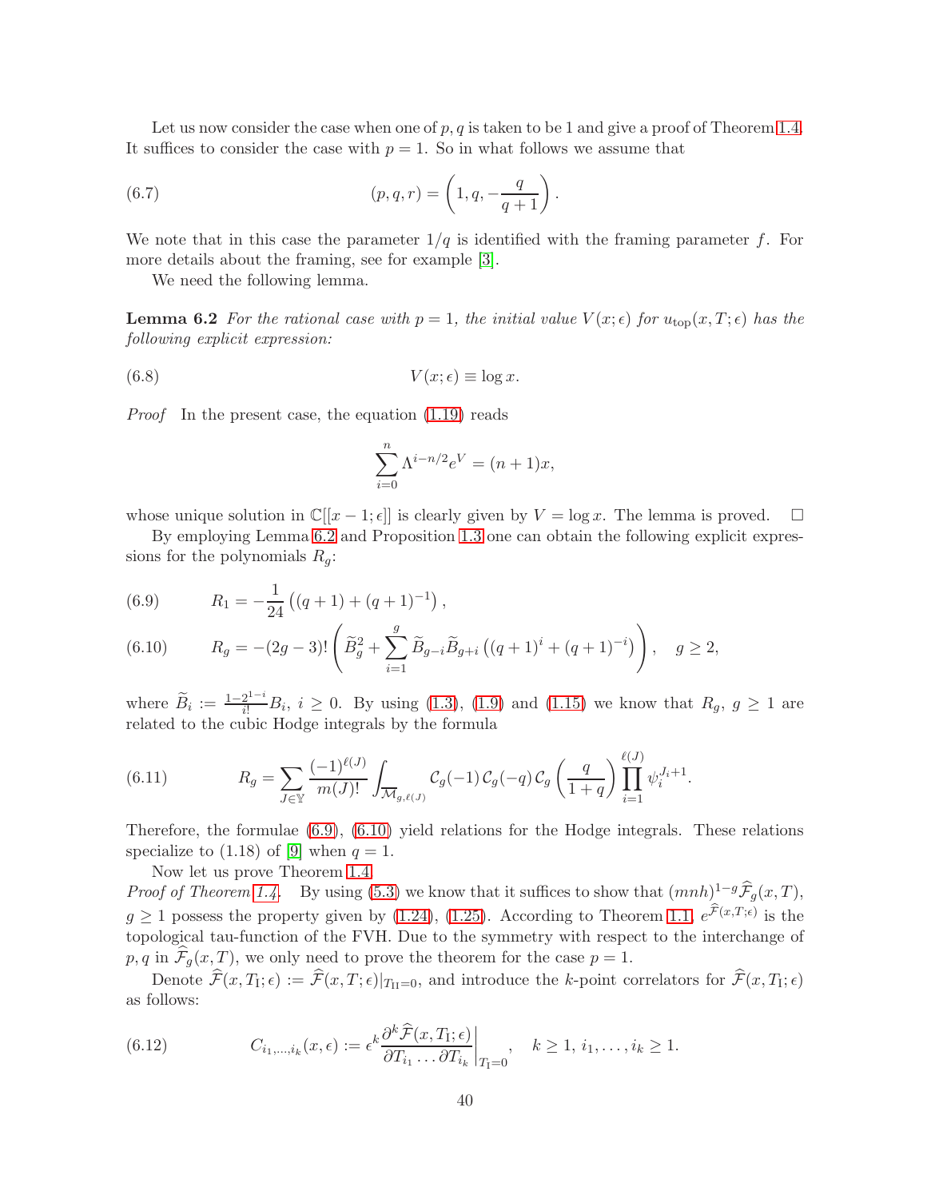Let us now consider the case when one of $p, q$ is taken to be 1 and give a proof of Theorem 1.4. It suffices to consider the case with $p = 1$. So in what follows we assume that

$$(p, q, r) = \left(1, q, -\frac{q}{q+1}\right). \tag{6.7}$$

We note that in this case the parameter $1/q$ is identified with the framing parameter $f$. For more details about the framing, see for example [3].

We need the following lemma.

**Lemma 6.2** *For the rational case with $p = 1$, the initial value $V(x; \epsilon)$ for $u_{\rm top}(x, T; \epsilon)$ has the following explicit expression:*

$$V(x; \epsilon) \equiv \log x. \tag{6.8}$$

*Proof* In the present case, the equation (1.19) reads

$$\sum_{i=0}^{n} \Lambda^{i-n/2} e^{V} = (n+1)x,$$

whose unique solution in $\mathbb{C}[[x-1; \epsilon]]$ is clearly given by $V = \log x$. The lemma is proved. □

By employing Lemma 6.2 and Proposition 1.3 one can obtain the following explicit expressions for the polynomials $R_g$:

$$R_1 = -\frac{1}{24}\left((q+1) + (q+1)^{-1}\right), \tag{6.9}$$

$$R_g = -(2g-3)!\left(\widetilde{B}_g^2 + \sum_{i=1}^{g} \widetilde{B}_{g-i}\widetilde{B}_{g+i}\left((q+1)^i + (q+1)^{-i}\right)\right), \quad g \geq 2, \tag{6.10}$$

where $\widetilde{B}_i := \frac{1-2^{1-i}}{i!} B_i$, $i \geq 0$. By using (1.3), (1.9) and (1.15) we know that $R_g$, $g \geq 1$ are related to the cubic Hodge integrals by the formula

$$R_g = \sum_{J \in \mathbb{Y}} \frac{(-1)^{\ell(J)}}{m(J)!} \int_{\overline{\mathcal{M}}_{g,\ell(J)}} \mathcal{C}_g(-1)\, \mathcal{C}_g(-q)\, \mathcal{C}_g\left(\frac{q}{1+q}\right) \prod_{i=1}^{\ell(J)} \psi_i^{J_i+1}. \tag{6.11}$$

Therefore, the formulae (6.9), (6.10) yield relations for the Hodge integrals. These relations specialize to (1.18) of [9] when $q = 1$.

Now let us prove Theorem 1.4.

*Proof of Theorem 1.4.* By using (5.3) we know that it suffices to show that $(mnh)^{1-g}\widehat{\mathcal{F}}_g(x, T)$, $g \geq 1$ possess the property given by (1.24), (1.25). According to Theorem 1.1, $e^{\widehat{\mathcal{F}}(x,T;\epsilon)}$ is the topological tau-function of the FVH. Due to the symmetry with respect to the interchange of $p, q$ in $\widehat{\mathcal{F}}_g(x, T)$, we only need to prove the theorem for the case $p = 1$.

Denote $\widehat{\mathcal{F}}(x, T_{\rm I}; \epsilon) := \widehat{\mathcal{F}}(x, T; \epsilon)|_{T_{\rm II}=0}$, and introduce the $k$-point correlators for $\widehat{\mathcal{F}}(x, T_{\rm I}; \epsilon)$ as follows:

$$C_{i_1,\dots,i_k}(x, \epsilon) := \epsilon^k \frac{\partial^k \widehat{\mathcal{F}}(x, T_{\rm I}; \epsilon)}{\partial T_{i_1} \dots \partial T_{i_k}}\bigg|_{T_{\rm I}=0}, \quad k \geq 1,\ i_1, \dots, i_k \geq 1. \tag{6.12}$$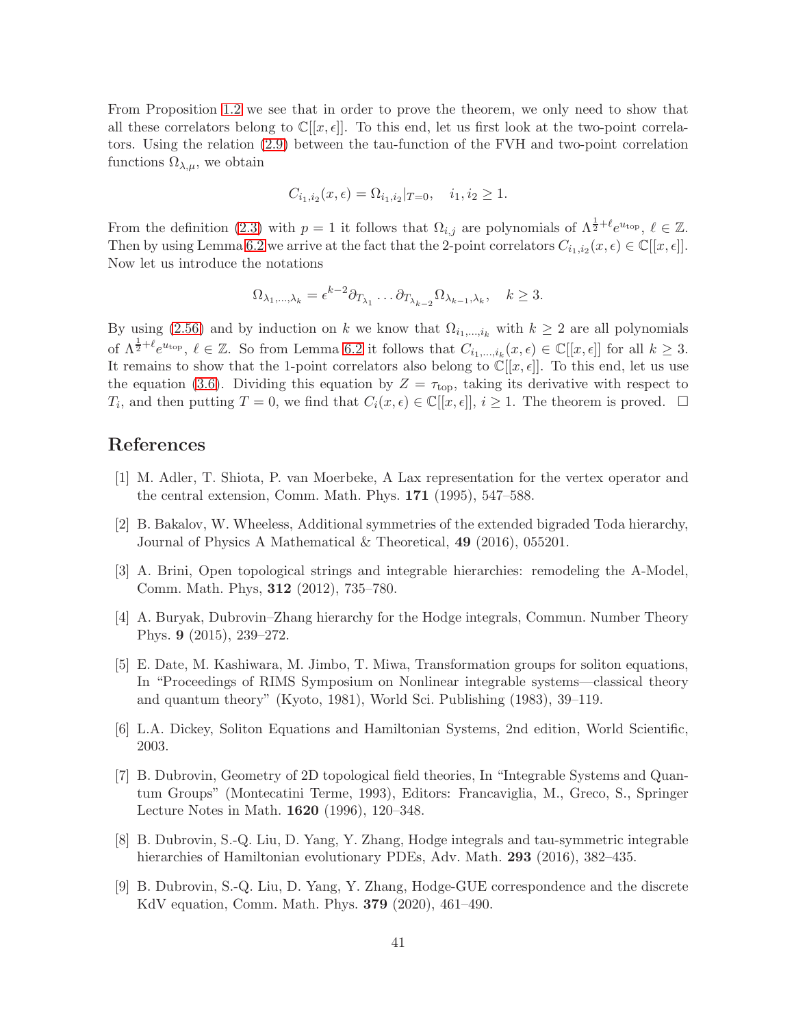From Proposition 1.2 we see that in order to prove the theorem, we only need to show that all these correlators belong to $\mathbb{C}[[x,\epsilon]]$. To this end, let us first look at the two-point correlators. Using the relation (2.9) between the tau-function of the FVH and two-point correlation functions $\Omega_{\lambda,\mu}$, we obtain

$$C_{i_1,i_2}(x,\epsilon) = \Omega_{i_1,i_2}|_{T=0}, \quad i_1, i_2 \geq 1.$$

From the definition (2.3) with $p = 1$ it follows that $\Omega_{i,j}$ are polynomials of $\Lambda^{\frac{1}{2}+\ell} e^{u_{\rm top}}$, $\ell \in \mathbb{Z}$. Then by using Lemma 6.2 we arrive at the fact that the 2-point correlators $C_{i_1,i_2}(x,\epsilon) \in \mathbb{C}[[x,\epsilon]]$. Now let us introduce the notations

$$\Omega_{\lambda_1,\dots,\lambda_k} = \epsilon^{k-2} \partial_{T_{\lambda_1}} \dots \partial_{T_{\lambda_{k-2}}} \Omega_{\lambda_{k-1},\lambda_k}, \quad k \geq 3.$$

By using (2.56) and by induction on $k$ we know that $\Omega_{i_1,\dots,i_k}$ with $k \geq 2$ are all polynomials of $\Lambda^{\frac{1}{2}+\ell} e^{u_{\rm top}}$, $\ell \in \mathbb{Z}$. So from Lemma 6.2 it follows that $C_{i_1,\dots,i_k}(x,\epsilon) \in \mathbb{C}[[x,\epsilon]]$ for all $k \geq 3$. It remains to show that the 1-point correlators also belong to $\mathbb{C}[[x,\epsilon]]$. To this end, let us use the equation (3.6). Dividing this equation by $Z = \tau_{\rm top}$, taking its derivative with respect to $T_i$, and then putting $T = 0$, we find that $C_i(x,\epsilon) \in \mathbb{C}[[x,\epsilon]]$, $i \geq 1$. The theorem is proved. $\square$

## References

[1] M. Adler, T. Shiota, P. van Moerbeke, A Lax representation for the vertex operator and the central extension, Comm. Math. Phys. **171** (1995), 547–588.

[2] B. Bakalov, W. Wheeless, Additional symmetries of the extended bigraded Toda hierarchy, Journal of Physics A Mathematical & Theoretical, **49** (2016), 055201.

[3] A. Brini, Open topological strings and integrable hierarchies: remodeling the A-Model, Comm. Math. Phys, **312** (2012), 735–780.

[4] A. Buryak, Dubrovin–Zhang hierarchy for the Hodge integrals, Commun. Number Theory Phys. **9** (2015), 239–272.

[5] E. Date, M. Kashiwara, M. Jimbo, T. Miwa, Transformation groups for soliton equations, In "Proceedings of RIMS Symposium on Nonlinear integrable systems—classical theory and quantum theory" (Kyoto, 1981), World Sci. Publishing (1983), 39–119.

[6] L.A. Dickey, Soliton Equations and Hamiltonian Systems, 2nd edition, World Scientific, 2003.

[7] B. Dubrovin, Geometry of 2D topological field theories, In "Integrable Systems and Quantum Groups" (Montecatini Terme, 1993), Editors: Francaviglia, M., Greco, S., Springer Lecture Notes in Math. **1620** (1996), 120–348.

[8] B. Dubrovin, S.-Q. Liu, D. Yang, Y. Zhang, Hodge integrals and tau-symmetric integrable hierarchies of Hamiltonian evolutionary PDEs, Adv. Math. **293** (2016), 382–435.

[9] B. Dubrovin, S.-Q. Liu, D. Yang, Y. Zhang, Hodge-GUE correspondence and the discrete KdV equation, Comm. Math. Phys. **379** (2020), 461–490.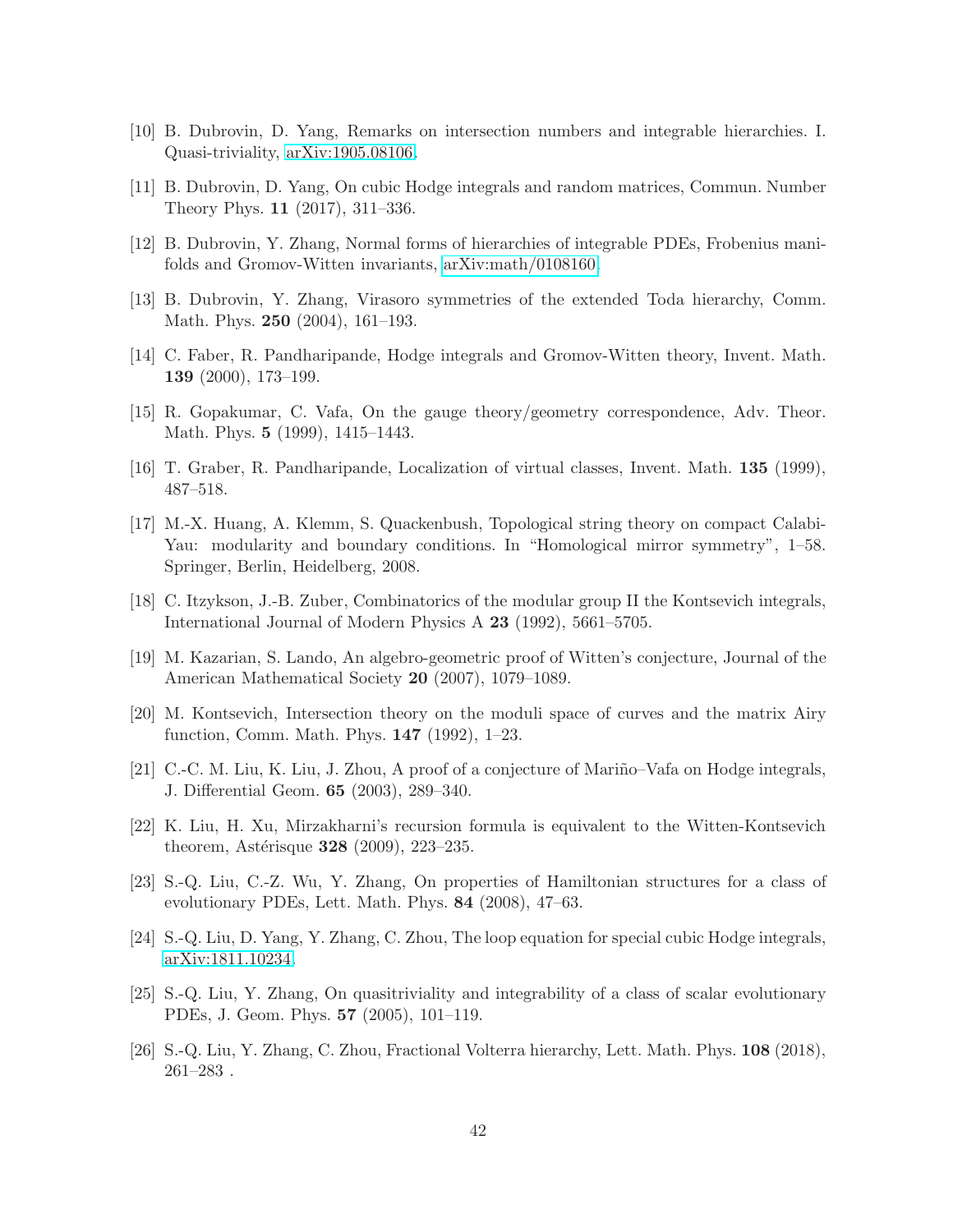[10] B. Dubrovin, D. Yang, Remarks on intersection numbers and integrable hierarchies. I. Quasi-triviality, arXiv:1905.08106.

[11] B. Dubrovin, D. Yang, On cubic Hodge integrals and random matrices, Commun. Number Theory Phys. **11** (2017), 311–336.

[12] B. Dubrovin, Y. Zhang, Normal forms of hierarchies of integrable PDEs, Frobenius manifolds and Gromov-Witten invariants, arXiv:math/0108160.

[13] B. Dubrovin, Y. Zhang, Virasoro symmetries of the extended Toda hierarchy, Comm. Math. Phys. **250** (2004), 161–193.

[14] C. Faber, R. Pandharipande, Hodge integrals and Gromov-Witten theory, Invent. Math. **139** (2000), 173–199.

[15] R. Gopakumar, C. Vafa, On the gauge theory/geometry correspondence, Adv. Theor. Math. Phys. **5** (1999), 1415–1443.

[16] T. Graber, R. Pandharipande, Localization of virtual classes, Invent. Math. **135** (1999), 487–518.

[17] M.-X. Huang, A. Klemm, S. Quackenbush, Topological string theory on compact Calabi-Yau: modularity and boundary conditions. In "Homological mirror symmetry", 1–58. Springer, Berlin, Heidelberg, 2008.

[18] C. Itzykson, J.-B. Zuber, Combinatorics of the modular group II the Kontsevich integrals, International Journal of Modern Physics A **23** (1992), 5661–5705.

[19] M. Kazarian, S. Lando, An algebro-geometric proof of Witten's conjecture, Journal of the American Mathematical Society **20** (2007), 1079–1089.

[20] M. Kontsevich, Intersection theory on the moduli space of curves and the matrix Airy function, Comm. Math. Phys. **147** (1992), 1–23.

[21] C.-C. M. Liu, K. Liu, J. Zhou, A proof of a conjecture of Mariño–Vafa on Hodge integrals, J. Differential Geom. **65** (2003), 289–340.

[22] K. Liu, H. Xu, Mirzakharni's recursion formula is equivalent to the Witten-Kontsevich theorem, Astérisque **328** (2009), 223–235.

[23] S.-Q. Liu, C.-Z. Wu, Y. Zhang, On properties of Hamiltonian structures for a class of evolutionary PDEs, Lett. Math. Phys. **84** (2008), 47–63.

[24] S.-Q. Liu, D. Yang, Y. Zhang, C. Zhou, The loop equation for special cubic Hodge integrals, arXiv:1811.10234.

[25] S.-Q. Liu, Y. Zhang, On quasitriviality and integrability of a class of scalar evolutionary PDEs, J. Geom. Phys. **57** (2005), 101–119.

[26] S.-Q. Liu, Y. Zhang, C. Zhou, Fractional Volterra hierarchy, Lett. Math. Phys. **108** (2018), 261–283 .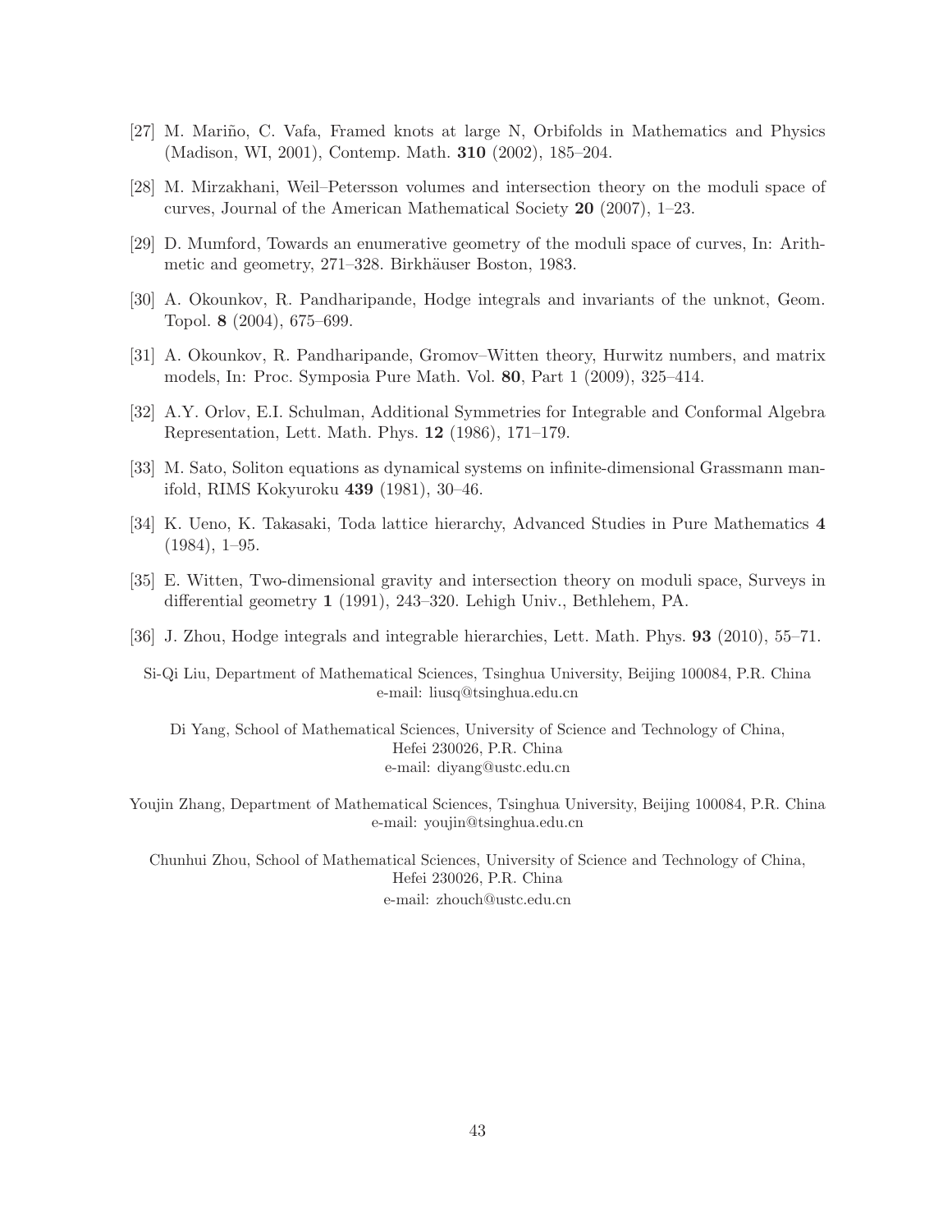[27] M. Mariño, C. Vafa, Framed knots at large N, Orbifolds in Mathematics and Physics (Madison, WI, 2001), Contemp. Math. **310** (2002), 185–204.

[28] M. Mirzakhani, Weil–Petersson volumes and intersection theory on the moduli space of curves, Journal of the American Mathematical Society **20** (2007), 1–23.

[29] D. Mumford, Towards an enumerative geometry of the moduli space of curves, In: Arithmetic and geometry, 271–328. Birkhäuser Boston, 1983.

[30] A. Okounkov, R. Pandharipande, Hodge integrals and invariants of the unknot, Geom. Topol. **8** (2004), 675–699.

[31] A. Okounkov, R. Pandharipande, Gromov–Witten theory, Hurwitz numbers, and matrix models, In: Proc. Symposia Pure Math. Vol. **80**, Part 1 (2009), 325–414.

[32] A.Y. Orlov, E.I. Schulman, Additional Symmetries for Integrable and Conformal Algebra Representation, Lett. Math. Phys. **12** (1986), 171–179.

[33] M. Sato, Soliton equations as dynamical systems on infinite-dimensional Grassmann manifold, RIMS Kokyuroku **439** (1981), 30–46.

[34] K. Ueno, K. Takasaki, Toda lattice hierarchy, Advanced Studies in Pure Mathematics **4** (1984), 1–95.

[35] E. Witten, Two-dimensional gravity and intersection theory on moduli space, Surveys in differential geometry **1** (1991), 243–320. Lehigh Univ., Bethlehem, PA.

[36] J. Zhou, Hodge integrals and integrable hierarchies, Lett. Math. Phys. **93** (2010), 55–71.

Si-Qi Liu, Department of Mathematical Sciences, Tsinghua University, Beijing 100084, P.R. China
e-mail: liusq@tsinghua.edu.cn

Di Yang, School of Mathematical Sciences, University of Science and Technology of China, Hefei 230026, P.R. China
e-mail: diyang@ustc.edu.cn

Youjin Zhang, Department of Mathematical Sciences, Tsinghua University, Beijing 100084, P.R. China
e-mail: youjin@tsinghua.edu.cn

Chunhui Zhou, School of Mathematical Sciences, University of Science and Technology of China, Hefei 230026, P.R. China
e-mail: zhouch@ustc.edu.cn